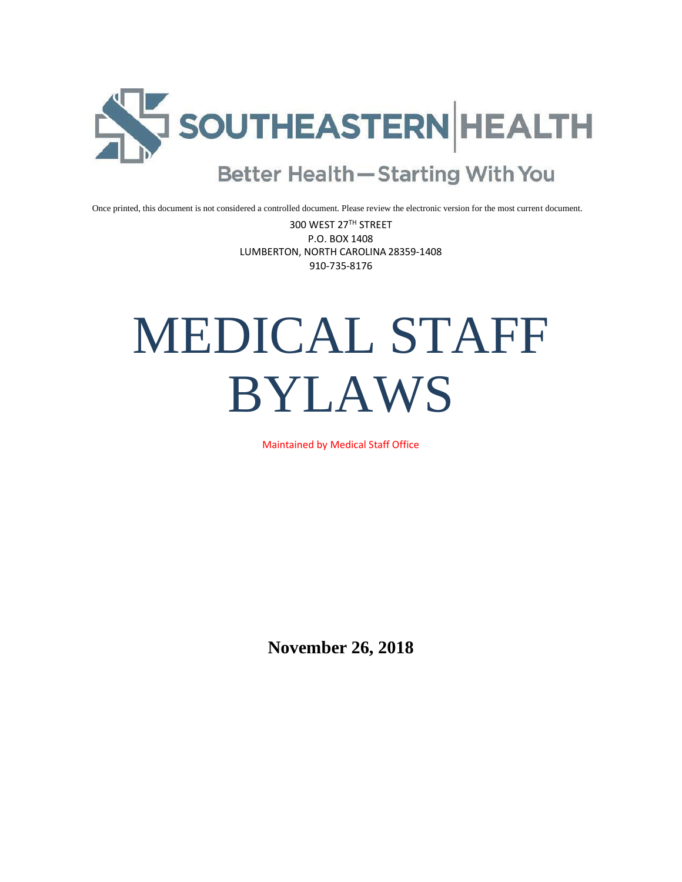SOUTHEASTERN | HEALTH

Better Health—Starting With You

Once printed, this document is not considered a controlled document. Please review the electronic version for the most current document.

300 WEST 27TH STREET
P.O. BOX 1408
LUMBERTON, NORTH CAROLINA 28359-1408
910-735-8176

# MEDICAL STAFF BYLAWS

Maintained by Medical Staff Office

**November 26, 2018**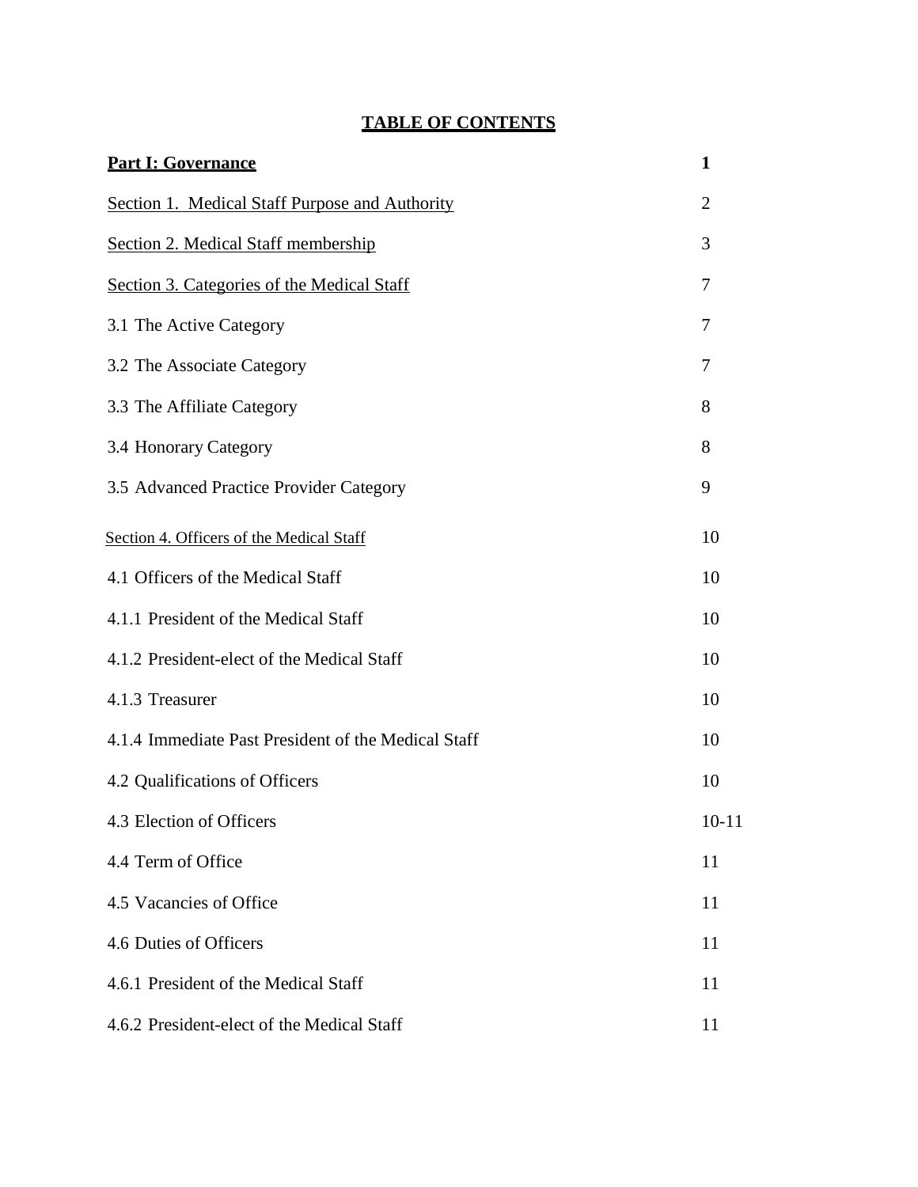# TABLE OF CONTENTS

| | |
|---|---|
| **Part I: Governance** | **1** |
| Section 1. Medical Staff Purpose and Authority | 2 |
| Section 2. Medical Staff membership | 3 |
| Section 3. Categories of the Medical Staff | 7 |
| 3.1 The Active Category | 7 |
| 3.2 The Associate Category | 7 |
| 3.3 The Affiliate Category | 8 |
| 3.4 Honorary Category | 8 |
| 3.5 Advanced Practice Provider Category | 9 |
| Section 4. Officers of the Medical Staff | 10 |
| 4.1 Officers of the Medical Staff | 10 |
| 4.1.1 President of the Medical Staff | 10 |
| 4.1.2 President-elect of the Medical Staff | 10 |
| 4.1.3 Treasurer | 10 |
| 4.1.4 Immediate Past President of the Medical Staff | 10 |
| 4.2 Qualifications of Officers | 10 |
| 4.3 Election of Officers | 10-11 |
| 4.4 Term of Office | 11 |
| 4.5 Vacancies of Office | 11 |
| 4.6 Duties of Officers | 11 |
| 4.6.1 President of the Medical Staff | 11 |
| 4.6.2 President-elect of the Medical Staff | 11 |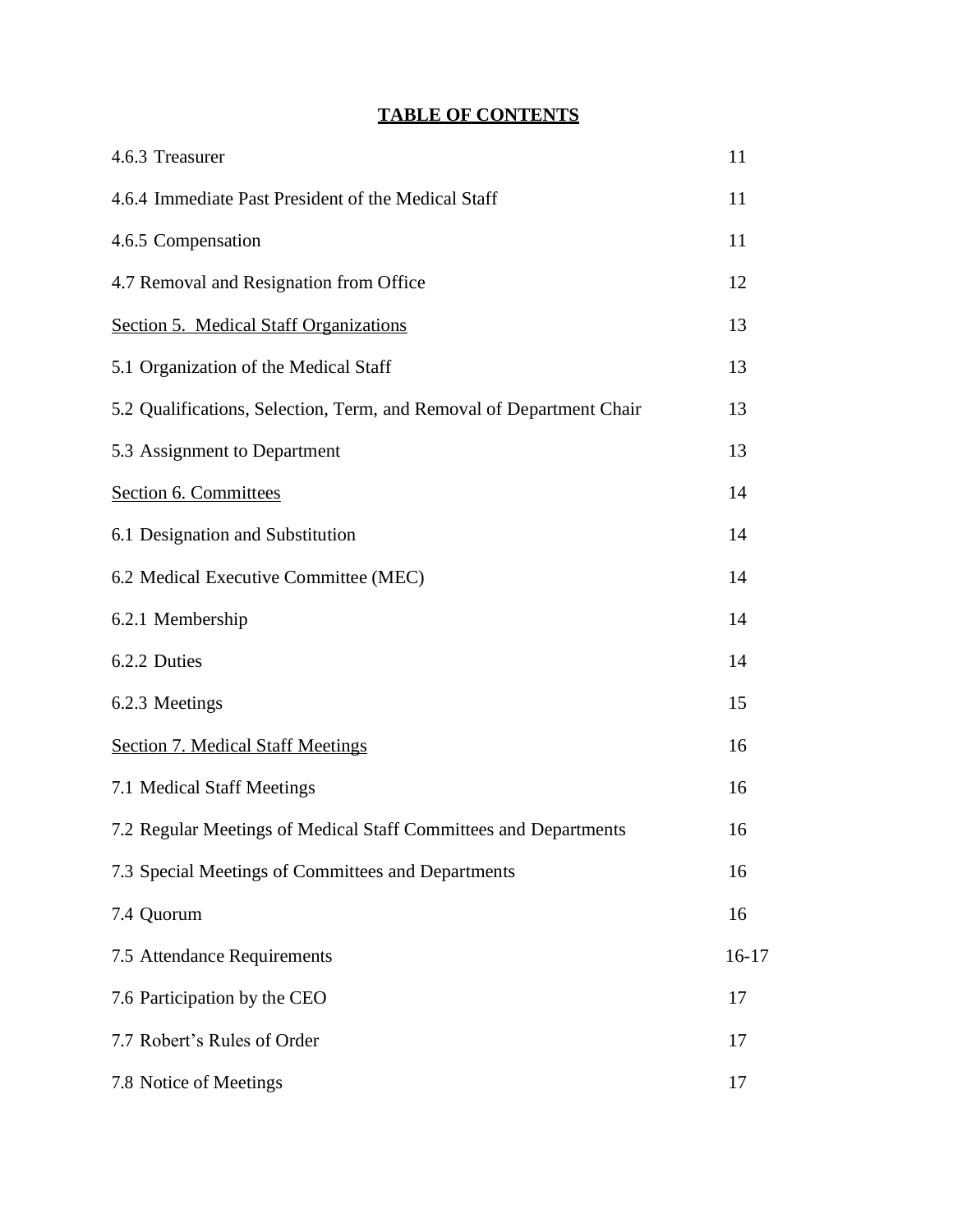**TABLE OF CONTENTS**

| | |
|---|---|
| 4.6.3 Treasurer | 11 |
| 4.6.4 Immediate Past President of the Medical Staff | 11 |
| 4.6.5 Compensation | 11 |
| 4.7 Removal and Resignation from Office | 12 |
| <u>Section 5. Medical Staff Organizations</u> | 13 |
| 5.1 Organization of the Medical Staff | 13 |
| 5.2 Qualifications, Selection, Term, and Removal of Department Chair | 13 |
| 5.3 Assignment to Department | 13 |
| <u>Section 6. Committees</u> | 14 |
| 6.1 Designation and Substitution | 14 |
| 6.2 Medical Executive Committee (MEC) | 14 |
| 6.2.1 Membership | 14 |
| 6.2.2 Duties | 14 |
| 6.2.3 Meetings | 15 |
| <u>Section 7. Medical Staff Meetings</u> | 16 |
| 7.1 Medical Staff Meetings | 16 |
| 7.2 Regular Meetings of Medical Staff Committees and Departments | 16 |
| 7.3 Special Meetings of Committees and Departments | 16 |
| 7.4 Quorum | 16 |
| 7.5 Attendance Requirements | 16-17 |
| 7.6 Participation by the CEO | 17 |
| 7.7 Robert's Rules of Order | 17 |
| 7.8 Notice of Meetings | 17 |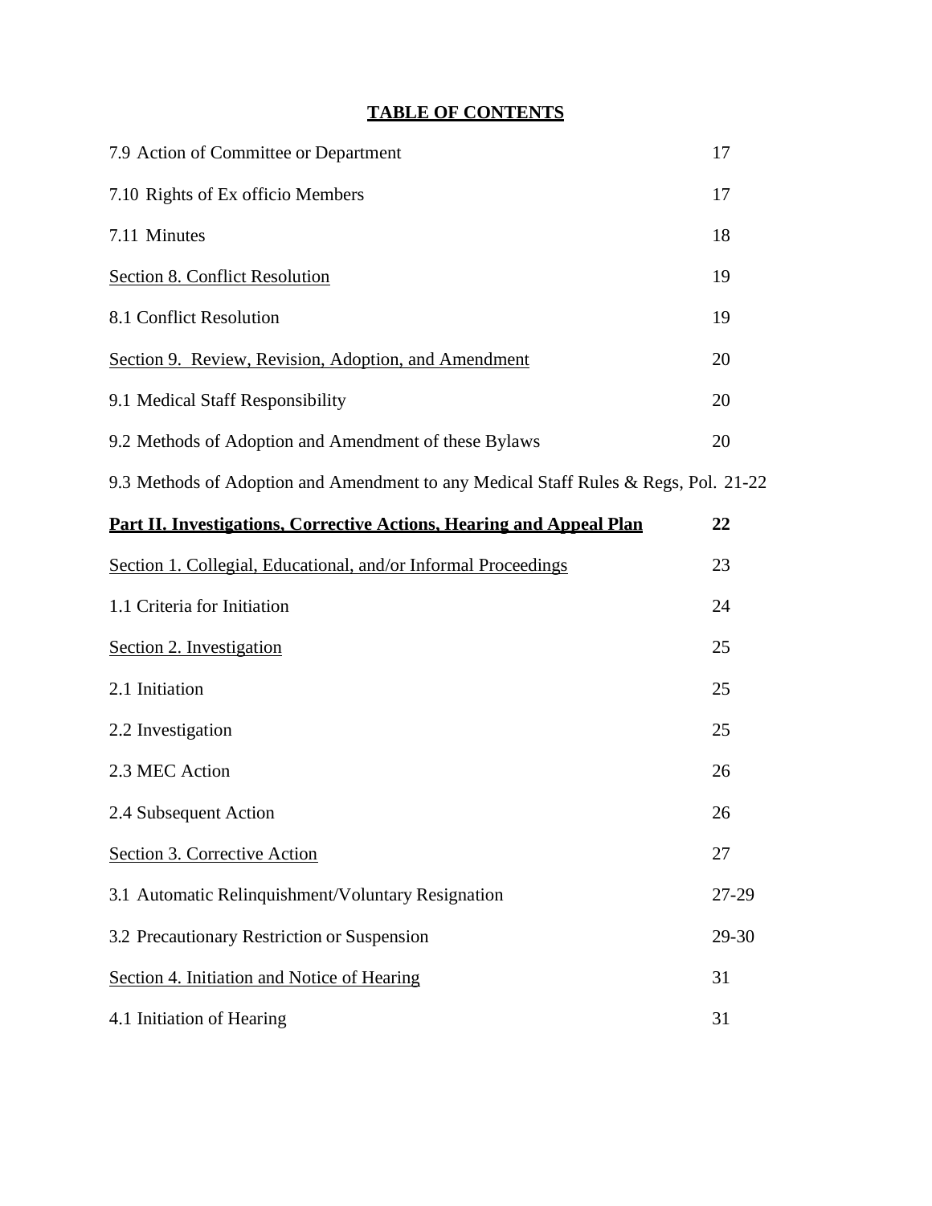## TABLE OF CONTENTS

| | |
|---|---|
| 7.9 Action of Committee or Department | 17 |
| 7.10 Rights of Ex officio Members | 17 |
| 7.11 Minutes | 18 |
| Section 8. Conflict Resolution | 19 |
| 8.1 Conflict Resolution | 19 |
| Section 9. Review, Revision, Adoption, and Amendment | 20 |
| 9.1 Medical Staff Responsibility | 20 |
| 9.2 Methods of Adoption and Amendment of these Bylaws | 20 |
| 9.3 Methods of Adoption and Amendment to any Medical Staff Rules & Regs, Pol. | 21-22 |
| **Part II. Investigations, Corrective Actions, Hearing and Appeal Plan** | **22** |
| Section 1. Collegial, Educational, and/or Informal Proceedings | 23 |
| 1.1 Criteria for Initiation | 24 |
| Section 2. Investigation | 25 |
| 2.1 Initiation | 25 |
| 2.2 Investigation | 25 |
| 2.3 MEC Action | 26 |
| 2.4 Subsequent Action | 26 |
| Section 3. Corrective Action | 27 |
| 3.1 Automatic Relinquishment/Voluntary Resignation | 27-29 |
| 3.2 Precautionary Restriction or Suspension | 29-30 |
| Section 4. Initiation and Notice of Hearing | 31 |
| 4.1 Initiation of Hearing | 31 |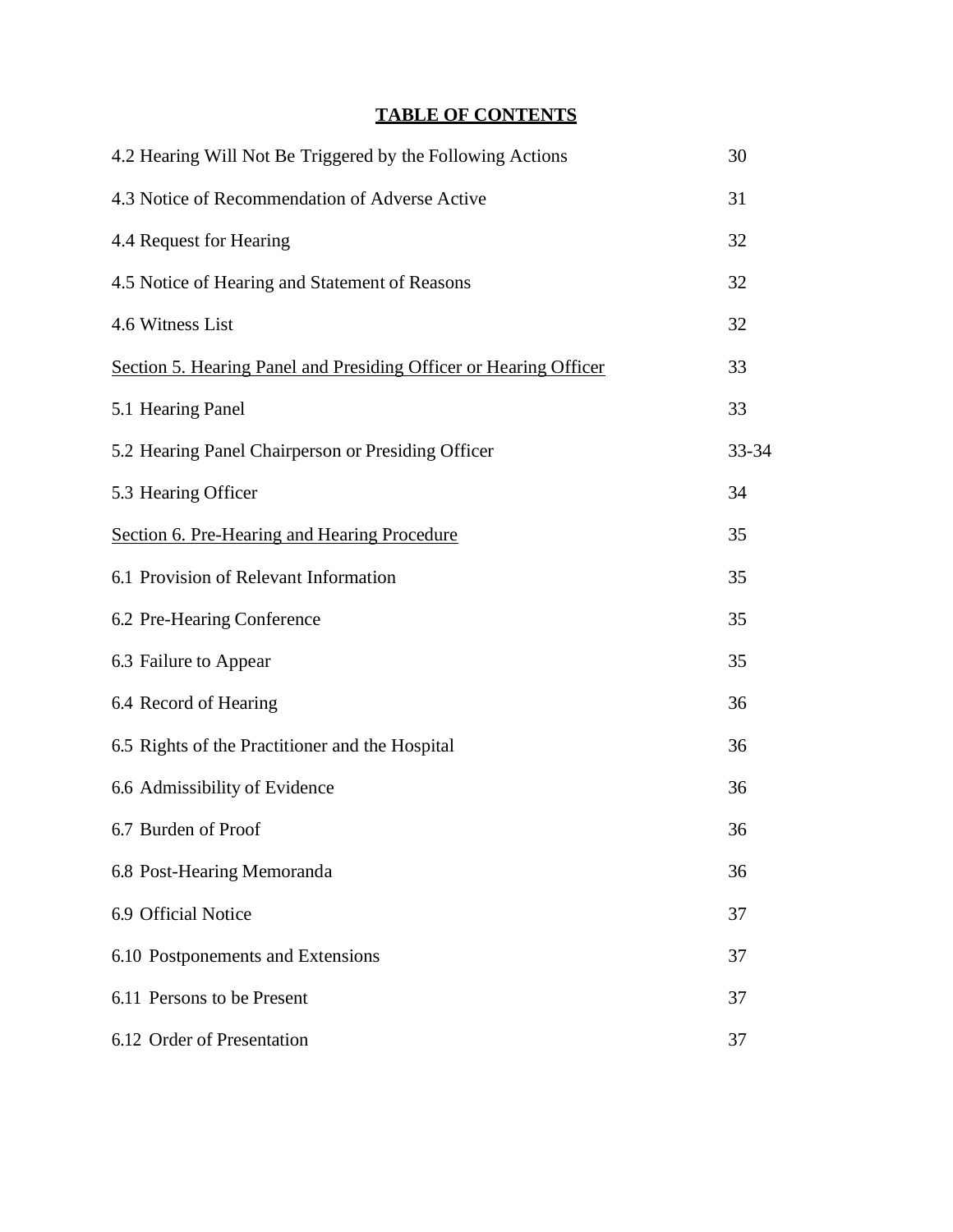## TABLE OF CONTENTS

| | |
|---|---|
| 4.2 Hearing Will Not Be Triggered by the Following Actions | 30 |
| 4.3 Notice of Recommendation of Adverse Active | 31 |
| 4.4 Request for Hearing | 32 |
| 4.5 Notice of Hearing and Statement of Reasons | 32 |
| 4.6 Witness List | 32 |
| <u>Section 5. Hearing Panel and Presiding Officer or Hearing Officer</u> | 33 |
| 5.1 Hearing Panel | 33 |
| 5.2 Hearing Panel Chairperson or Presiding Officer | 33-34 |
| 5.3 Hearing Officer | 34 |
| <u>Section 6. Pre-Hearing and Hearing Procedure</u> | 35 |
| 6.1 Provision of Relevant Information | 35 |
| 6.2 Pre-Hearing Conference | 35 |
| 6.3 Failure to Appear | 35 |
| 6.4 Record of Hearing | 36 |
| 6.5 Rights of the Practitioner and the Hospital | 36 |
| 6.6 Admissibility of Evidence | 36 |
| 6.7 Burden of Proof | 36 |
| 6.8 Post-Hearing Memoranda | 36 |
| 6.9 Official Notice | 37 |
| 6.10 Postponements and Extensions | 37 |
| 6.11 Persons to be Present | 37 |
| 6.12 Order of Presentation | 37 |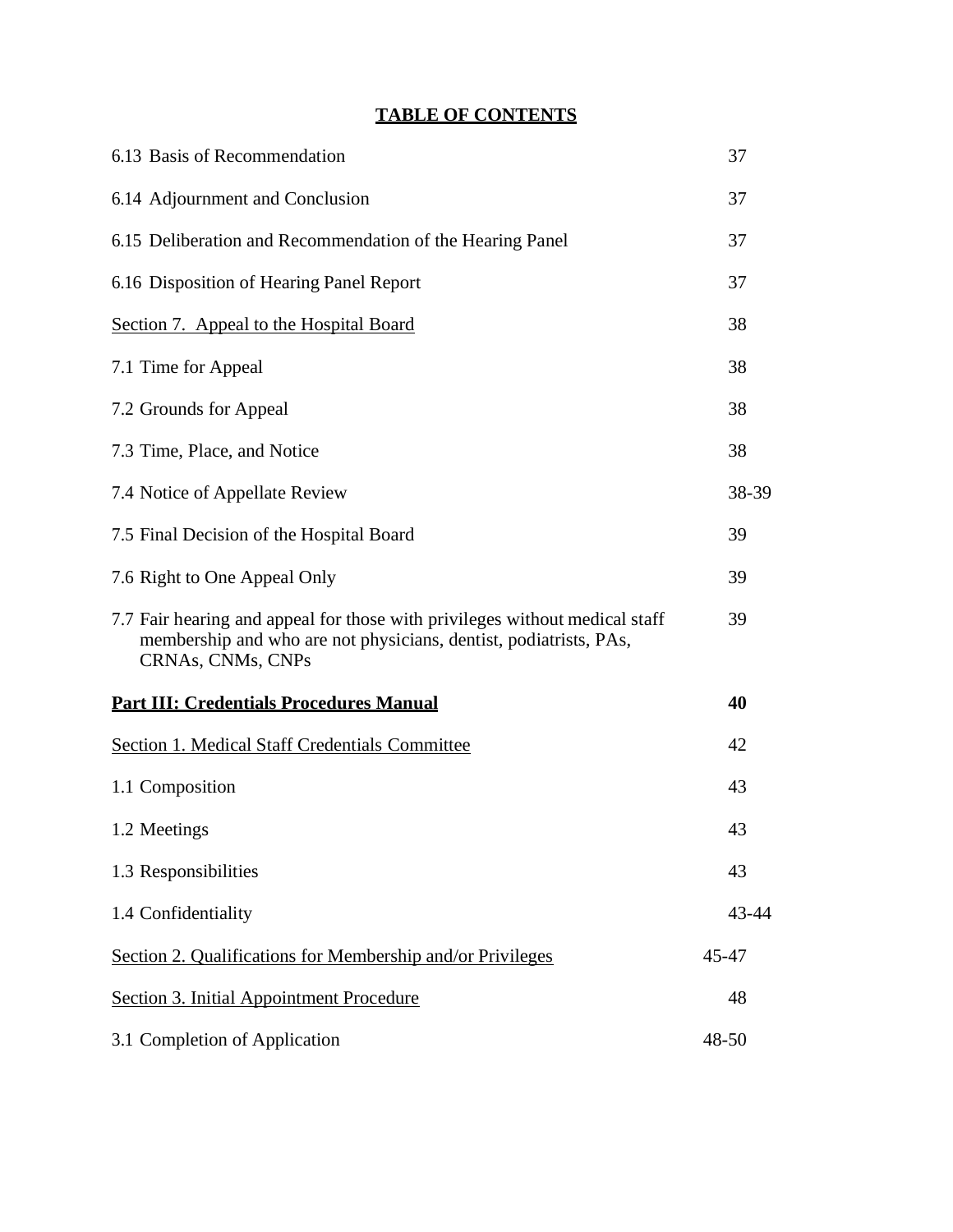# TABLE OF CONTENTS

| | |
|---|---|
| 6.13 Basis of Recommendation | 37 |
| 6.14 Adjournment and Conclusion | 37 |
| 6.15 Deliberation and Recommendation of the Hearing Panel | 37 |
| 6.16 Disposition of Hearing Panel Report | 37 |
| Section 7. Appeal to the Hospital Board | 38 |
| 7.1 Time for Appeal | 38 |
| 7.2 Grounds for Appeal | 38 |
| 7.3 Time, Place, and Notice | 38 |
| 7.4 Notice of Appellate Review | 38-39 |
| 7.5 Final Decision of the Hospital Board | 39 |
| 7.6 Right to One Appeal Only | 39 |
| 7.7 Fair hearing and appeal for those with privileges without medical staff membership and who are not physicians, dentist, podiatrists, PAs, CRNAs, CNMs, CNPs | 39 |
| **Part III: Credentials Procedures Manual** | **40** |
| Section 1. Medical Staff Credentials Committee | 42 |
| 1.1 Composition | 43 |
| 1.2 Meetings | 43 |
| 1.3 Responsibilities | 43 |
| 1.4 Confidentiality | 43-44 |
| Section 2. Qualifications for Membership and/or Privileges | 45-47 |
| Section 3. Initial Appointment Procedure | 48 |
| 3.1 Completion of Application | 48-50 |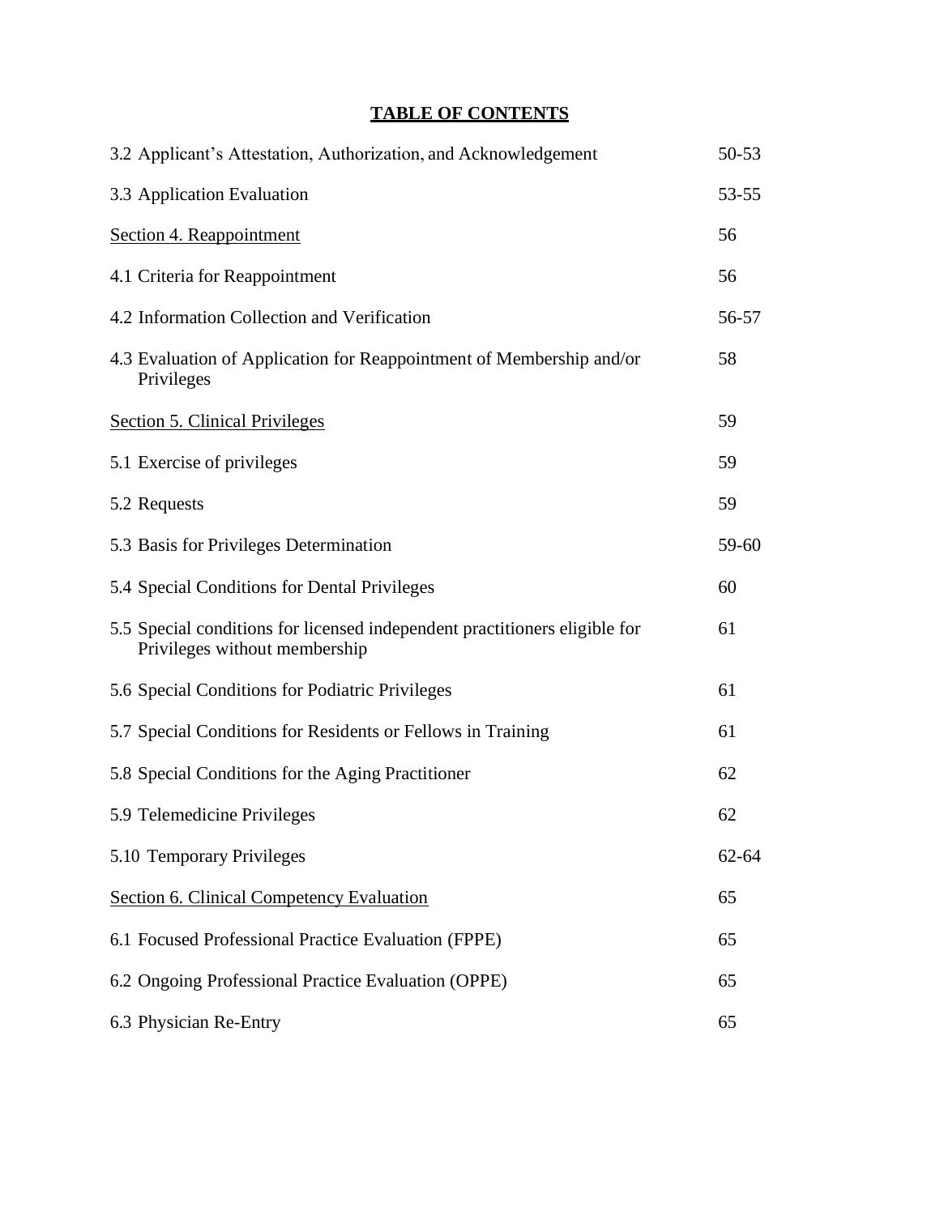## TABLE OF CONTENTS

| | |
|---|---|
| 3.2 Applicant's Attestation, Authorization, and Acknowledgement | 50-53 |
| 3.3 Application Evaluation | 53-55 |
| Section 4. Reappointment | 56 |
| 4.1 Criteria for Reappointment | 56 |
| 4.2 Information Collection and Verification | 56-57 |
| 4.3 Evaluation of Application for Reappointment of Membership and/or Privileges | 58 |
| Section 5. Clinical Privileges | 59 |
| 5.1 Exercise of privileges | 59 |
| 5.2 Requests | 59 |
| 5.3 Basis for Privileges Determination | 59-60 |
| 5.4 Special Conditions for Dental Privileges | 60 |
| 5.5 Special conditions for licensed independent practitioners eligible for Privileges without membership | 61 |
| 5.6 Special Conditions for Podiatric Privileges | 61 |
| 5.7 Special Conditions for Residents or Fellows in Training | 61 |
| 5.8 Special Conditions for the Aging Practitioner | 62 |
| 5.9 Telemedicine Privileges | 62 |
| 5.10 Temporary Privileges | 62-64 |
| Section 6. Clinical Competency Evaluation | 65 |
| 6.1 Focused Professional Practice Evaluation (FPPE) | 65 |
| 6.2 Ongoing Professional Practice Evaluation (OPPE) | 65 |
| 6.3 Physician Re-Entry | 65 |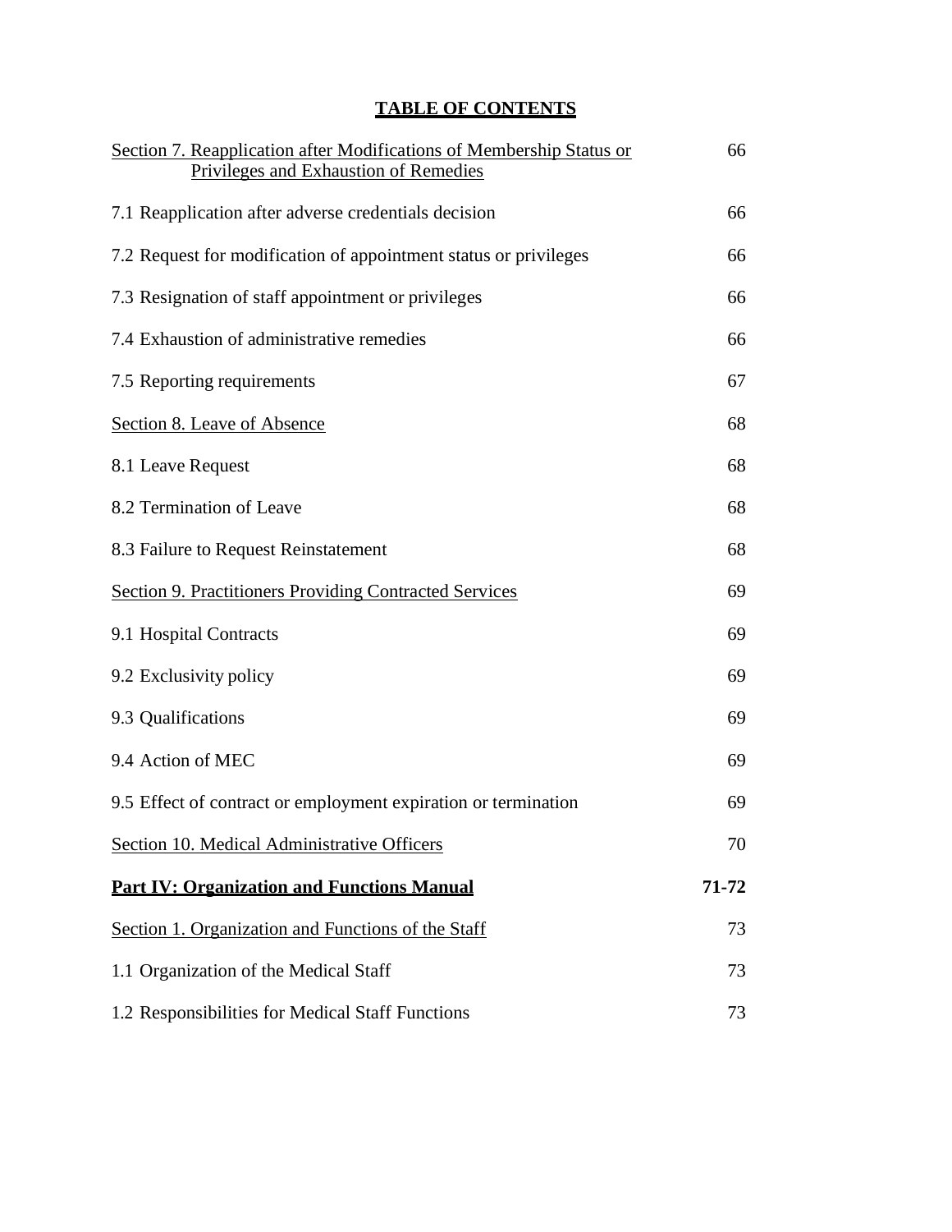## TABLE OF CONTENTS

| | |
|---|---|
| Section 7. Reapplication after Modifications of Membership Status or Privileges and Exhaustion of Remedies | 66 |
| 7.1 Reapplication after adverse credentials decision | 66 |
| 7.2 Request for modification of appointment status or privileges | 66 |
| 7.3 Resignation of staff appointment or privileges | 66 |
| 7.4 Exhaustion of administrative remedies | 66 |
| 7.5 Reporting requirements | 67 |
| Section 8. Leave of Absence | 68 |
| 8.1 Leave Request | 68 |
| 8.2 Termination of Leave | 68 |
| 8.3 Failure to Request Reinstatement | 68 |
| Section 9. Practitioners Providing Contracted Services | 69 |
| 9.1 Hospital Contracts | 69 |
| 9.2 Exclusivity policy | 69 |
| 9.3 Qualifications | 69 |
| 9.4 Action of MEC | 69 |
| 9.5 Effect of contract or employment expiration or termination | 69 |
| Section 10. Medical Administrative Officers | 70 |
| **Part IV: Organization and Functions Manual** | **71-72** |
| Section 1. Organization and Functions of the Staff | 73 |
| 1.1 Organization of the Medical Staff | 73 |
| 1.2 Responsibilities for Medical Staff Functions | 73 |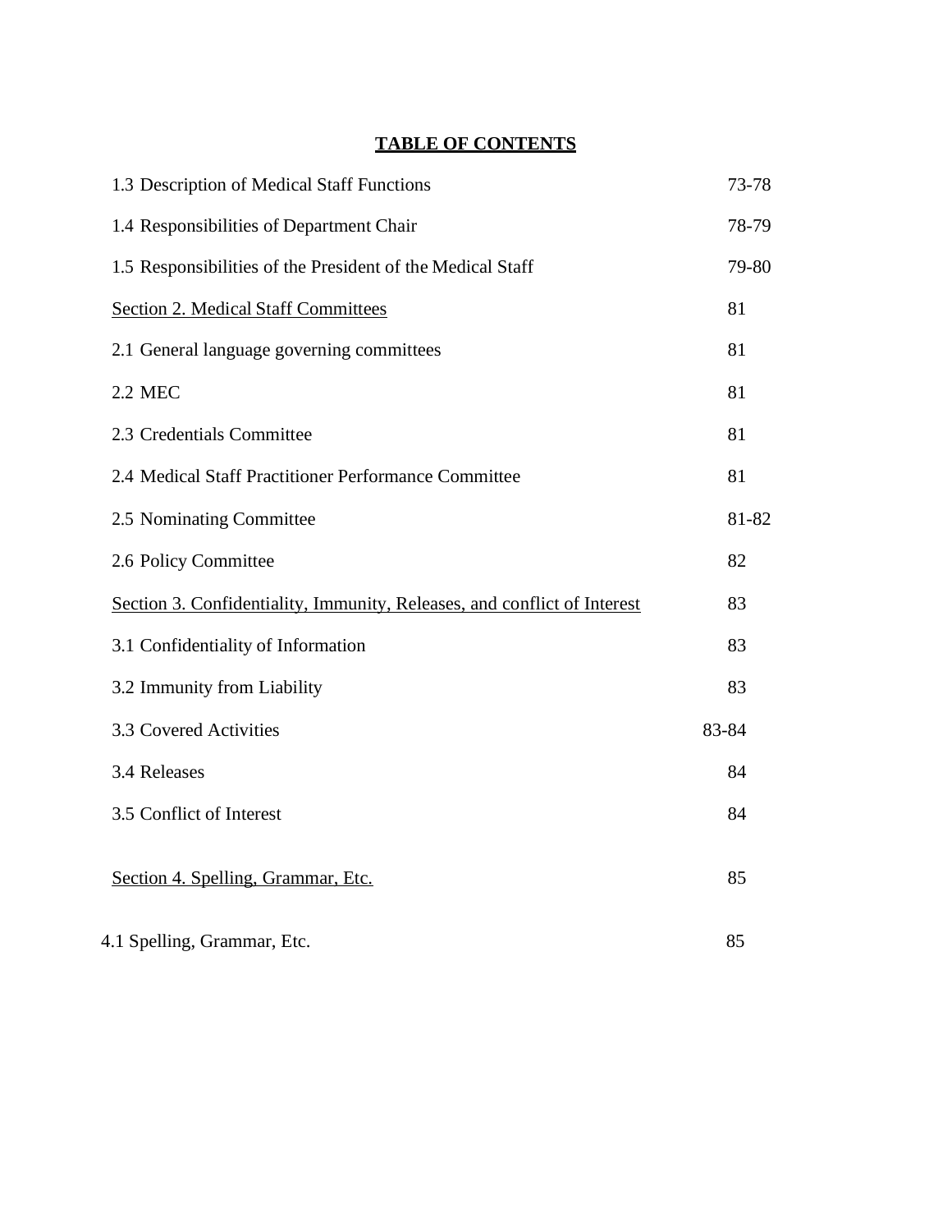# TABLE OF CONTENTS

| | |
|---|---|
| 1.3 Description of Medical Staff Functions | 73-78 |
| 1.4 Responsibilities of Department Chair | 78-79 |
| 1.5 Responsibilities of the President of the Medical Staff | 79-80 |
| <u>Section 2. Medical Staff Committees</u> | 81 |
| 2.1 General language governing committees | 81 |
| 2.2 MEC | 81 |
| 2.3 Credentials Committee | 81 |
| 2.4 Medical Staff Practitioner Performance Committee | 81 |
| 2.5 Nominating Committee | 81-82 |
| 2.6 Policy Committee | 82 |
| <u>Section 3. Confidentiality, Immunity, Releases, and conflict of Interest</u> | 83 |
| 3.1 Confidentiality of Information | 83 |
| 3.2 Immunity from Liability | 83 |
| 3.3 Covered Activities | 83-84 |
| 3.4 Releases | 84 |
| 3.5 Conflict of Interest | 84 |
| <u>Section 4. Spelling, Grammar, Etc.</u> | 85 |
| 4.1 Spelling, Grammar, Etc. | 85 |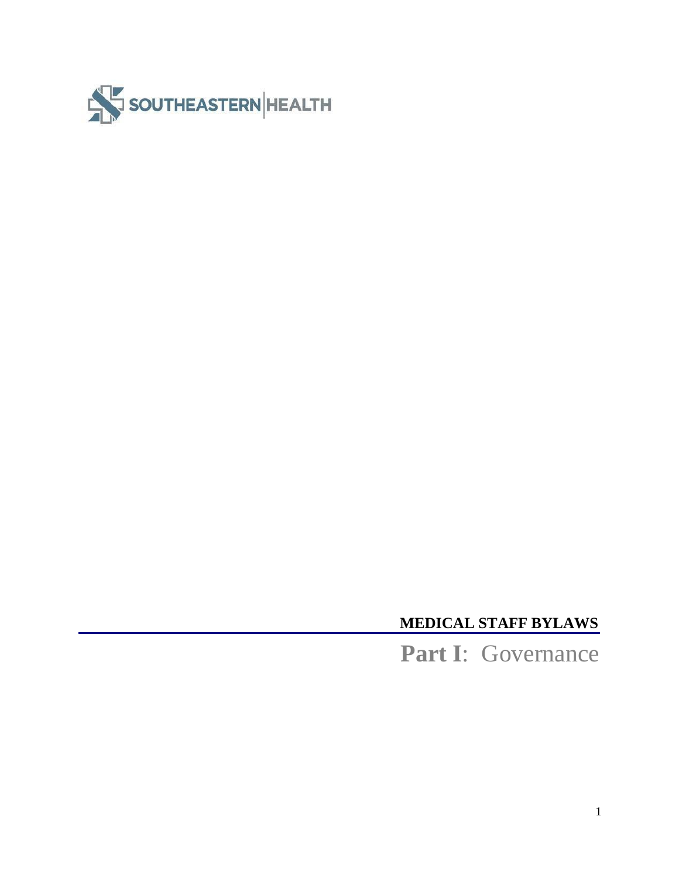SOUTHEASTERN HEALTH

**MEDICAL STAFF BYLAWS**

# **Part I**: Governance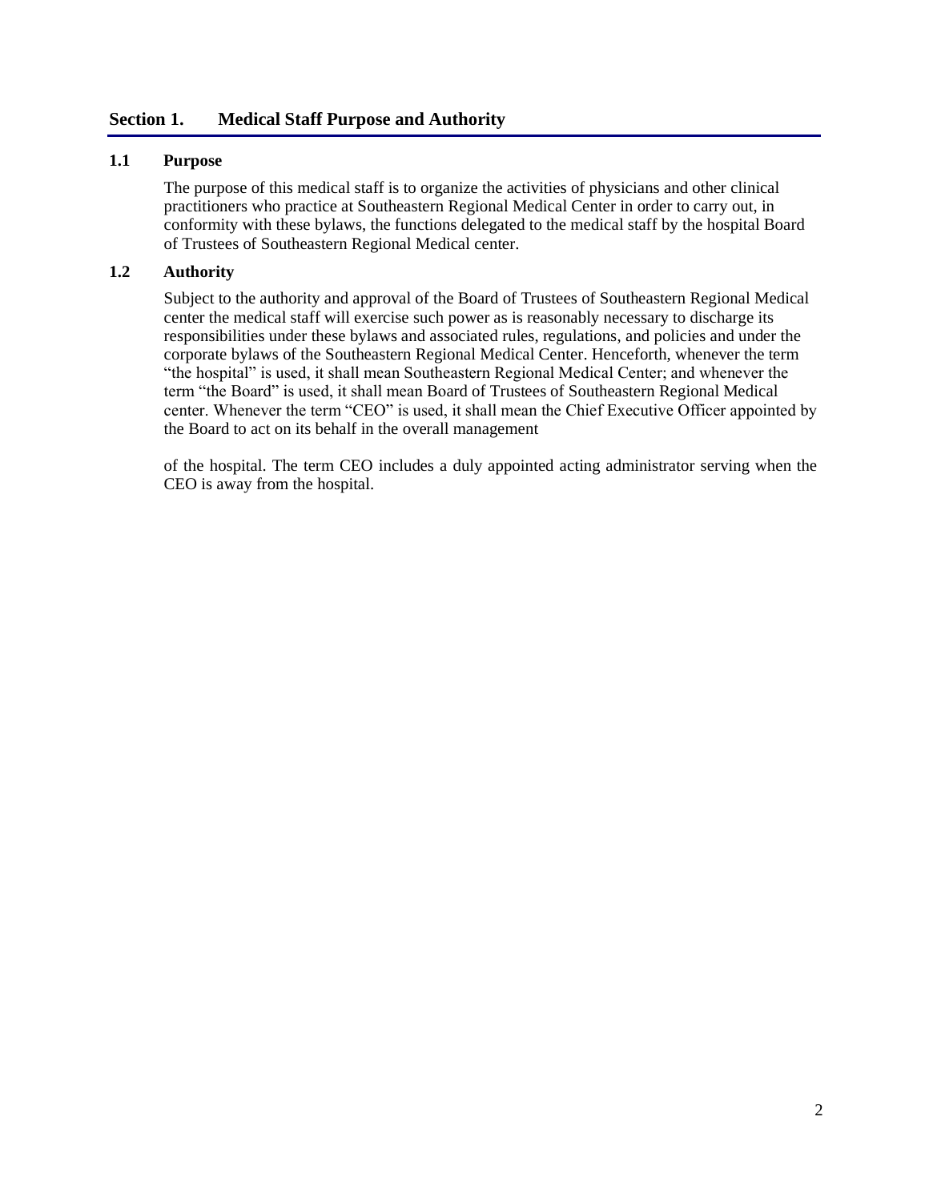## Section 1. Medical Staff Purpose and Authority

### 1.1 Purpose

The purpose of this medical staff is to organize the activities of physicians and other clinical practitioners who practice at Southeastern Regional Medical Center in order to carry out, in conformity with these bylaws, the functions delegated to the medical staff by the hospital Board of Trustees of Southeastern Regional Medical center.

### 1.2 Authority

Subject to the authority and approval of the Board of Trustees of Southeastern Regional Medical center the medical staff will exercise such power as is reasonably necessary to discharge its responsibilities under these bylaws and associated rules, regulations, and policies and under the corporate bylaws of the Southeastern Regional Medical Center. Henceforth, whenever the term "the hospital" is used, it shall mean Southeastern Regional Medical Center; and whenever the term "the Board" is used, it shall mean Board of Trustees of Southeastern Regional Medical center. Whenever the term "CEO" is used, it shall mean the Chief Executive Officer appointed by the Board to act on its behalf in the overall management

of the hospital. The term CEO includes a duly appointed acting administrator serving when the CEO is away from the hospital.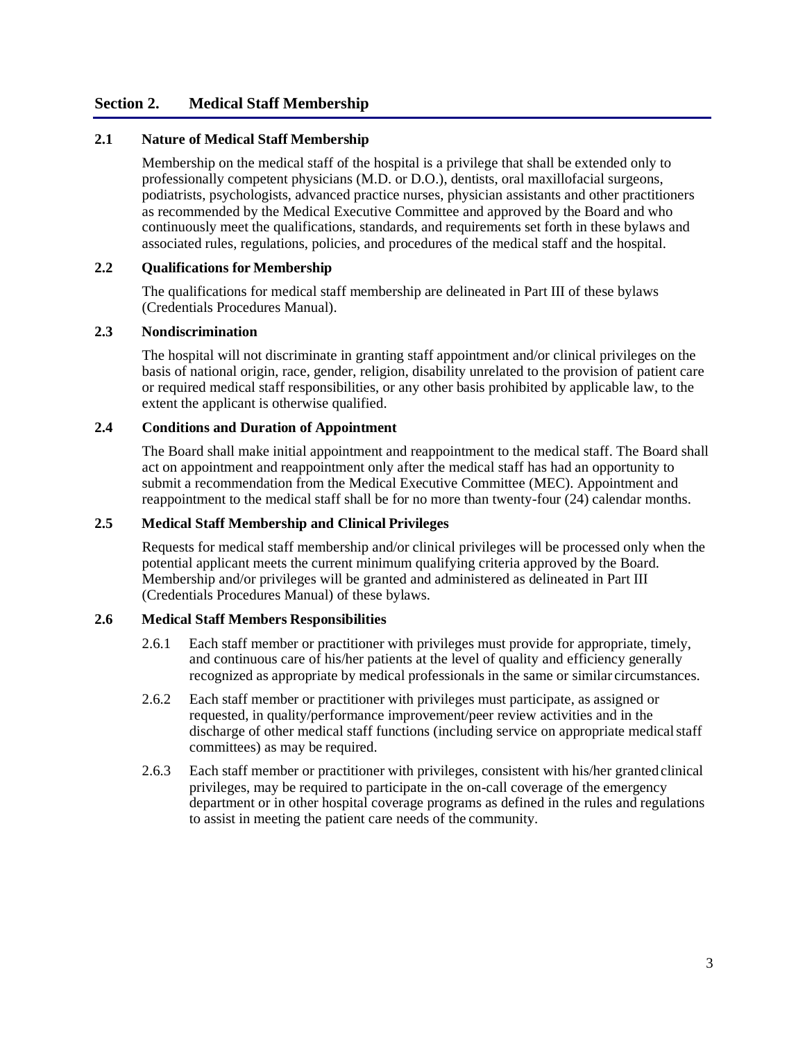## Section 2. Medical Staff Membership

### 2.1 Nature of Medical Staff Membership

Membership on the medical staff of the hospital is a privilege that shall be extended only to professionally competent physicians (M.D. or D.O.), dentists, oral maxillofacial surgeons, podiatrists, psychologists, advanced practice nurses, physician assistants and other practitioners as recommended by the Medical Executive Committee and approved by the Board and who continuously meet the qualifications, standards, and requirements set forth in these bylaws and associated rules, regulations, policies, and procedures of the medical staff and the hospital.

### 2.2 Qualifications for Membership

The qualifications for medical staff membership are delineated in Part III of these bylaws (Credentials Procedures Manual).

### 2.3 Nondiscrimination

The hospital will not discriminate in granting staff appointment and/or clinical privileges on the basis of national origin, race, gender, religion, disability unrelated to the provision of patient care or required medical staff responsibilities, or any other basis prohibited by applicable law, to the extent the applicant is otherwise qualified.

### 2.4 Conditions and Duration of Appointment

The Board shall make initial appointment and reappointment to the medical staff. The Board shall act on appointment and reappointment only after the medical staff has had an opportunity to submit a recommendation from the Medical Executive Committee (MEC). Appointment and reappointment to the medical staff shall be for no more than twenty-four (24) calendar months.

### 2.5 Medical Staff Membership and Clinical Privileges

Requests for medical staff membership and/or clinical privileges will be processed only when the potential applicant meets the current minimum qualifying criteria approved by the Board. Membership and/or privileges will be granted and administered as delineated in Part III (Credentials Procedures Manual) of these bylaws.

### 2.6 Medical Staff Members Responsibilities

2.6.1 Each staff member or practitioner with privileges must provide for appropriate, timely, and continuous care of his/her patients at the level of quality and efficiency generally recognized as appropriate by medical professionals in the same or similar circumstances.

2.6.2 Each staff member or practitioner with privileges must participate, as assigned or requested, in quality/performance improvement/peer review activities and in the discharge of other medical staff functions (including service on appropriate medical staff committees) as may be required.

2.6.3 Each staff member or practitioner with privileges, consistent with his/her granted clinical privileges, may be required to participate in the on-call coverage of the emergency department or in other hospital coverage programs as defined in the rules and regulations to assist in meeting the patient care needs of the community.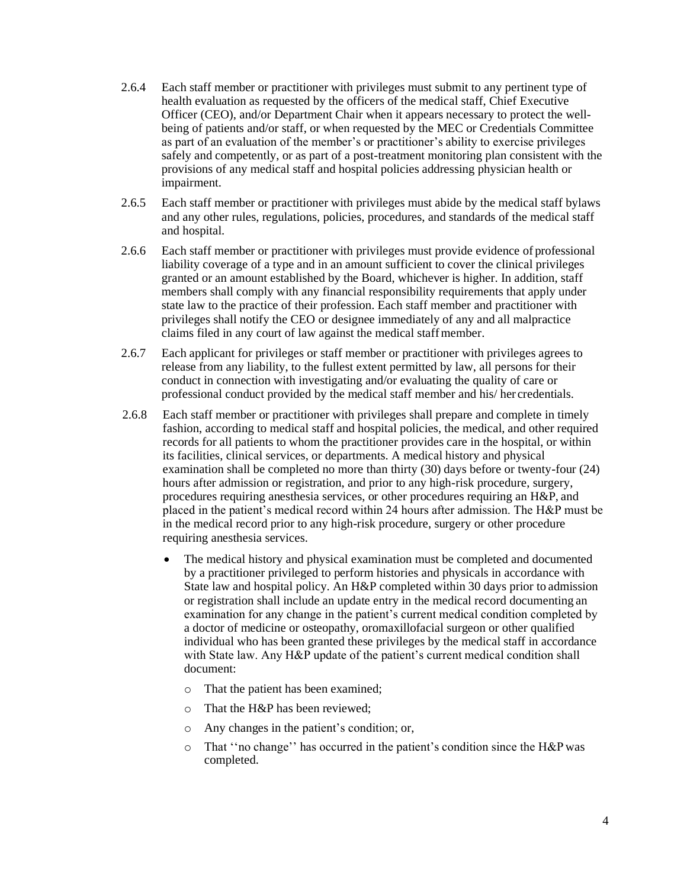2.6.4 Each staff member or practitioner with privileges must submit to any pertinent type of health evaluation as requested by the officers of the medical staff, Chief Executive Officer (CEO), and/or Department Chair when it appears necessary to protect the well-being of patients and/or staff, or when requested by the MEC or Credentials Committee as part of an evaluation of the member's or practitioner's ability to exercise privileges safely and competently, or as part of a post-treatment monitoring plan consistent with the provisions of any medical staff and hospital policies addressing physician health or impairment.

2.6.5 Each staff member or practitioner with privileges must abide by the medical staff bylaws and any other rules, regulations, policies, procedures, and standards of the medical staff and hospital.

2.6.6 Each staff member or practitioner with privileges must provide evidence of professional liability coverage of a type and in an amount sufficient to cover the clinical privileges granted or an amount established by the Board, whichever is higher. In addition, staff members shall comply with any financial responsibility requirements that apply under state law to the practice of their profession. Each staff member and practitioner with privileges shall notify the CEO or designee immediately of any and all malpractice claims filed in any court of law against the medical staff member.

2.6.7 Each applicant for privileges or staff member or practitioner with privileges agrees to release from any liability, to the fullest extent permitted by law, all persons for their conduct in connection with investigating and/or evaluating the quality of care or professional conduct provided by the medical staff member and his/ her credentials.

2.6.8 Each staff member or practitioner with privileges shall prepare and complete in timely fashion, according to medical staff and hospital policies, the medical, and other required records for all patients to whom the practitioner provides care in the hospital, or within its facilities, clinical services, or departments. A medical history and physical examination shall be completed no more than thirty (30) days before or twenty-four (24) hours after admission or registration, and prior to any high-risk procedure, surgery, procedures requiring anesthesia services, or other procedures requiring an H&P, and placed in the patient's medical record within 24 hours after admission. The H&P must be in the medical record prior to any high-risk procedure, surgery or other procedure requiring anesthesia services.

- The medical history and physical examination must be completed and documented by a practitioner privileged to perform histories and physicals in accordance with State law and hospital policy. An H&P completed within 30 days prior to admission or registration shall include an update entry in the medical record documenting an examination for any change in the patient's current medical condition completed by a doctor of medicine or osteopathy, oromaxillofacial surgeon or other qualified individual who has been granted these privileges by the medical staff in accordance with State law. Any H&P update of the patient's current medical condition shall document:
    - That the patient has been examined;
    - That the H&P has been reviewed;
    - Any changes in the patient's condition; or,
    - That ''no change'' has occurred in the patient's condition since the H&P was completed.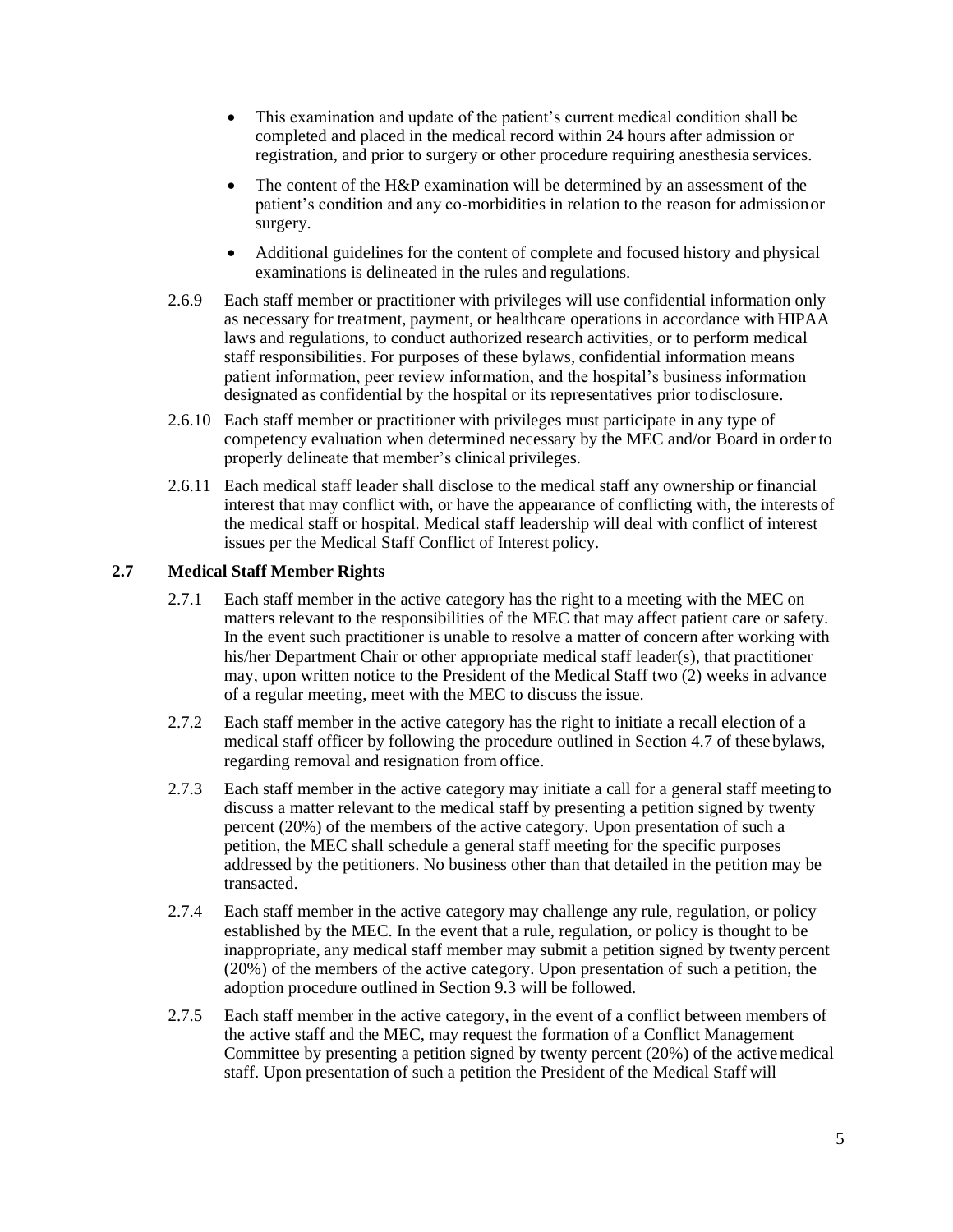- This examination and update of the patient's current medical condition shall be completed and placed in the medical record within 24 hours after admission or registration, and prior to surgery or other procedure requiring anesthesia services.
- The content of the H&P examination will be determined by an assessment of the patient's condition and any co-morbidities in relation to the reason for admission or surgery.
- Additional guidelines for the content of complete and focused history and physical examinations is delineated in the rules and regulations.

2.6.9 Each staff member or practitioner with privileges will use confidential information only as necessary for treatment, payment, or healthcare operations in accordance with HIPAA laws and regulations, to conduct authorized research activities, or to perform medical staff responsibilities. For purposes of these bylaws, confidential information means patient information, peer review information, and the hospital's business information designated as confidential by the hospital or its representatives prior to disclosure.

2.6.10 Each staff member or practitioner with privileges must participate in any type of competency evaluation when determined necessary by the MEC and/or Board in order to properly delineate that member's clinical privileges.

2.6.11 Each medical staff leader shall disclose to the medical staff any ownership or financial interest that may conflict with, or have the appearance of conflicting with, the interests of the medical staff or hospital. Medical staff leadership will deal with conflict of interest issues per the Medical Staff Conflict of Interest policy.

### 2.7 Medical Staff Member Rights

2.7.1 Each staff member in the active category has the right to a meeting with the MEC on matters relevant to the responsibilities of the MEC that may affect patient care or safety. In the event such practitioner is unable to resolve a matter of concern after working with his/her Department Chair or other appropriate medical staff leader(s), that practitioner may, upon written notice to the President of the Medical Staff two (2) weeks in advance of a regular meeting, meet with the MEC to discuss the issue.

2.7.2 Each staff member in the active category has the right to initiate a recall election of a medical staff officer by following the procedure outlined in Section 4.7 of these bylaws, regarding removal and resignation from office.

2.7.3 Each staff member in the active category may initiate a call for a general staff meeting to discuss a matter relevant to the medical staff by presenting a petition signed by twenty percent (20%) of the members of the active category. Upon presentation of such a petition, the MEC shall schedule a general staff meeting for the specific purposes addressed by the petitioners. No business other than that detailed in the petition may be transacted.

2.7.4 Each staff member in the active category may challenge any rule, regulation, or policy established by the MEC. In the event that a rule, regulation, or policy is thought to be inappropriate, any medical staff member may submit a petition signed by twenty percent (20%) of the members of the active category. Upon presentation of such a petition, the adoption procedure outlined in Section 9.3 will be followed.

2.7.5 Each staff member in the active category, in the event of a conflict between members of the active staff and the MEC, may request the formation of a Conflict Management Committee by presenting a petition signed by twenty percent (20%) of the active medical staff. Upon presentation of such a petition the President of the Medical Staff will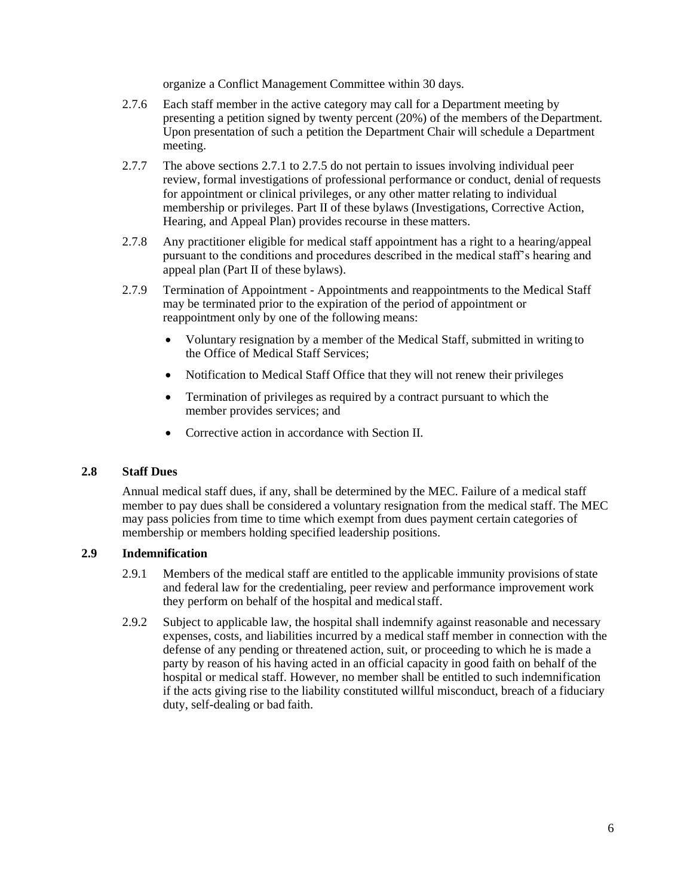organize a Conflict Management Committee within 30 days.

2.7.6 Each staff member in the active category may call for a Department meeting by presenting a petition signed by twenty percent (20%) of the members of the Department. Upon presentation of such a petition the Department Chair will schedule a Department meeting.

2.7.7 The above sections 2.7.1 to 2.7.5 do not pertain to issues involving individual peer review, formal investigations of professional performance or conduct, denial of requests for appointment or clinical privileges, or any other matter relating to individual membership or privileges. Part II of these bylaws (Investigations, Corrective Action, Hearing, and Appeal Plan) provides recourse in these matters.

2.7.8 Any practitioner eligible for medical staff appointment has a right to a hearing/appeal pursuant to the conditions and procedures described in the medical staff's hearing and appeal plan (Part II of these bylaws).

2.7.9 Termination of Appointment - Appointments and reappointments to the Medical Staff may be terminated prior to the expiration of the period of appointment or reappointment only by one of the following means:

- Voluntary resignation by a member of the Medical Staff, submitted in writing to the Office of Medical Staff Services;
- Notification to Medical Staff Office that they will not renew their privileges
- Termination of privileges as required by a contract pursuant to which the member provides services; and
- Corrective action in accordance with Section II.

### 2.8 Staff Dues

Annual medical staff dues, if any, shall be determined by the MEC. Failure of a medical staff member to pay dues shall be considered a voluntary resignation from the medical staff. The MEC may pass policies from time to time which exempt from dues payment certain categories of membership or members holding specified leadership positions.

### 2.9 Indemnification

2.9.1 Members of the medical staff are entitled to the applicable immunity provisions of state and federal law for the credentialing, peer review and performance improvement work they perform on behalf of the hospital and medical staff.

2.9.2 Subject to applicable law, the hospital shall indemnify against reasonable and necessary expenses, costs, and liabilities incurred by a medical staff member in connection with the defense of any pending or threatened action, suit, or proceeding to which he is made a party by reason of his having acted in an official capacity in good faith on behalf of the hospital or medical staff. However, no member shall be entitled to such indemnification if the acts giving rise to the liability constituted willful misconduct, breach of a fiduciary duty, self-dealing or bad faith.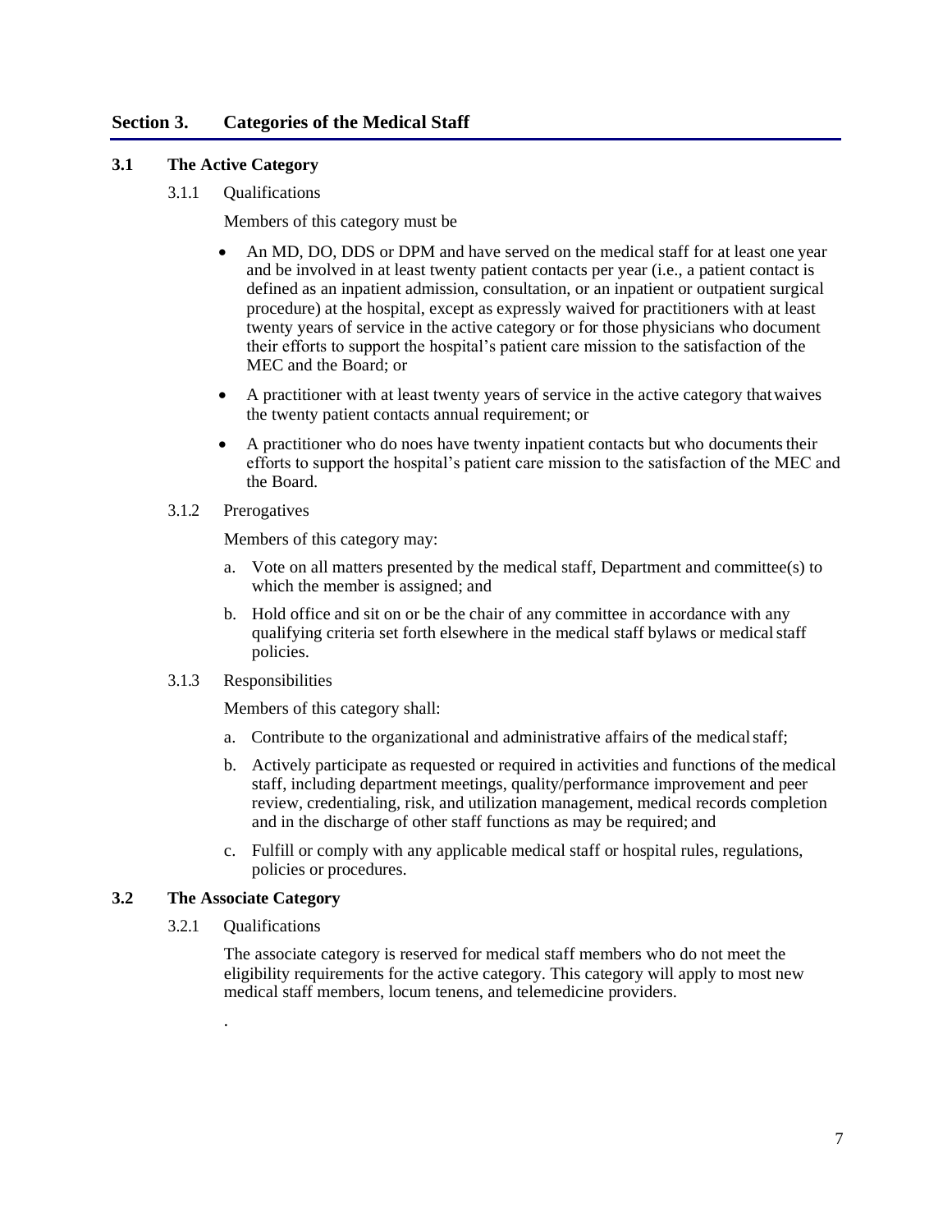## Section 3. Categories of the Medical Staff

### 3.1 The Active Category

3.1.1 Qualifications

Members of this category must be

- An MD, DO, DDS or DPM and have served on the medical staff for at least one year and be involved in at least twenty patient contacts per year (i.e., a patient contact is defined as an inpatient admission, consultation, or an inpatient or outpatient surgical procedure) at the hospital, except as expressly waived for practitioners with at least twenty years of service in the active category or for those physicians who document their efforts to support the hospital's patient care mission to the satisfaction of the MEC and the Board; or
- A practitioner with at least twenty years of service in the active category that waives the twenty patient contacts annual requirement; or
- A practitioner who do noes have twenty inpatient contacts but who documents their efforts to support the hospital's patient care mission to the satisfaction of the MEC and the Board.

3.1.2 Prerogatives

Members of this category may:

a. Vote on all matters presented by the medical staff, Department and committee(s) to which the member is assigned; and

b. Hold office and sit on or be the chair of any committee in accordance with any qualifying criteria set forth elsewhere in the medical staff bylaws or medical staff policies.

3.1.3 Responsibilities

Members of this category shall:

a. Contribute to the organizational and administrative affairs of the medical staff;

b. Actively participate as requested or required in activities and functions of the medical staff, including department meetings, quality/performance improvement and peer review, credentialing, risk, and utilization management, medical records completion and in the discharge of other staff functions as may be required; and

c. Fulfill or comply with any applicable medical staff or hospital rules, regulations, policies or procedures.

### 3.2 The Associate Category

3.2.1 Qualifications

The associate category is reserved for medical staff members who do not meet the eligibility requirements for the active category. This category will apply to most new medical staff members, locum tenens, and telemedicine providers.

.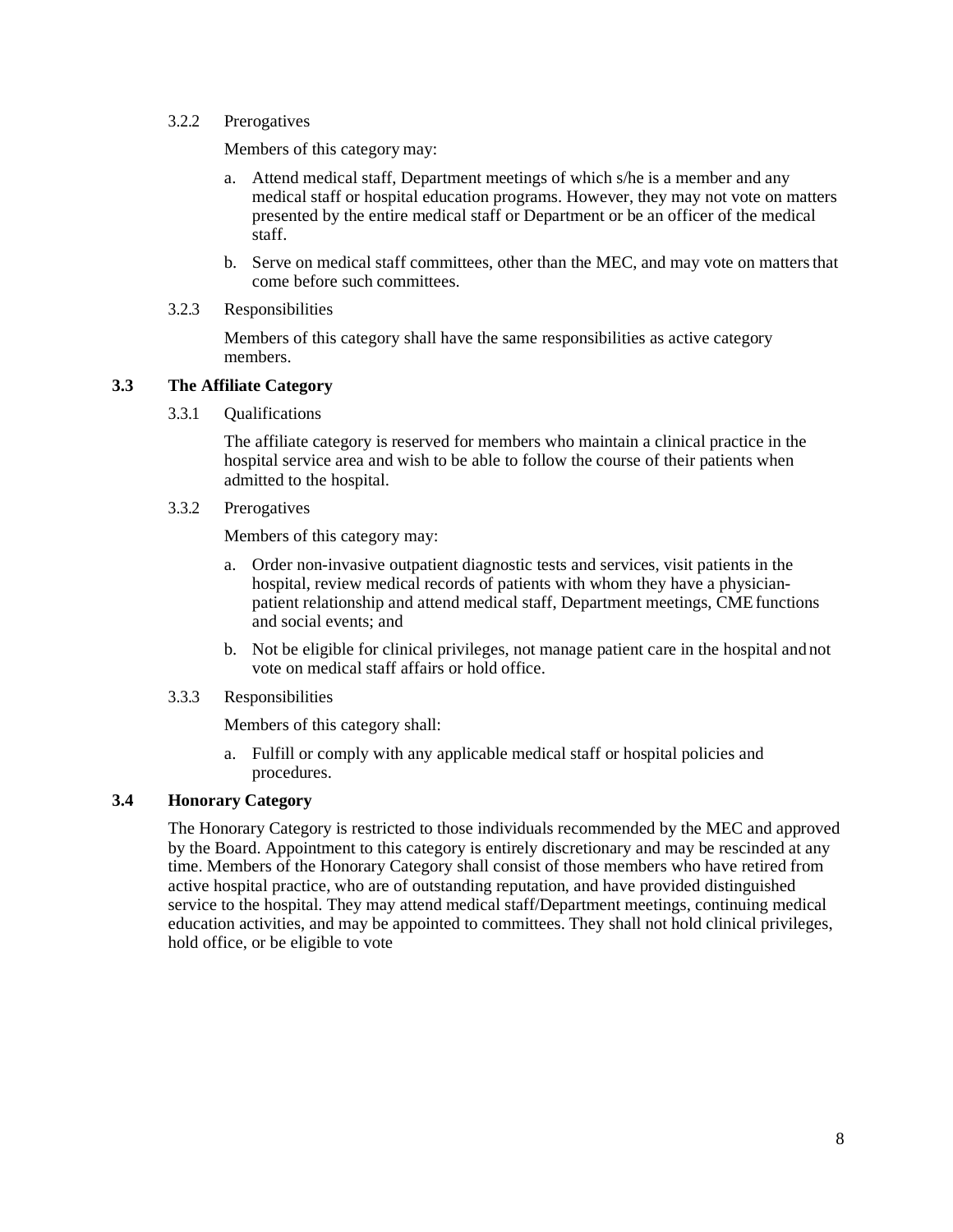3.2.2 Prerogatives

Members of this category may:

a. Attend medical staff, Department meetings of which s/he is a member and any medical staff or hospital education programs. However, they may not vote on matters presented by the entire medical staff or Department or be an officer of the medical staff.

b. Serve on medical staff committees, other than the MEC, and may vote on matters that come before such committees.

3.2.3 Responsibilities

Members of this category shall have the same responsibilities as active category members.

## 3.3 The Affiliate Category

3.3.1 Qualifications

The affiliate category is reserved for members who maintain a clinical practice in the hospital service area and wish to be able to follow the course of their patients when admitted to the hospital.

3.3.2 Prerogatives

Members of this category may:

a. Order non-invasive outpatient diagnostic tests and services, visit patients in the hospital, review medical records of patients with whom they have a physician-patient relationship and attend medical staff, Department meetings, CME functions and social events; and

b. Not be eligible for clinical privileges, not manage patient care in the hospital and not vote on medical staff affairs or hold office.

3.3.3 Responsibilities

Members of this category shall:

a. Fulfill or comply with any applicable medical staff or hospital policies and procedures.

## 3.4 Honorary Category

The Honorary Category is restricted to those individuals recommended by the MEC and approved by the Board. Appointment to this category is entirely discretionary and may be rescinded at any time. Members of the Honorary Category shall consist of those members who have retired from active hospital practice, who are of outstanding reputation, and have provided distinguished service to the hospital. They may attend medical staff/Department meetings, continuing medical education activities, and may be appointed to committees. They shall not hold clinical privileges, hold office, or be eligible to vote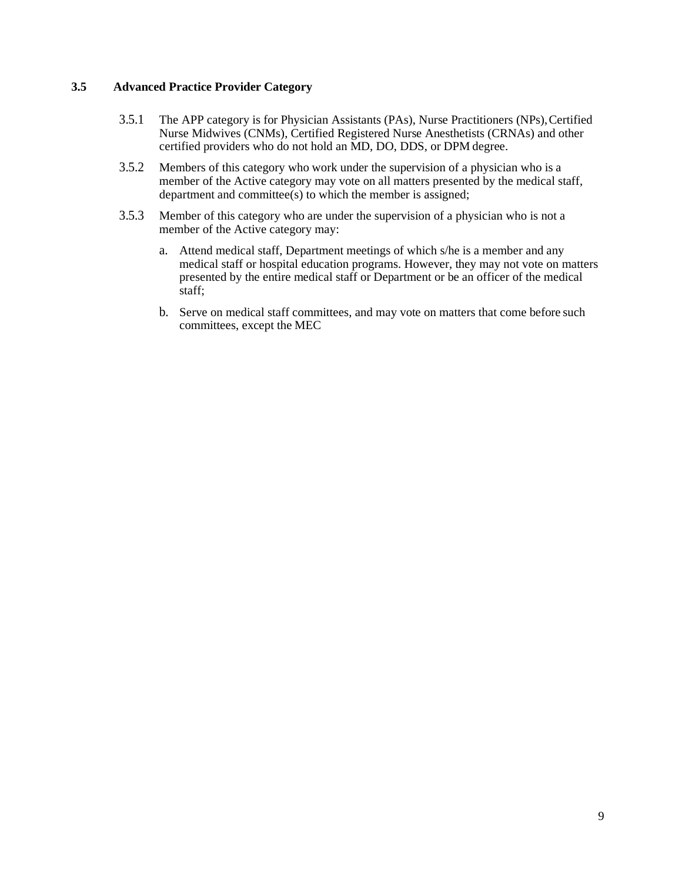### 3.5 Advanced Practice Provider Category

3.5.1 The APP category is for Physician Assistants (PAs), Nurse Practitioners (NPs), Certified Nurse Midwives (CNMs), Certified Registered Nurse Anesthetists (CRNAs) and other certified providers who do not hold an MD, DO, DDS, or DPM degree.

3.5.2 Members of this category who work under the supervision of a physician who is a member of the Active category may vote on all matters presented by the medical staff, department and committee(s) to which the member is assigned;

3.5.3 Member of this category who are under the supervision of a physician who is not a member of the Active category may:

a. Attend medical staff, Department meetings of which s/he is a member and any medical staff or hospital education programs. However, they may not vote on matters presented by the entire medical staff or Department or be an officer of the medical staff;

b. Serve on medical staff committees, and may vote on matters that come before such committees, except the MEC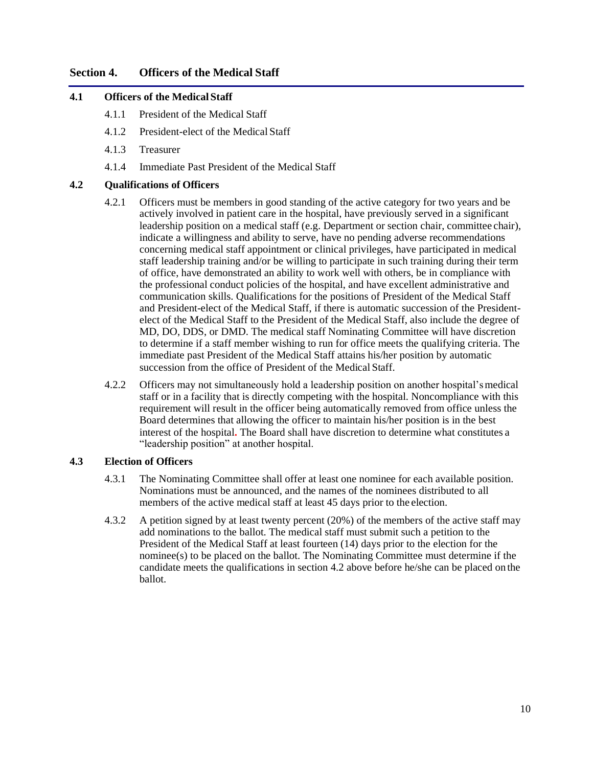## Section 4. Officers of the Medical Staff

### 4.1 Officers of the Medical Staff

4.1.1 President of the Medical Staff

4.1.2 President-elect of the Medical Staff

4.1.3 Treasurer

4.1.4 Immediate Past President of the Medical Staff

### 4.2 Qualifications of Officers

4.2.1 Officers must be members in good standing of the active category for two years and be actively involved in patient care in the hospital, have previously served in a significant leadership position on a medical staff (e.g. Department or section chair, committee chair), indicate a willingness and ability to serve, have no pending adverse recommendations concerning medical staff appointment or clinical privileges, have participated in medical staff leadership training and/or be willing to participate in such training during their term of office, have demonstrated an ability to work well with others, be in compliance with the professional conduct policies of the hospital, and have excellent administrative and communication skills. Qualifications for the positions of President of the Medical Staff and President-elect of the Medical Staff, if there is automatic succession of the President-elect of the Medical Staff to the President of the Medical Staff, also include the degree of MD, DO, DDS, or DMD. The medical staff Nominating Committee will have discretion to determine if a staff member wishing to run for office meets the qualifying criteria. The immediate past President of the Medical Staff attains his/her position by automatic succession from the office of President of the Medical Staff.

4.2.2 Officers may not simultaneously hold a leadership position on another hospital's medical staff or in a facility that is directly competing with the hospital. Noncompliance with this requirement will result in the officer being automatically removed from office unless the Board determines that allowing the officer to maintain his/her position is in the best interest of the hospital. The Board shall have discretion to determine what constitutes a "leadership position" at another hospital.

### 4.3 Election of Officers

4.3.1 The Nominating Committee shall offer at least one nominee for each available position. Nominations must be announced, and the names of the nominees distributed to all members of the active medical staff at least 45 days prior to the election.

4.3.2 A petition signed by at least twenty percent (20%) of the members of the active staff may add nominations to the ballot. The medical staff must submit such a petition to the President of the Medical Staff at least fourteen (14) days prior to the election for the nominee(s) to be placed on the ballot. The Nominating Committee must determine if the candidate meets the qualifications in section 4.2 above before he/she can be placed on the ballot.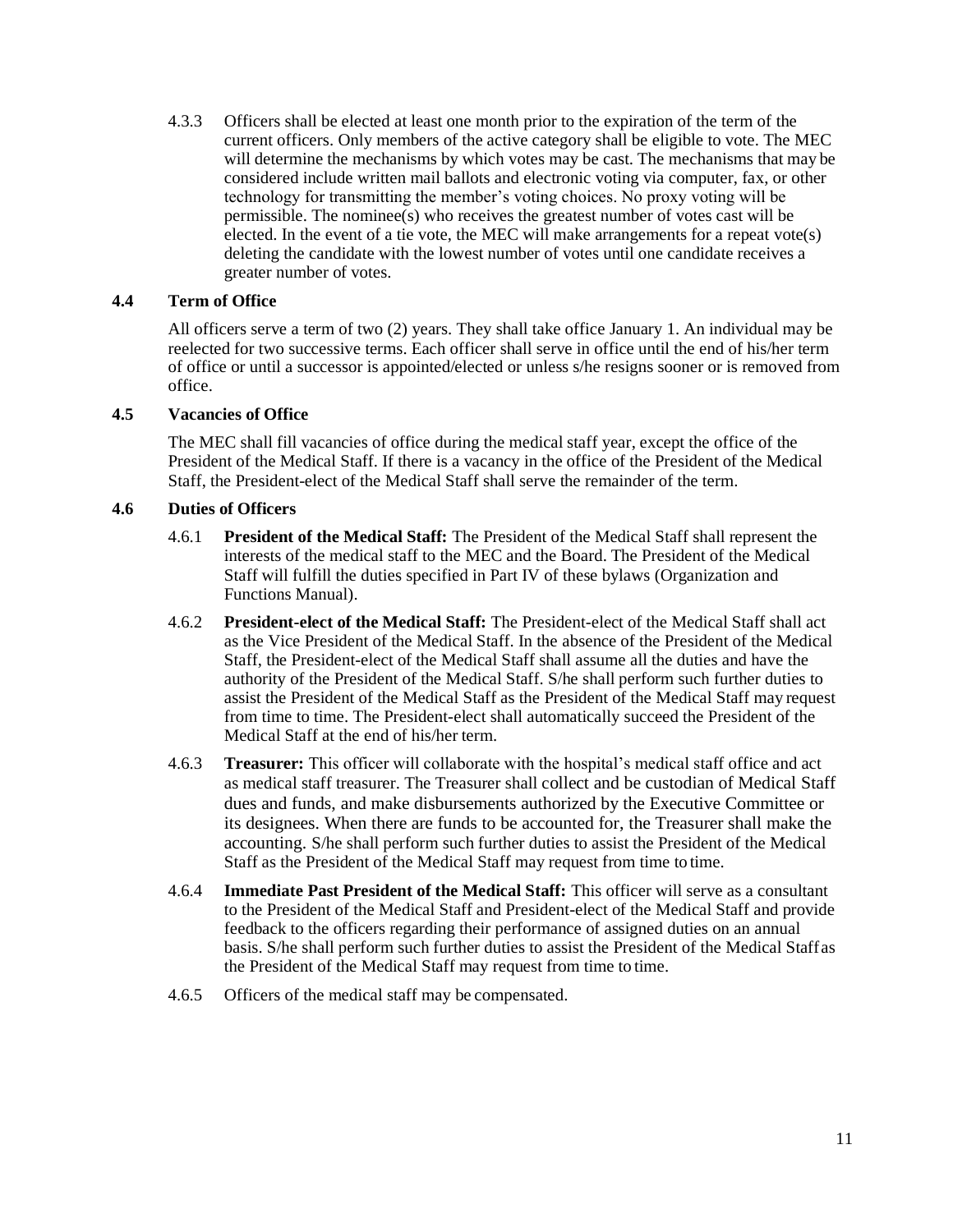4.3.3 Officers shall be elected at least one month prior to the expiration of the term of the current officers. Only members of the active category shall be eligible to vote. The MEC will determine the mechanisms by which votes may be cast. The mechanisms that may be considered include written mail ballots and electronic voting via computer, fax, or other technology for transmitting the member's voting choices. No proxy voting will be permissible. The nominee(s) who receives the greatest number of votes cast will be elected. In the event of a tie vote, the MEC will make arrangements for a repeat vote(s) deleting the candidate with the lowest number of votes until one candidate receives a greater number of votes.

### 4.4 Term of Office

All officers serve a term of two (2) years. They shall take office January 1. An individual may be reelected for two successive terms. Each officer shall serve in office until the end of his/her term of office or until a successor is appointed/elected or unless s/he resigns sooner or is removed from office.

### 4.5 Vacancies of Office

The MEC shall fill vacancies of office during the medical staff year, except the office of the President of the Medical Staff. If there is a vacancy in the office of the President of the Medical Staff, the President-elect of the Medical Staff shall serve the remainder of the term.

### 4.6 Duties of Officers

4.6.1 **President of the Medical Staff:** The President of the Medical Staff shall represent the interests of the medical staff to the MEC and the Board. The President of the Medical Staff will fulfill the duties specified in Part IV of these bylaws (Organization and Functions Manual).

4.6.2 **President-elect of the Medical Staff:** The President-elect of the Medical Staff shall act as the Vice President of the Medical Staff. In the absence of the President of the Medical Staff, the President-elect of the Medical Staff shall assume all the duties and have the authority of the President of the Medical Staff. S/he shall perform such further duties to assist the President of the Medical Staff as the President of the Medical Staff may request from time to time. The President-elect shall automatically succeed the President of the Medical Staff at the end of his/her term.

4.6.3 **Treasurer:** This officer will collaborate with the hospital's medical staff office and act as medical staff treasurer. The Treasurer shall collect and be custodian of Medical Staff dues and funds, and make disbursements authorized by the Executive Committee or its designees. When there are funds to be accounted for, the Treasurer shall make the accounting. S/he shall perform such further duties to assist the President of the Medical Staff as the President of the Medical Staff may request from time to time.

4.6.4 **Immediate Past President of the Medical Staff:** This officer will serve as a consultant to the President of the Medical Staff and President-elect of the Medical Staff and provide feedback to the officers regarding their performance of assigned duties on an annual basis. S/he shall perform such further duties to assist the President of the Medical Staff as the President of the Medical Staff may request from time to time.

4.6.5 Officers of the medical staff may be compensated.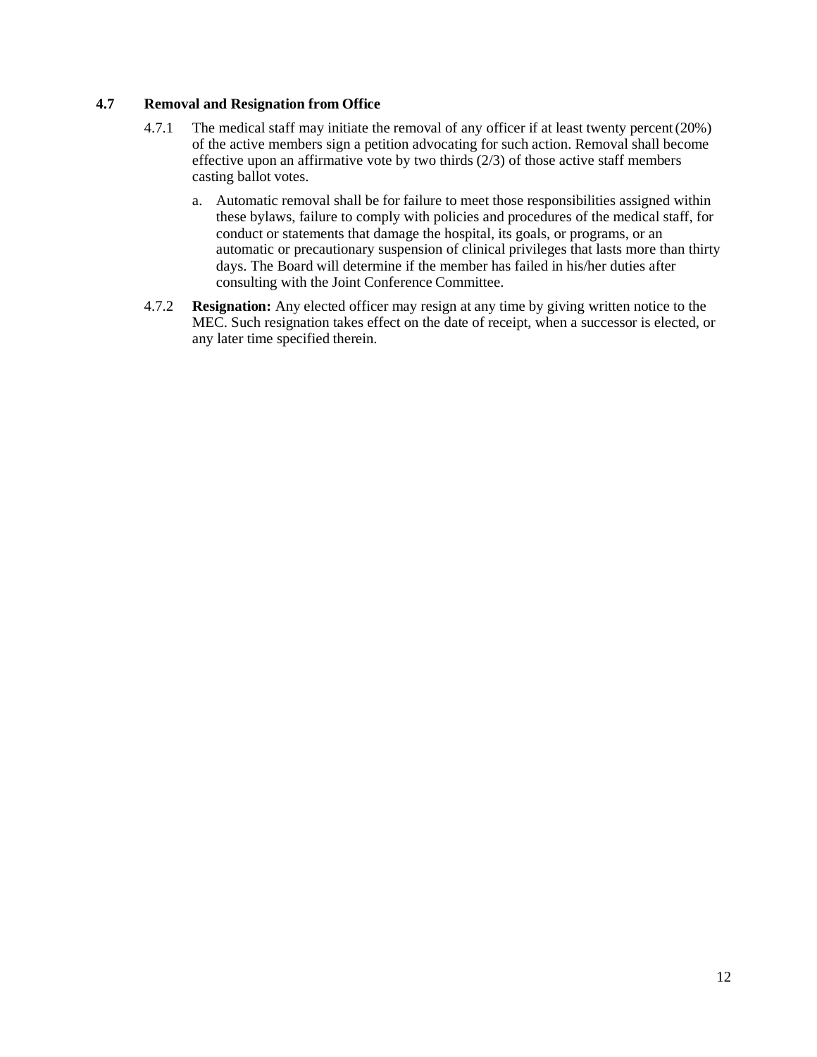### 4.7 Removal and Resignation from Office

4.7.1 The medical staff may initiate the removal of any officer if at least twenty percent (20%) of the active members sign a petition advocating for such action. Removal shall become effective upon an affirmative vote by two thirds (2/3) of those active staff members casting ballot votes.

a. Automatic removal shall be for failure to meet those responsibilities assigned within these bylaws, failure to comply with policies and procedures of the medical staff, for conduct or statements that damage the hospital, its goals, or programs, or an automatic or precautionary suspension of clinical privileges that lasts more than thirty days. The Board will determine if the member has failed in his/her duties after consulting with the Joint Conference Committee.

4.7.2 **Resignation:** Any elected officer may resign at any time by giving written notice to the MEC. Such resignation takes effect on the date of receipt, when a successor is elected, or any later time specified therein.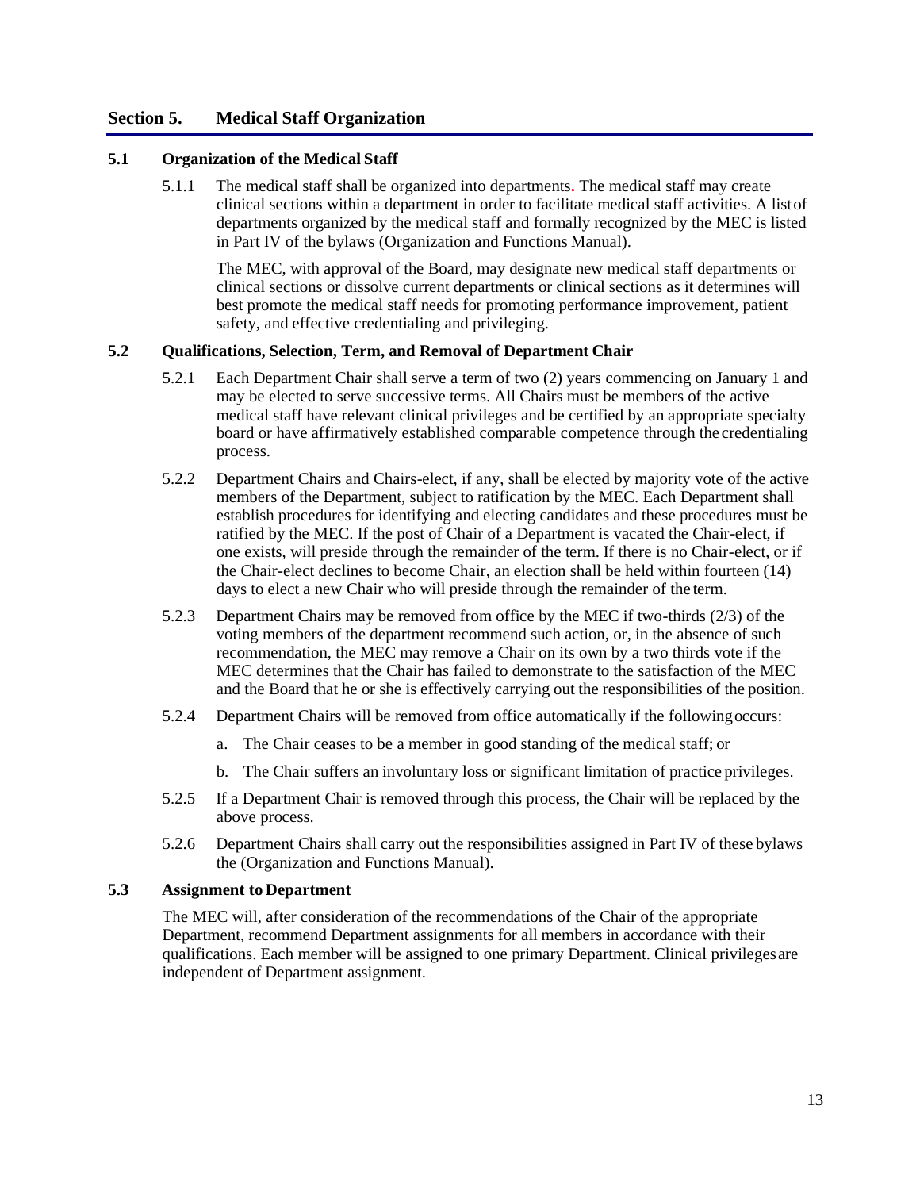## Section 5. Medical Staff Organization

### 5.1 Organization of the Medical Staff

5.1.1 The medical staff shall be organized into departments. The medical staff may create clinical sections within a department in order to facilitate medical staff activities. A list of departments organized by the medical staff and formally recognized by the MEC is listed in Part IV of the bylaws (Organization and Functions Manual).

The MEC, with approval of the Board, may designate new medical staff departments or clinical sections or dissolve current departments or clinical sections as it determines will best promote the medical staff needs for promoting performance improvement, patient safety, and effective credentialing and privileging.

### 5.2 Qualifications, Selection, Term, and Removal of Department Chair

5.2.1 Each Department Chair shall serve a term of two (2) years commencing on January 1 and may be elected to serve successive terms. All Chairs must be members of the active medical staff have relevant clinical privileges and be certified by an appropriate specialty board or have affirmatively established comparable competence through the credentialing process.

5.2.2 Department Chairs and Chairs-elect, if any, shall be elected by majority vote of the active members of the Department, subject to ratification by the MEC. Each Department shall establish procedures for identifying and electing candidates and these procedures must be ratified by the MEC. If the post of Chair of a Department is vacated the Chair-elect, if one exists, will preside through the remainder of the term. If there is no Chair-elect, or if the Chair-elect declines to become Chair, an election shall be held within fourteen (14) days to elect a new Chair who will preside through the remainder of the term.

5.2.3 Department Chairs may be removed from office by the MEC if two-thirds (2/3) of the voting members of the department recommend such action, or, in the absence of such recommendation, the MEC may remove a Chair on its own by a two thirds vote if the MEC determines that the Chair has failed to demonstrate to the satisfaction of the MEC and the Board that he or she is effectively carrying out the responsibilities of the position.

5.2.4 Department Chairs will be removed from office automatically if the following occurs:

a. The Chair ceases to be a member in good standing of the medical staff; or

b. The Chair suffers an involuntary loss or significant limitation of practice privileges.

5.2.5 If a Department Chair is removed through this process, the Chair will be replaced by the above process.

5.2.6 Department Chairs shall carry out the responsibilities assigned in Part IV of these bylaws the (Organization and Functions Manual).

### 5.3 Assignment to Department

The MEC will, after consideration of the recommendations of the Chair of the appropriate Department, recommend Department assignments for all members in accordance with their qualifications. Each member will be assigned to one primary Department. Clinical privileges are independent of Department assignment.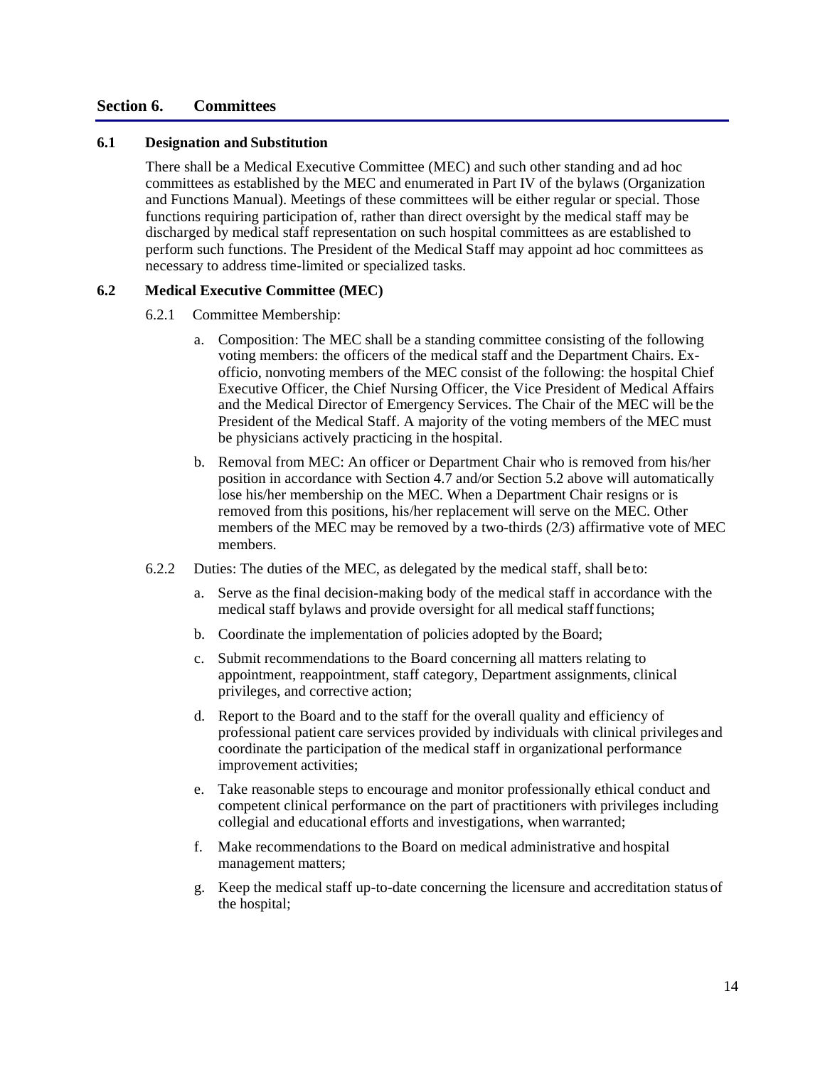## Section 6. Committees

### 6.1 Designation and Substitution

There shall be a Medical Executive Committee (MEC) and such other standing and ad hoc committees as established by the MEC and enumerated in Part IV of the bylaws (Organization and Functions Manual). Meetings of these committees will be either regular or special. Those functions requiring participation of, rather than direct oversight by the medical staff may be discharged by medical staff representation on such hospital committees as are established to perform such functions. The President of the Medical Staff may appoint ad hoc committees as necessary to address time-limited or specialized tasks.

### 6.2 Medical Executive Committee (MEC)

6.2.1 Committee Membership:

a. Composition: The MEC shall be a standing committee consisting of the following voting members: the officers of the medical staff and the Department Chairs. Ex-officio, nonvoting members of the MEC consist of the following: the hospital Chief Executive Officer, the Chief Nursing Officer, the Vice President of Medical Affairs and the Medical Director of Emergency Services. The Chair of the MEC will be the President of the Medical Staff. A majority of the voting members of the MEC must be physicians actively practicing in the hospital.

b. Removal from MEC: An officer or Department Chair who is removed from his/her position in accordance with Section 4.7 and/or Section 5.2 above will automatically lose his/her membership on the MEC. When a Department Chair resigns or is removed from this positions, his/her replacement will serve on the MEC. Other members of the MEC may be removed by a two-thirds (2/3) affirmative vote of MEC members.

6.2.2 Duties: The duties of the MEC, as delegated by the medical staff, shall be to:

a. Serve as the final decision-making body of the medical staff in accordance with the medical staff bylaws and provide oversight for all medical staff functions;

b. Coordinate the implementation of policies adopted by the Board;

c. Submit recommendations to the Board concerning all matters relating to appointment, reappointment, staff category, Department assignments, clinical privileges, and corrective action;

d. Report to the Board and to the staff for the overall quality and efficiency of professional patient care services provided by individuals with clinical privileges and coordinate the participation of the medical staff in organizational performance improvement activities;

e. Take reasonable steps to encourage and monitor professionally ethical conduct and competent clinical performance on the part of practitioners with privileges including collegial and educational efforts and investigations, when warranted;

f. Make recommendations to the Board on medical administrative and hospital management matters;

g. Keep the medical staff up-to-date concerning the licensure and accreditation status of the hospital;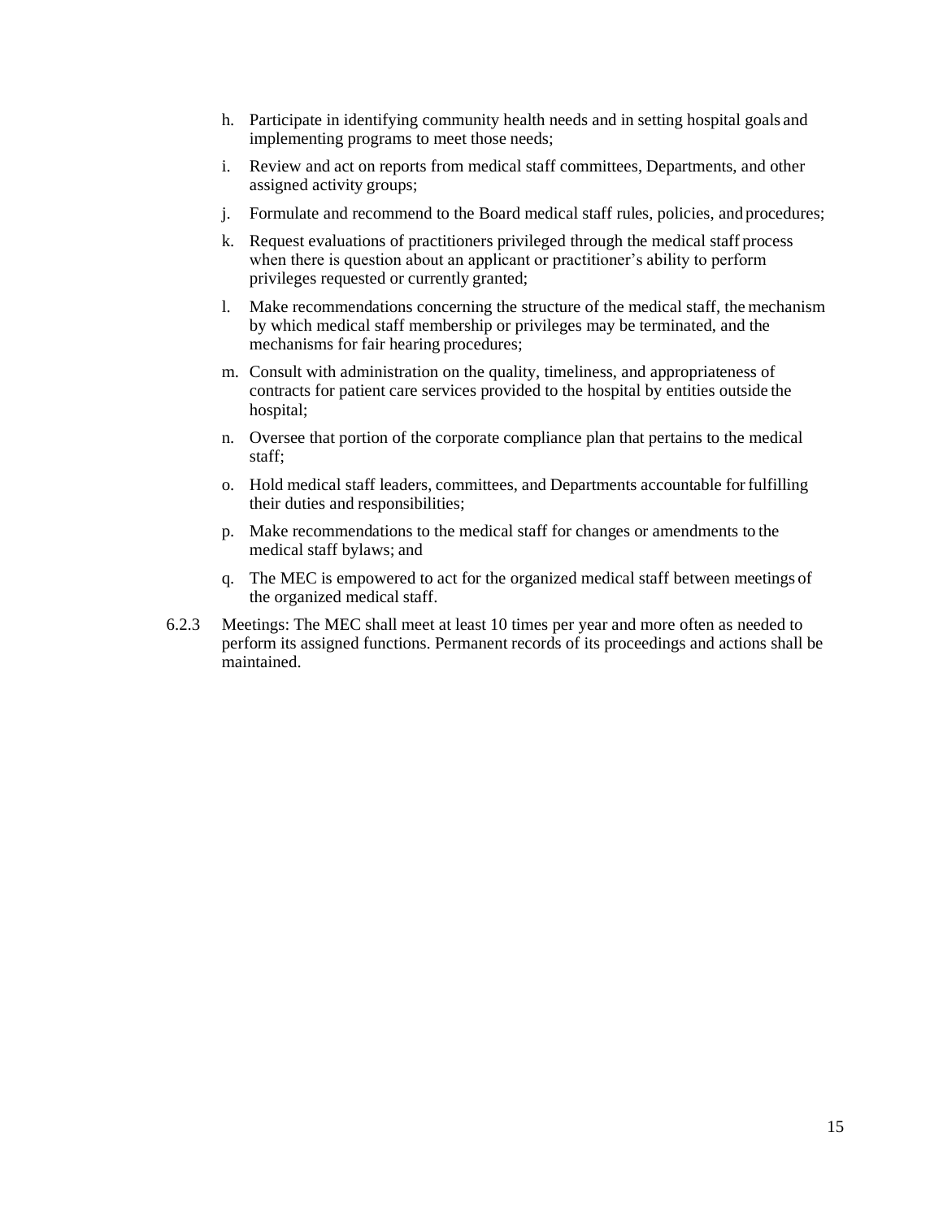h. Participate in identifying community health needs and in setting hospital goals and implementing programs to meet those needs;

i. Review and act on reports from medical staff committees, Departments, and other assigned activity groups;

j. Formulate and recommend to the Board medical staff rules, policies, and procedures;

k. Request evaluations of practitioners privileged through the medical staff process when there is question about an applicant or practitioner's ability to perform privileges requested or currently granted;

l. Make recommendations concerning the structure of the medical staff, the mechanism by which medical staff membership or privileges may be terminated, and the mechanisms for fair hearing procedures;

m. Consult with administration on the quality, timeliness, and appropriateness of contracts for patient care services provided to the hospital by entities outside the hospital;

n. Oversee that portion of the corporate compliance plan that pertains to the medical staff;

o. Hold medical staff leaders, committees, and Departments accountable for fulfilling their duties and responsibilities;

p. Make recommendations to the medical staff for changes or amendments to the medical staff bylaws; and

q. The MEC is empowered to act for the organized medical staff between meetings of the organized medical staff.

6.2.3 Meetings: The MEC shall meet at least 10 times per year and more often as needed to perform its assigned functions. Permanent records of its proceedings and actions shall be maintained.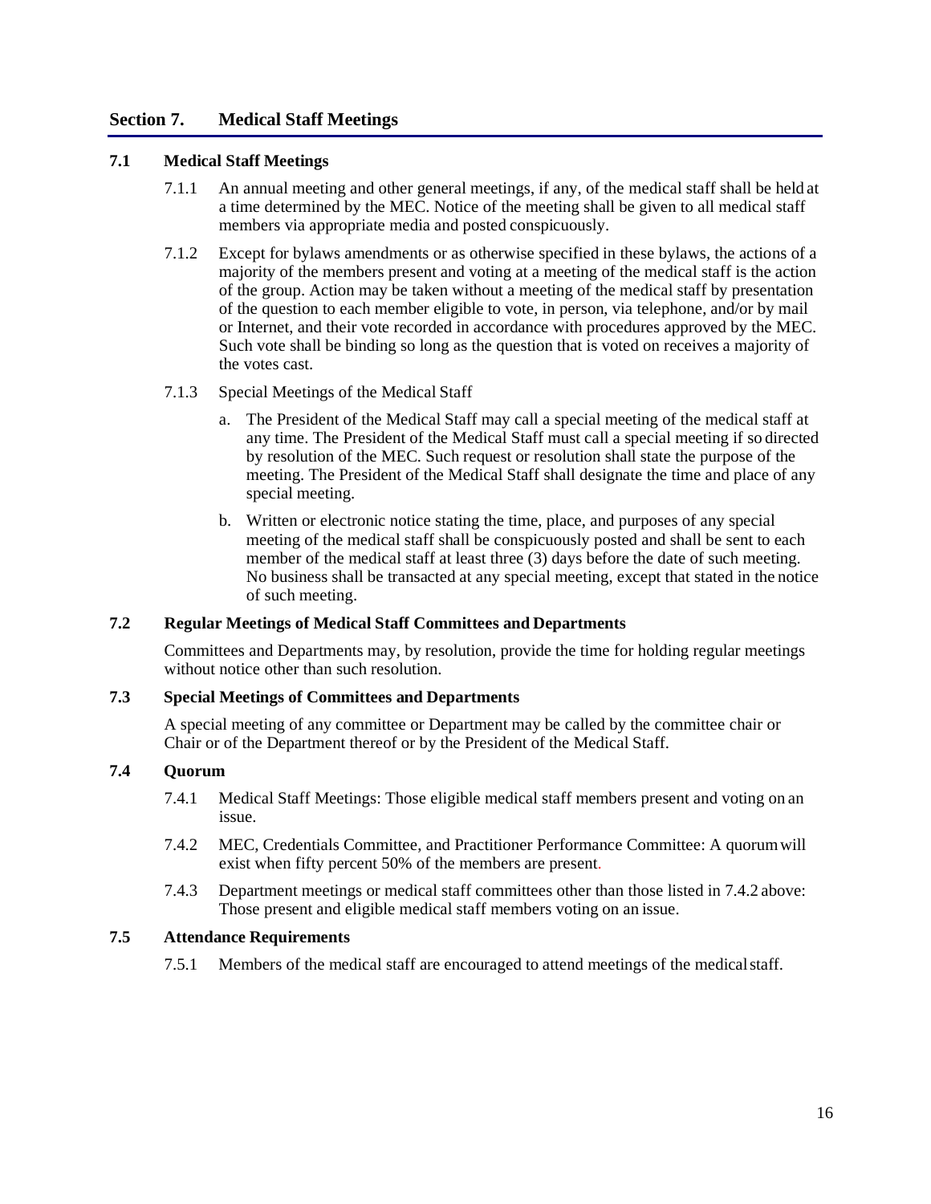## Section 7. Medical Staff Meetings

### 7.1 Medical Staff Meetings

7.1.1 An annual meeting and other general meetings, if any, of the medical staff shall be held at a time determined by the MEC. Notice of the meeting shall be given to all medical staff members via appropriate media and posted conspicuously.

7.1.2 Except for bylaws amendments or as otherwise specified in these bylaws, the actions of a majority of the members present and voting at a meeting of the medical staff is the action of the group. Action may be taken without a meeting of the medical staff by presentation of the question to each member eligible to vote, in person, via telephone, and/or by mail or Internet, and their vote recorded in accordance with procedures approved by the MEC. Such vote shall be binding so long as the question that is voted on receives a majority of the votes cast.

7.1.3 Special Meetings of the Medical Staff

a. The President of the Medical Staff may call a special meeting of the medical staff at any time. The President of the Medical Staff must call a special meeting if so directed by resolution of the MEC. Such request or resolution shall state the purpose of the meeting. The President of the Medical Staff shall designate the time and place of any special meeting.

b. Written or electronic notice stating the time, place, and purposes of any special meeting of the medical staff shall be conspicuously posted and shall be sent to each member of the medical staff at least three (3) days before the date of such meeting. No business shall be transacted at any special meeting, except that stated in the notice of such meeting.

### 7.2 Regular Meetings of Medical Staff Committees and Departments

Committees and Departments may, by resolution, provide the time for holding regular meetings without notice other than such resolution.

### 7.3 Special Meetings of Committees and Departments

A special meeting of any committee or Department may be called by the committee chair or Chair or of the Department thereof or by the President of the Medical Staff.

### 7.4 Quorum

7.4.1 Medical Staff Meetings: Those eligible medical staff members present and voting on an issue.

7.4.2 MEC, Credentials Committee, and Practitioner Performance Committee: A quorum will exist when fifty percent 50% of the members are present.

7.4.3 Department meetings or medical staff committees other than those listed in 7.4.2 above: Those present and eligible medical staff members voting on an issue.

### 7.5 Attendance Requirements

7.5.1 Members of the medical staff are encouraged to attend meetings of the medical staff.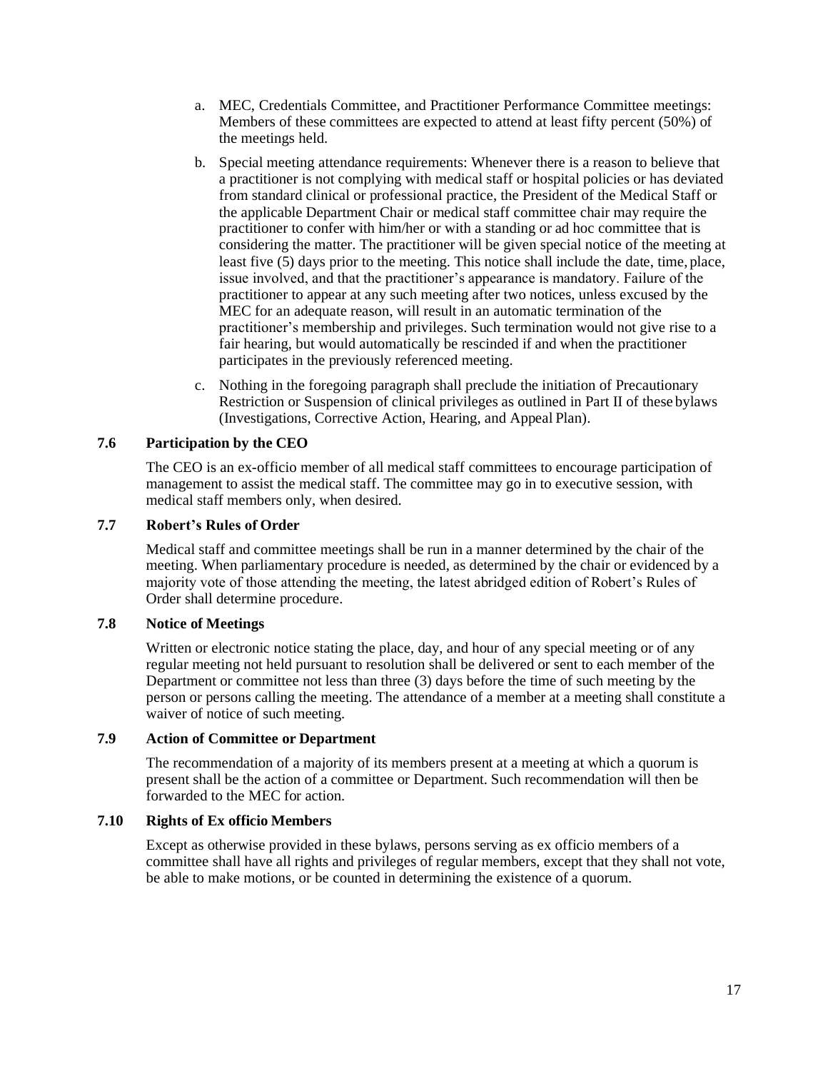a. MEC, Credentials Committee, and Practitioner Performance Committee meetings: Members of these committees are expected to attend at least fifty percent (50%) of the meetings held.

b. Special meeting attendance requirements: Whenever there is a reason to believe that a practitioner is not complying with medical staff or hospital policies or has deviated from standard clinical or professional practice, the President of the Medical Staff or the applicable Department Chair or medical staff committee chair may require the practitioner to confer with him/her or with a standing or ad hoc committee that is considering the matter. The practitioner will be given special notice of the meeting at least five (5) days prior to the meeting. This notice shall include the date, time, place, issue involved, and that the practitioner's appearance is mandatory. Failure of the practitioner to appear at any such meeting after two notices, unless excused by the MEC for an adequate reason, will result in an automatic termination of the practitioner's membership and privileges. Such termination would not give rise to a fair hearing, but would automatically be rescinded if and when the practitioner participates in the previously referenced meeting.

c. Nothing in the foregoing paragraph shall preclude the initiation of Precautionary Restriction or Suspension of clinical privileges as outlined in Part II of these bylaws (Investigations, Corrective Action, Hearing, and Appeal Plan).

### 7.6 Participation by the CEO

The CEO is an ex-officio member of all medical staff committees to encourage participation of management to assist the medical staff. The committee may go in to executive session, with medical staff members only, when desired.

### 7.7 Robert's Rules of Order

Medical staff and committee meetings shall be run in a manner determined by the chair of the meeting. When parliamentary procedure is needed, as determined by the chair or evidenced by a majority vote of those attending the meeting, the latest abridged edition of Robert's Rules of Order shall determine procedure.

### 7.8 Notice of Meetings

Written or electronic notice stating the place, day, and hour of any special meeting or of any regular meeting not held pursuant to resolution shall be delivered or sent to each member of the Department or committee not less than three (3) days before the time of such meeting by the person or persons calling the meeting. The attendance of a member at a meeting shall constitute a waiver of notice of such meeting.

### 7.9 Action of Committee or Department

The recommendation of a majority of its members present at a meeting at which a quorum is present shall be the action of a committee or Department. Such recommendation will then be forwarded to the MEC for action.

### 7.10 Rights of Ex officio Members

Except as otherwise provided in these bylaws, persons serving as ex officio members of a committee shall have all rights and privileges of regular members, except that they shall not vote, be able to make motions, or be counted in determining the existence of a quorum.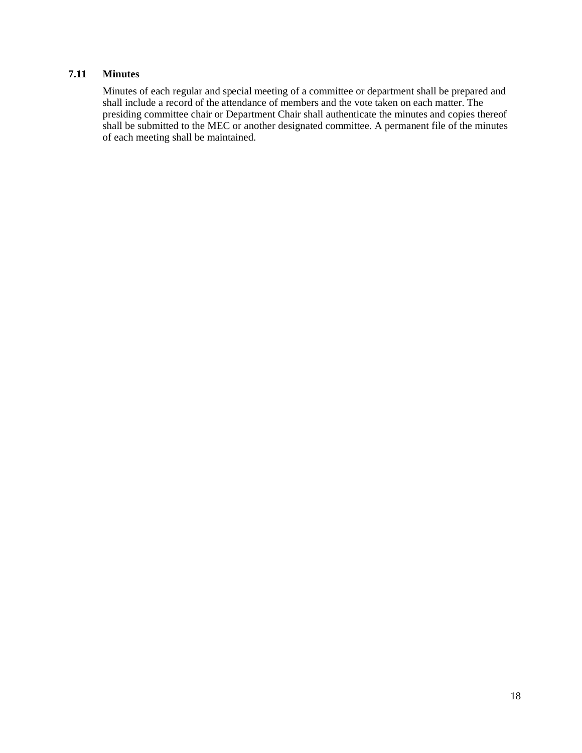### 7.11 Minutes

Minutes of each regular and special meeting of a committee or department shall be prepared and shall include a record of the attendance of members and the vote taken on each matter. The presiding committee chair or Department Chair shall authenticate the minutes and copies thereof shall be submitted to the MEC or another designated committee. A permanent file of the minutes of each meeting shall be maintained.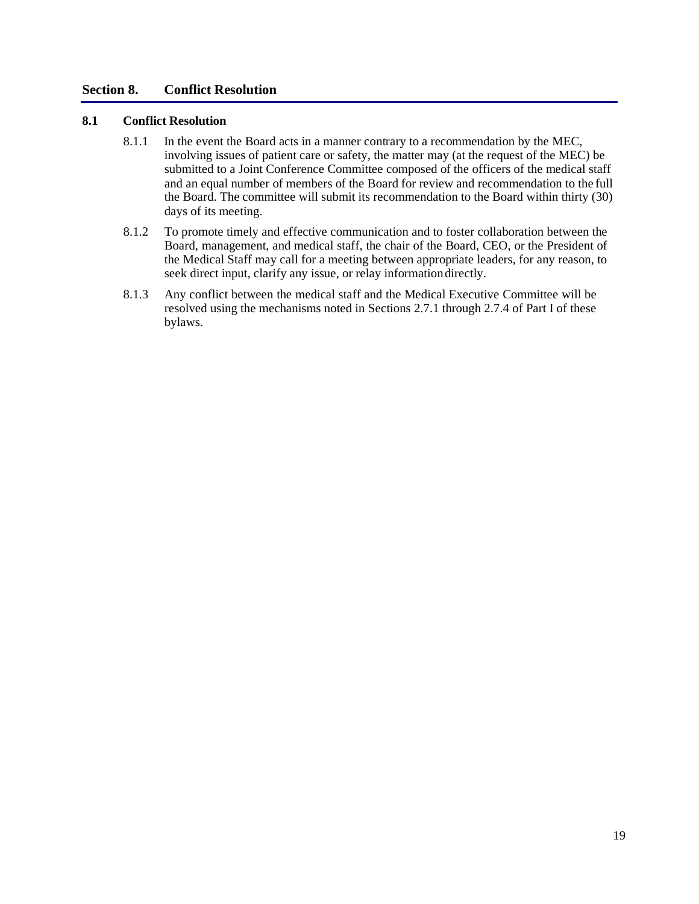## Section 8. Conflict Resolution

### 8.1 Conflict Resolution

8.1.1 In the event the Board acts in a manner contrary to a recommendation by the MEC, involving issues of patient care or safety, the matter may (at the request of the MEC) be submitted to a Joint Conference Committee composed of the officers of the medical staff and an equal number of members of the Board for review and recommendation to the full the Board. The committee will submit its recommendation to the Board within thirty (30) days of its meeting.

8.1.2 To promote timely and effective communication and to foster collaboration between the Board, management, and medical staff, the chair of the Board, CEO, or the President of the Medical Staff may call for a meeting between appropriate leaders, for any reason, to seek direct input, clarify any issue, or relay information directly.

8.1.3 Any conflict between the medical staff and the Medical Executive Committee will be resolved using the mechanisms noted in Sections 2.7.1 through 2.7.4 of Part I of these bylaws.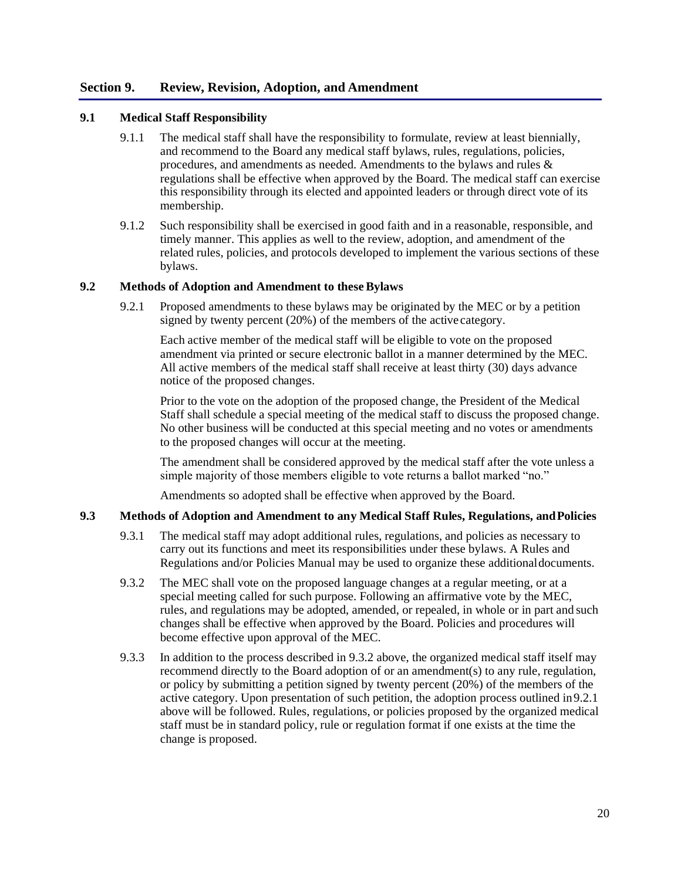## Section 9. Review, Revision, Adoption, and Amendment

### 9.1 Medical Staff Responsibility

9.1.1 The medical staff shall have the responsibility to formulate, review at least biennially, and recommend to the Board any medical staff bylaws, rules, regulations, policies, procedures, and amendments as needed. Amendments to the bylaws and rules & regulations shall be effective when approved by the Board. The medical staff can exercise this responsibility through its elected and appointed leaders or through direct vote of its membership.

9.1.2 Such responsibility shall be exercised in good faith and in a reasonable, responsible, and timely manner. This applies as well to the review, adoption, and amendment of the related rules, policies, and protocols developed to implement the various sections of these bylaws.

### 9.2 Methods of Adoption and Amendment to these Bylaws

9.2.1 Proposed amendments to these bylaws may be originated by the MEC or by a petition signed by twenty percent (20%) of the members of the active category.

Each active member of the medical staff will be eligible to vote on the proposed amendment via printed or secure electronic ballot in a manner determined by the MEC. All active members of the medical staff shall receive at least thirty (30) days advance notice of the proposed changes.

Prior to the vote on the adoption of the proposed change, the President of the Medical Staff shall schedule a special meeting of the medical staff to discuss the proposed change. No other business will be conducted at this special meeting and no votes or amendments to the proposed changes will occur at the meeting.

The amendment shall be considered approved by the medical staff after the vote unless a simple majority of those members eligible to vote returns a ballot marked "no."

Amendments so adopted shall be effective when approved by the Board.

### 9.3 Methods of Adoption and Amendment to any Medical Staff Rules, Regulations, and Policies

9.3.1 The medical staff may adopt additional rules, regulations, and policies as necessary to carry out its functions and meet its responsibilities under these bylaws. A Rules and Regulations and/or Policies Manual may be used to organize these additional documents.

9.3.2 The MEC shall vote on the proposed language changes at a regular meeting, or at a special meeting called for such purpose. Following an affirmative vote by the MEC, rules, and regulations may be adopted, amended, or repealed, in whole or in part and such changes shall be effective when approved by the Board. Policies and procedures will become effective upon approval of the MEC.

9.3.3 In addition to the process described in 9.3.2 above, the organized medical staff itself may recommend directly to the Board adoption of or an amendment(s) to any rule, regulation, or policy by submitting a petition signed by twenty percent (20%) of the members of the active category. Upon presentation of such petition, the adoption process outlined in 9.2.1 above will be followed. Rules, regulations, or policies proposed by the organized medical staff must be in standard policy, rule or regulation format if one exists at the time the change is proposed.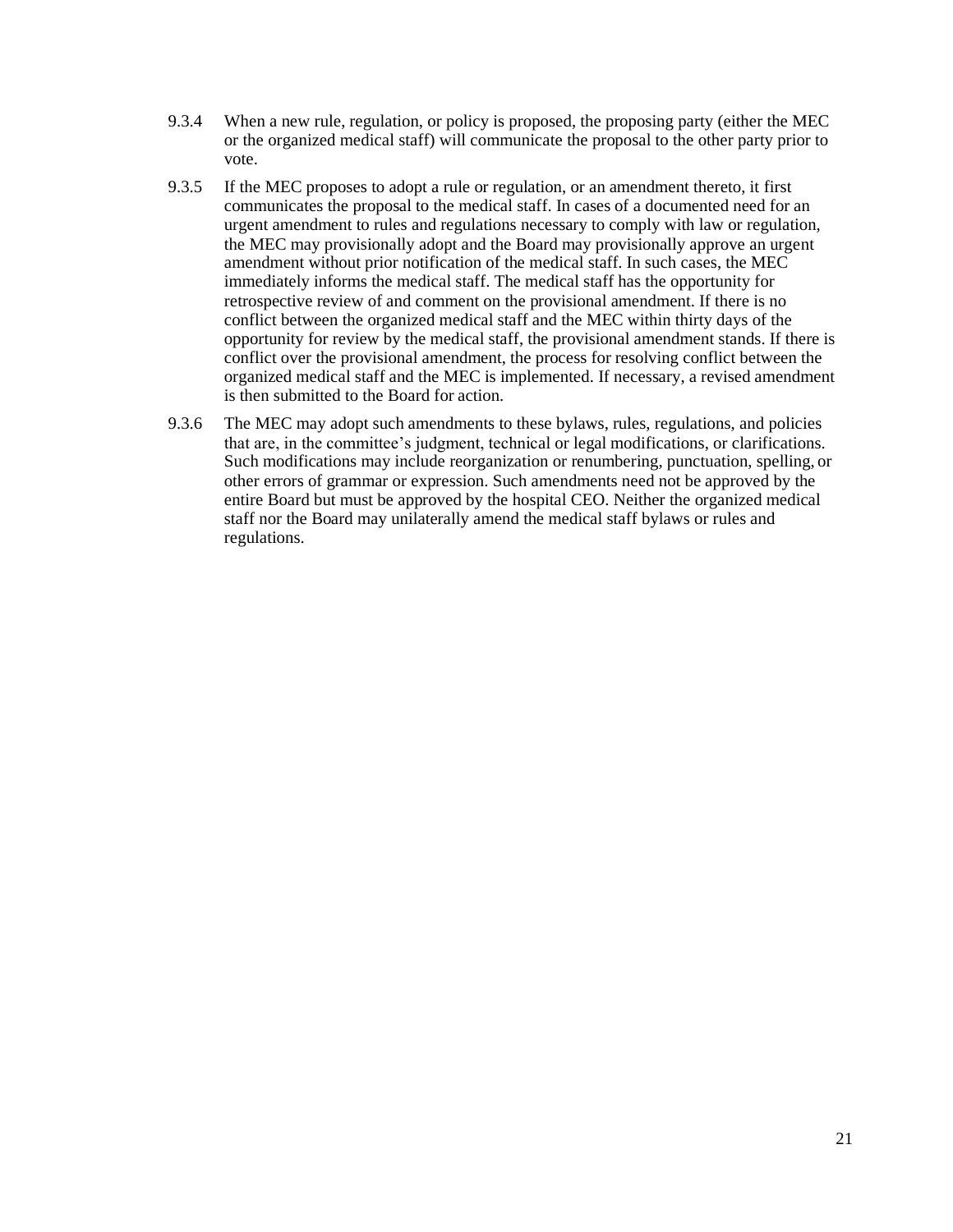9.3.4 When a new rule, regulation, or policy is proposed, the proposing party (either the MEC or the organized medical staff) will communicate the proposal to the other party prior to vote.

9.3.5 If the MEC proposes to adopt a rule or regulation, or an amendment thereto, it first communicates the proposal to the medical staff. In cases of a documented need for an urgent amendment to rules and regulations necessary to comply with law or regulation, the MEC may provisionally adopt and the Board may provisionally approve an urgent amendment without prior notification of the medical staff. In such cases, the MEC immediately informs the medical staff. The medical staff has the opportunity for retrospective review of and comment on the provisional amendment. If there is no conflict between the organized medical staff and the MEC within thirty days of the opportunity for review by the medical staff, the provisional amendment stands. If there is conflict over the provisional amendment, the process for resolving conflict between the organized medical staff and the MEC is implemented. If necessary, a revised amendment is then submitted to the Board for action.

9.3.6 The MEC may adopt such amendments to these bylaws, rules, regulations, and policies that are, in the committee's judgment, technical or legal modifications, or clarifications. Such modifications may include reorganization or renumbering, punctuation, spelling, or other errors of grammar or expression. Such amendments need not be approved by the entire Board but must be approved by the hospital CEO. Neither the organized medical staff nor the Board may unilaterally amend the medical staff bylaws or rules and regulations.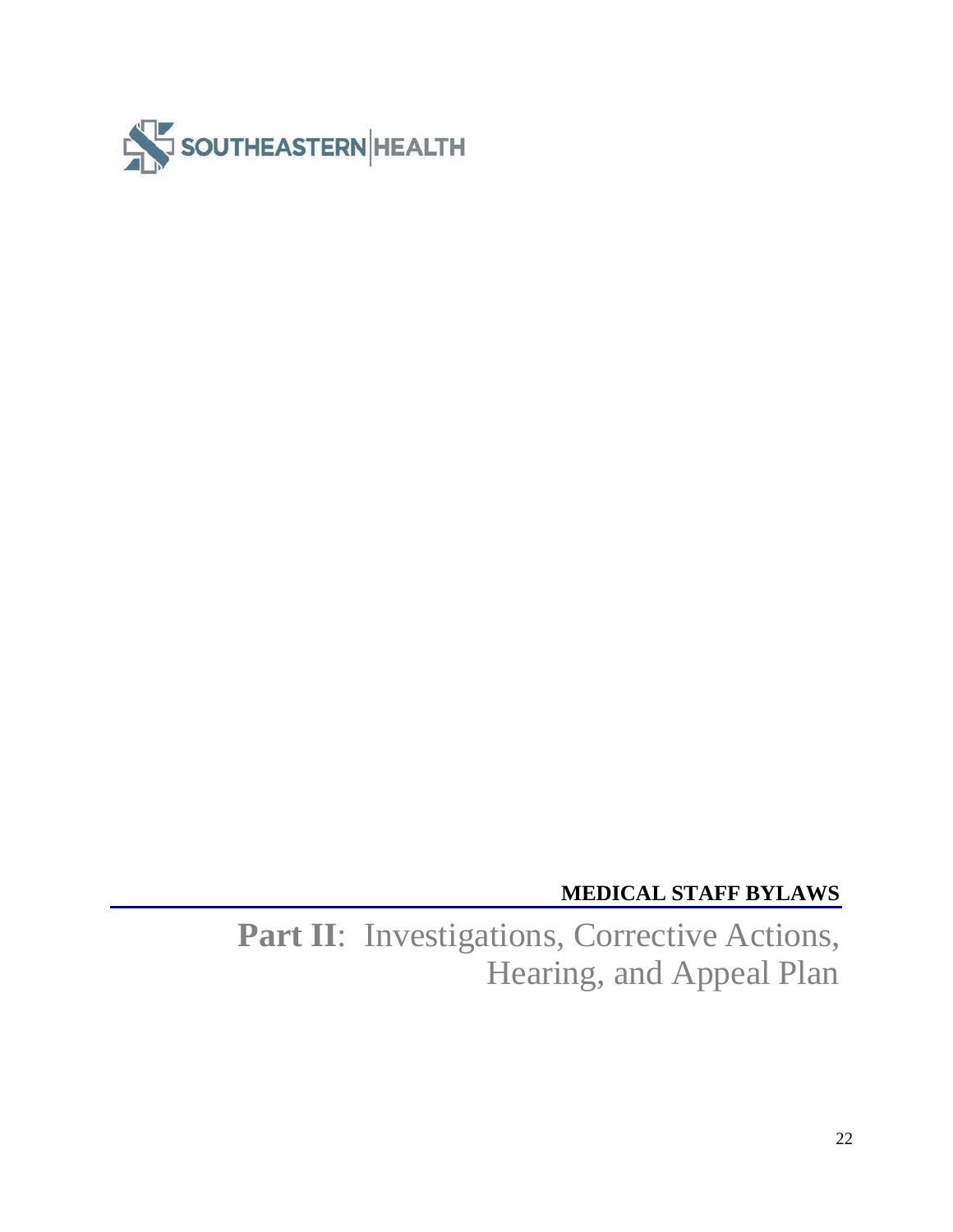SOUTHEASTERN HEALTH

**MEDICAL STAFF BYLAWS**

# **Part II**: Investigations, Corrective Actions, Hearing, and Appeal Plan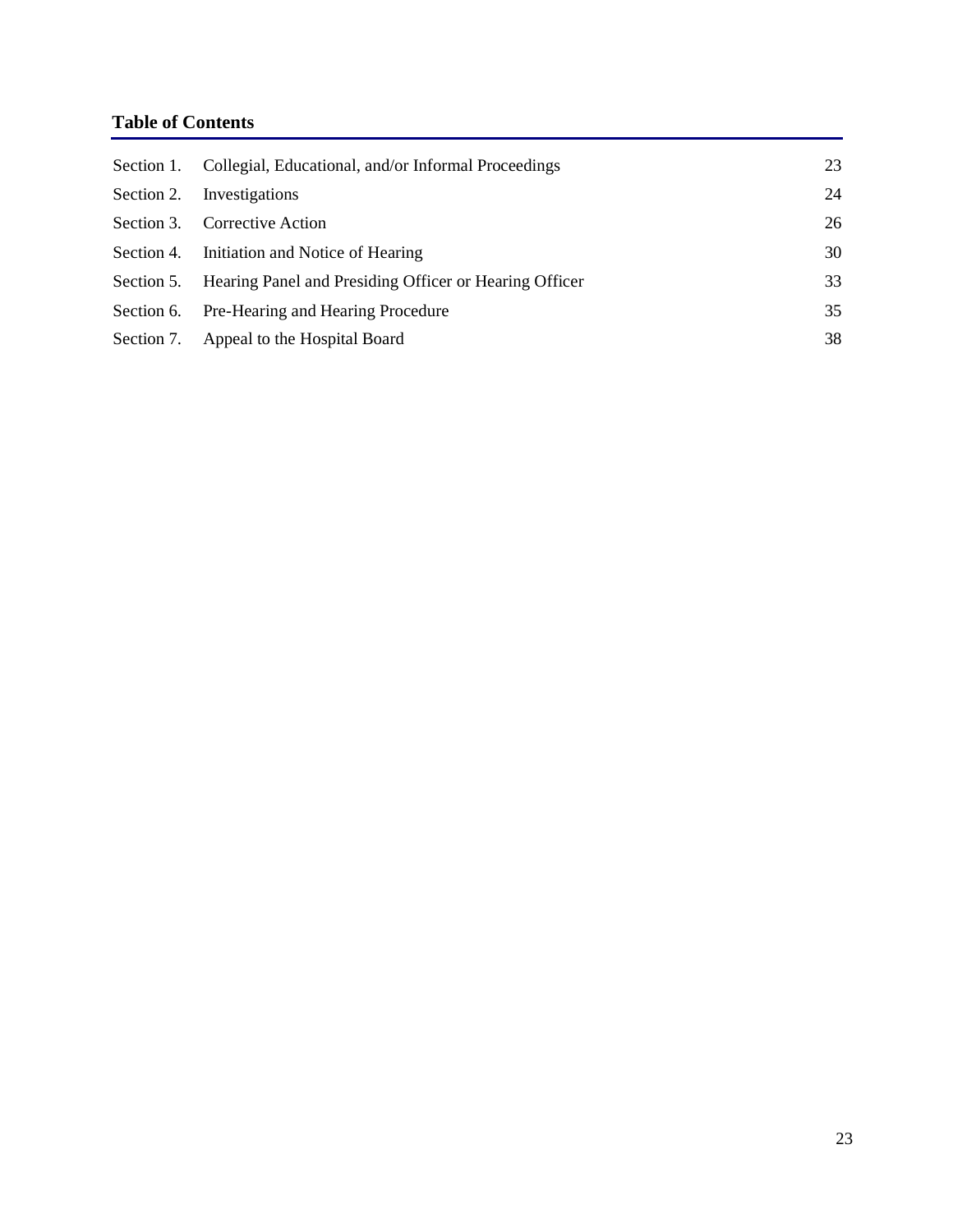## Table of Contents

| | | |
|---|---|---|
| Section 1. | Collegial, Educational, and/or Informal Proceedings | 23 |
| Section 2. | Investigations | 24 |
| Section 3. | Corrective Action | 26 |
| Section 4. | Initiation and Notice of Hearing | 30 |
| Section 5. | Hearing Panel and Presiding Officer or Hearing Officer | 33 |
| Section 6. | Pre-Hearing and Hearing Procedure | 35 |
| Section 7. | Appeal to the Hospital Board | 38 |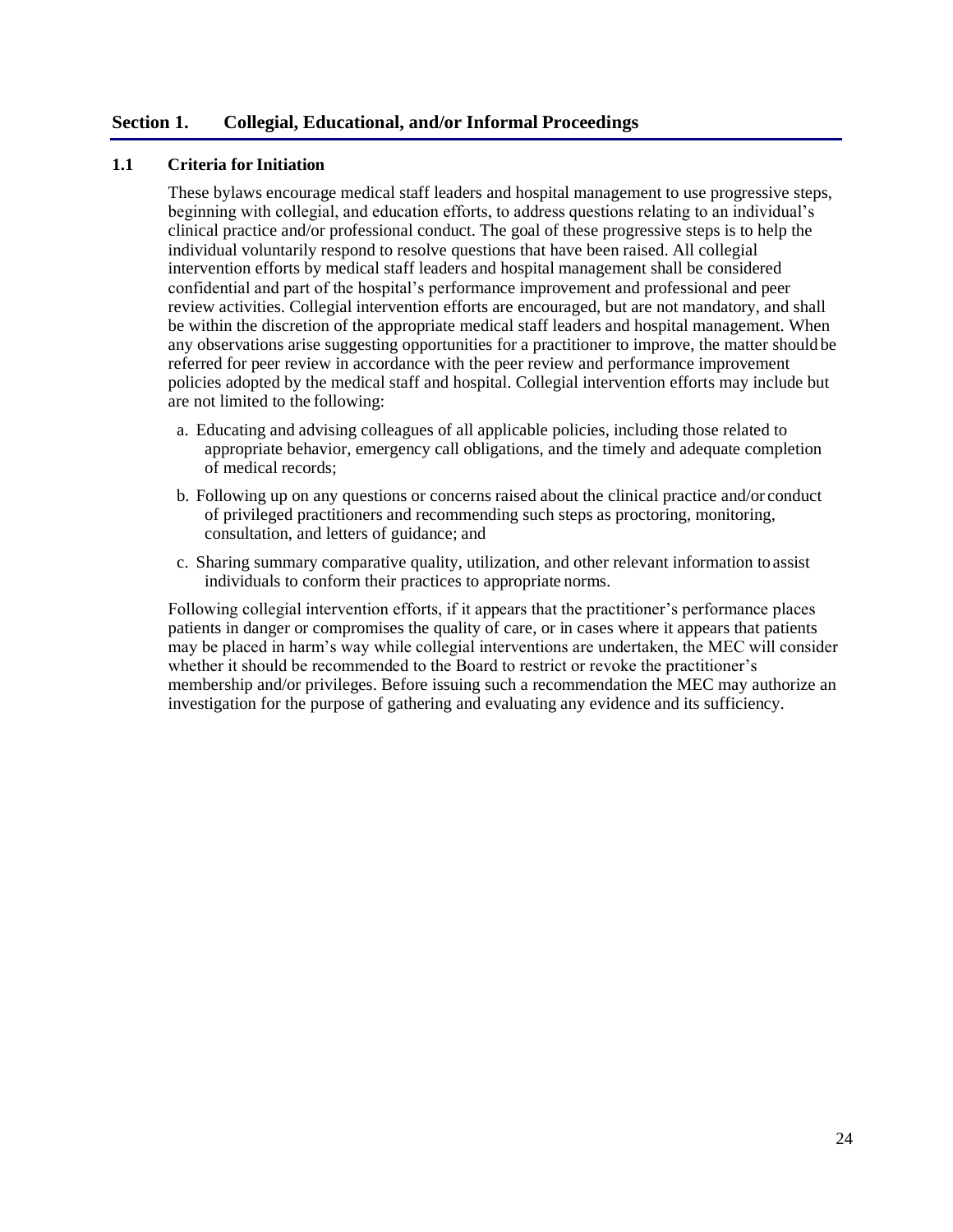## Section 1. Collegial, Educational, and/or Informal Proceedings

### 1.1 Criteria for Initiation

These bylaws encourage medical staff leaders and hospital management to use progressive steps, beginning with collegial, and education efforts, to address questions relating to an individual's clinical practice and/or professional conduct. The goal of these progressive steps is to help the individual voluntarily respond to resolve questions that have been raised. All collegial intervention efforts by medical staff leaders and hospital management shall be considered confidential and part of the hospital's performance improvement and professional and peer review activities. Collegial intervention efforts are encouraged, but are not mandatory, and shall be within the discretion of the appropriate medical staff leaders and hospital management. When any observations arise suggesting opportunities for a practitioner to improve, the matter should be referred for peer review in accordance with the peer review and performance improvement policies adopted by the medical staff and hospital. Collegial intervention efforts may include but are not limited to the following:

a. Educating and advising colleagues of all applicable policies, including those related to appropriate behavior, emergency call obligations, and the timely and adequate completion of medical records;

b. Following up on any questions or concerns raised about the clinical practice and/or conduct of privileged practitioners and recommending such steps as proctoring, monitoring, consultation, and letters of guidance; and

c. Sharing summary comparative quality, utilization, and other relevant information to assist individuals to conform their practices to appropriate norms.

Following collegial intervention efforts, if it appears that the practitioner's performance places patients in danger or compromises the quality of care, or in cases where it appears that patients may be placed in harm's way while collegial interventions are undertaken, the MEC will consider whether it should be recommended to the Board to restrict or revoke the practitioner's membership and/or privileges. Before issuing such a recommendation the MEC may authorize an investigation for the purpose of gathering and evaluating any evidence and its sufficiency.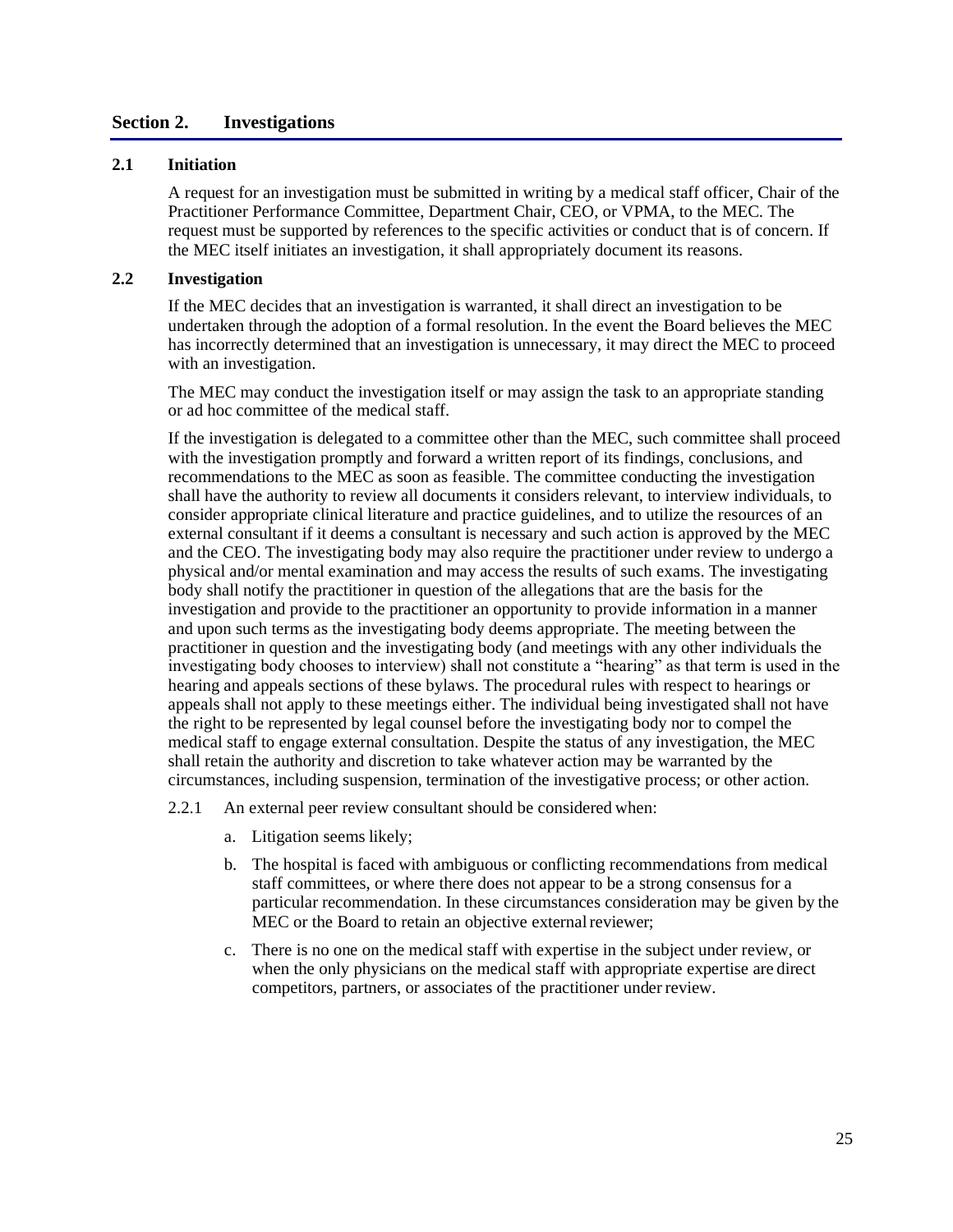## Section 2. Investigations

### 2.1 Initiation

A request for an investigation must be submitted in writing by a medical staff officer, Chair of the Practitioner Performance Committee, Department Chair, CEO, or VPMA, to the MEC. The request must be supported by references to the specific activities or conduct that is of concern. If the MEC itself initiates an investigation, it shall appropriately document its reasons.

### 2.2 Investigation

If the MEC decides that an investigation is warranted, it shall direct an investigation to be undertaken through the adoption of a formal resolution. In the event the Board believes the MEC has incorrectly determined that an investigation is unnecessary, it may direct the MEC to proceed with an investigation.

The MEC may conduct the investigation itself or may assign the task to an appropriate standing or ad hoc committee of the medical staff.

If the investigation is delegated to a committee other than the MEC, such committee shall proceed with the investigation promptly and forward a written report of its findings, conclusions, and recommendations to the MEC as soon as feasible. The committee conducting the investigation shall have the authority to review all documents it considers relevant, to interview individuals, to consider appropriate clinical literature and practice guidelines, and to utilize the resources of an external consultant if it deems a consultant is necessary and such action is approved by the MEC and the CEO. The investigating body may also require the practitioner under review to undergo a physical and/or mental examination and may access the results of such exams. The investigating body shall notify the practitioner in question of the allegations that are the basis for the investigation and provide to the practitioner an opportunity to provide information in a manner and upon such terms as the investigating body deems appropriate. The meeting between the practitioner in question and the investigating body (and meetings with any other individuals the investigating body chooses to interview) shall not constitute a "hearing" as that term is used in the hearing and appeals sections of these bylaws. The procedural rules with respect to hearings or appeals shall not apply to these meetings either. The individual being investigated shall not have the right to be represented by legal counsel before the investigating body nor to compel the medical staff to engage external consultation. Despite the status of any investigation, the MEC shall retain the authority and discretion to take whatever action may be warranted by the circumstances, including suspension, termination of the investigative process; or other action.

2.2.1 An external peer review consultant should be considered when:

a. Litigation seems likely;

b. The hospital is faced with ambiguous or conflicting recommendations from medical staff committees, or where there does not appear to be a strong consensus for a particular recommendation. In these circumstances consideration may be given by the MEC or the Board to retain an objective external reviewer;

c. There is no one on the medical staff with expertise in the subject under review, or when the only physicians on the medical staff with appropriate expertise are direct competitors, partners, or associates of the practitioner under review.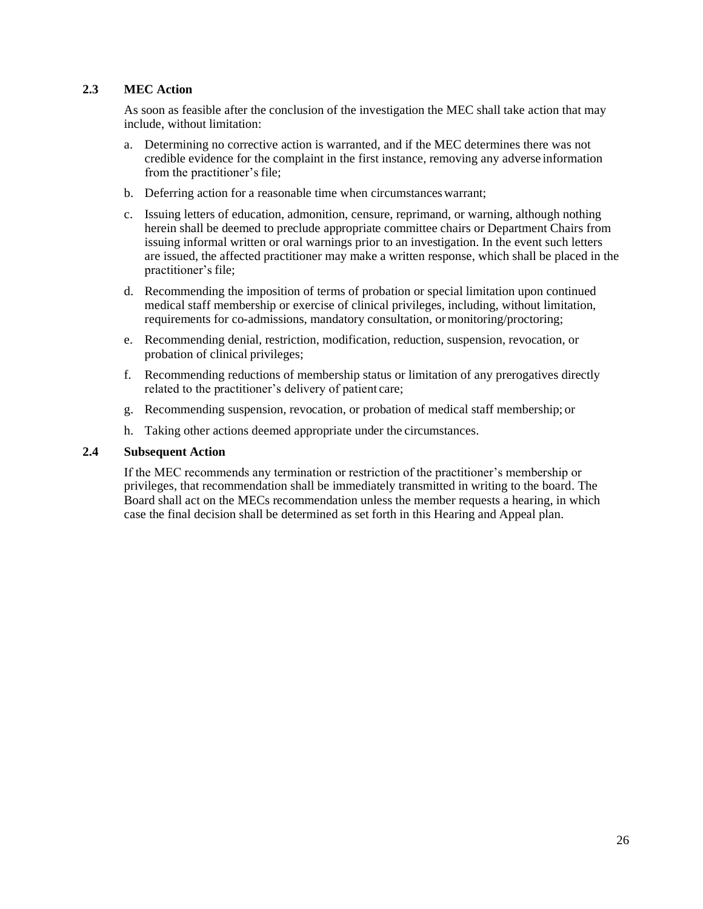### 2.3 MEC Action

As soon as feasible after the conclusion of the investigation the MEC shall take action that may include, without limitation:

a. Determining no corrective action is warranted, and if the MEC determines there was not credible evidence for the complaint in the first instance, removing any adverse information from the practitioner's file;

b. Deferring action for a reasonable time when circumstances warrant;

c. Issuing letters of education, admonition, censure, reprimand, or warning, although nothing herein shall be deemed to preclude appropriate committee chairs or Department Chairs from issuing informal written or oral warnings prior to an investigation. In the event such letters are issued, the affected practitioner may make a written response, which shall be placed in the practitioner's file;

d. Recommending the imposition of terms of probation or special limitation upon continued medical staff membership or exercise of clinical privileges, including, without limitation, requirements for co-admissions, mandatory consultation, or monitoring/proctoring;

e. Recommending denial, restriction, modification, reduction, suspension, revocation, or probation of clinical privileges;

f. Recommending reductions of membership status or limitation of any prerogatives directly related to the practitioner's delivery of patient care;

g. Recommending suspension, revocation, or probation of medical staff membership; or

h. Taking other actions deemed appropriate under the circumstances.

### 2.4 Subsequent Action

If the MEC recommends any termination or restriction of the practitioner's membership or privileges, that recommendation shall be immediately transmitted in writing to the board. The Board shall act on the MECs recommendation unless the member requests a hearing, in which case the final decision shall be determined as set forth in this Hearing and Appeal plan.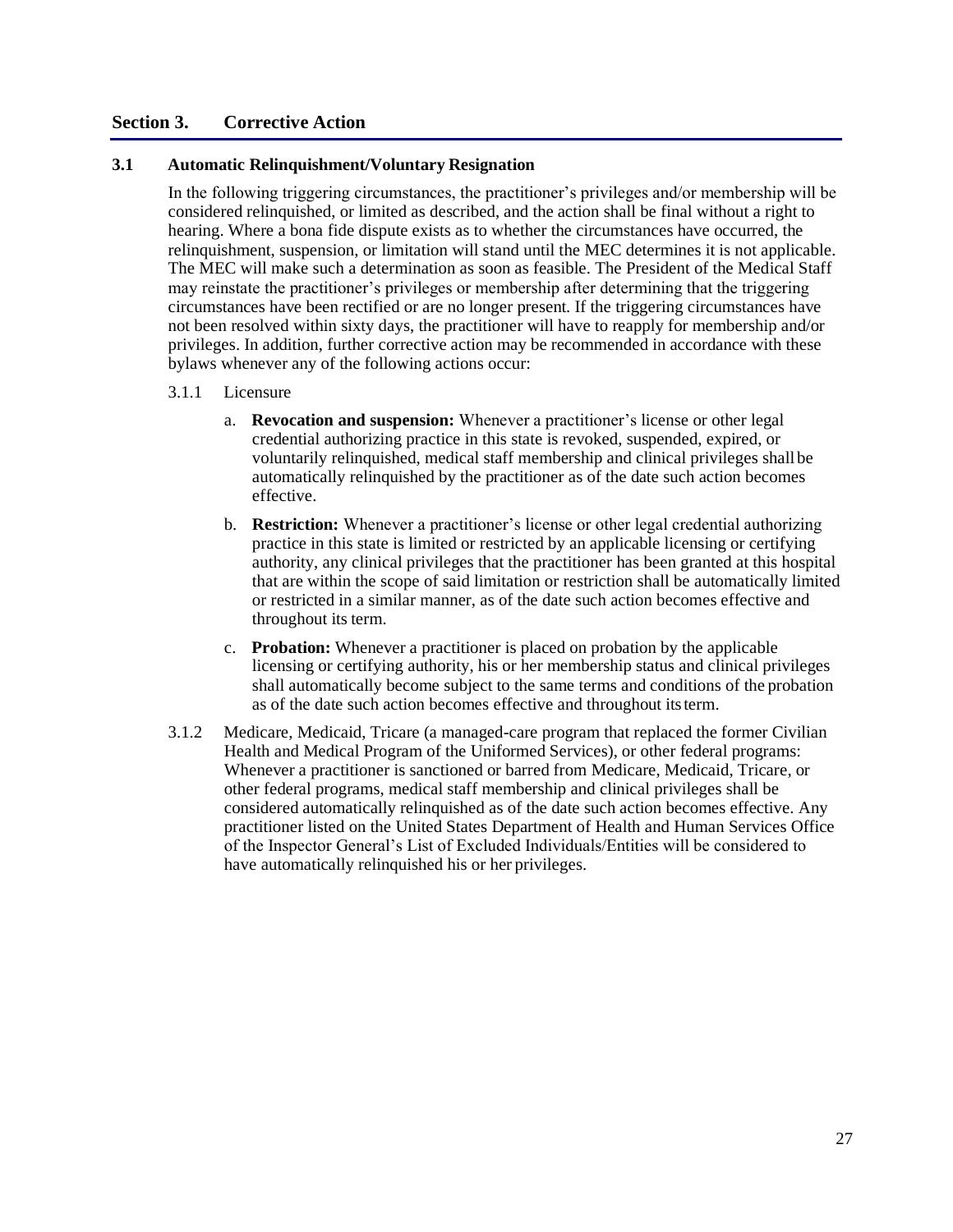## Section 3. Corrective Action

### 3.1 Automatic Relinquishment/Voluntary Resignation

In the following triggering circumstances, the practitioner's privileges and/or membership will be considered relinquished, or limited as described, and the action shall be final without a right to hearing. Where a bona fide dispute exists as to whether the circumstances have occurred, the relinquishment, suspension, or limitation will stand until the MEC determines it is not applicable. The MEC will make such a determination as soon as feasible. The President of the Medical Staff may reinstate the practitioner's privileges or membership after determining that the triggering circumstances have been rectified or are no longer present. If the triggering circumstances have not been resolved within sixty days, the practitioner will have to reapply for membership and/or privileges. In addition, further corrective action may be recommended in accordance with these bylaws whenever any of the following actions occur:

3.1.1 Licensure

a. **Revocation and suspension:** Whenever a practitioner's license or other legal credential authorizing practice in this state is revoked, suspended, expired, or voluntarily relinquished, medical staff membership and clinical privileges shall be automatically relinquished by the practitioner as of the date such action becomes effective.

b. **Restriction:** Whenever a practitioner's license or other legal credential authorizing practice in this state is limited or restricted by an applicable licensing or certifying authority, any clinical privileges that the practitioner has been granted at this hospital that are within the scope of said limitation or restriction shall be automatically limited or restricted in a similar manner, as of the date such action becomes effective and throughout its term.

c. **Probation:** Whenever a practitioner is placed on probation by the applicable licensing or certifying authority, his or her membership status and clinical privileges shall automatically become subject to the same terms and conditions of the probation as of the date such action becomes effective and throughout its term.

3.1.2 Medicare, Medicaid, Tricare (a managed-care program that replaced the former Civilian Health and Medical Program of the Uniformed Services), or other federal programs: Whenever a practitioner is sanctioned or barred from Medicare, Medicaid, Tricare, or other federal programs, medical staff membership and clinical privileges shall be considered automatically relinquished as of the date such action becomes effective. Any practitioner listed on the United States Department of Health and Human Services Office of the Inspector General's List of Excluded Individuals/Entities will be considered to have automatically relinquished his or her privileges.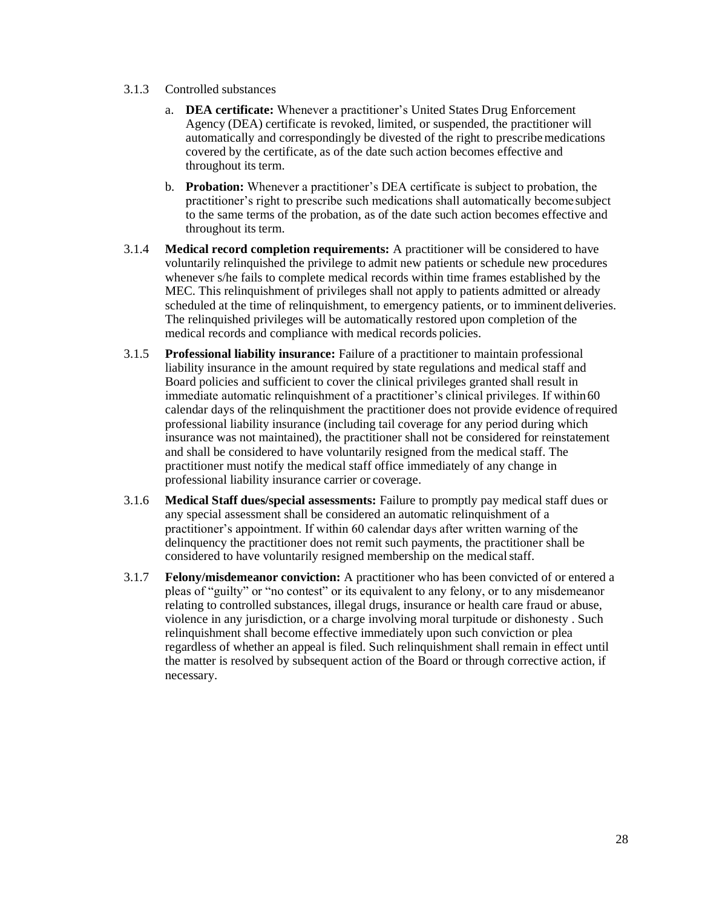3.1.3 Controlled substances

a. **DEA certificate:** Whenever a practitioner's United States Drug Enforcement Agency (DEA) certificate is revoked, limited, or suspended, the practitioner will automatically and correspondingly be divested of the right to prescribe medications covered by the certificate, as of the date such action becomes effective and throughout its term.

b. **Probation:** Whenever a practitioner's DEA certificate is subject to probation, the practitioner's right to prescribe such medications shall automatically become subject to the same terms of the probation, as of the date such action becomes effective and throughout its term.

3.1.4 **Medical record completion requirements:** A practitioner will be considered to have voluntarily relinquished the privilege to admit new patients or schedule new procedures whenever s/he fails to complete medical records within time frames established by the MEC. This relinquishment of privileges shall not apply to patients admitted or already scheduled at the time of relinquishment, to emergency patients, or to imminent deliveries. The relinquished privileges will be automatically restored upon completion of the medical records and compliance with medical records policies.

3.1.5 **Professional liability insurance:** Failure of a practitioner to maintain professional liability insurance in the amount required by state regulations and medical staff and Board policies and sufficient to cover the clinical privileges granted shall result in immediate automatic relinquishment of a practitioner's clinical privileges. If within 60 calendar days of the relinquishment the practitioner does not provide evidence of required professional liability insurance (including tail coverage for any period during which insurance was not maintained), the practitioner shall not be considered for reinstatement and shall be considered to have voluntarily resigned from the medical staff. The practitioner must notify the medical staff office immediately of any change in professional liability insurance carrier or coverage.

3.1.6 **Medical Staff dues/special assessments:** Failure to promptly pay medical staff dues or any special assessment shall be considered an automatic relinquishment of a practitioner's appointment. If within 60 calendar days after written warning of the delinquency the practitioner does not remit such payments, the practitioner shall be considered to have voluntarily resigned membership on the medical staff.

3.1.7 **Felony/misdemeanor conviction:** A practitioner who has been convicted of or entered a pleas of "guilty" or "no contest" or its equivalent to any felony, or to any misdemeanor relating to controlled substances, illegal drugs, insurance or health care fraud or abuse, violence in any jurisdiction, or a charge involving moral turpitude or dishonesty . Such relinquishment shall become effective immediately upon such conviction or plea regardless of whether an appeal is filed. Such relinquishment shall remain in effect until the matter is resolved by subsequent action of the Board or through corrective action, if necessary.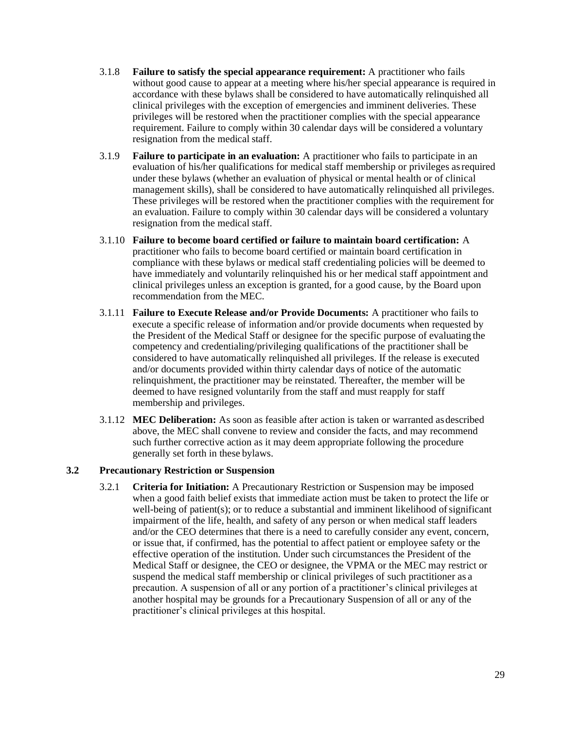3.1.8 **Failure to satisfy the special appearance requirement:** A practitioner who fails without good cause to appear at a meeting where his/her special appearance is required in accordance with these bylaws shall be considered to have automatically relinquished all clinical privileges with the exception of emergencies and imminent deliveries. These privileges will be restored when the practitioner complies with the special appearance requirement. Failure to comply within 30 calendar days will be considered a voluntary resignation from the medical staff.

3.1.9 **Failure to participate in an evaluation:** A practitioner who fails to participate in an evaluation of his/her qualifications for medical staff membership or privileges as required under these bylaws (whether an evaluation of physical or mental health or of clinical management skills), shall be considered to have automatically relinquished all privileges. These privileges will be restored when the practitioner complies with the requirement for an evaluation. Failure to comply within 30 calendar days will be considered a voluntary resignation from the medical staff.

3.1.10 **Failure to become board certified or failure to maintain board certification:** A practitioner who fails to become board certified or maintain board certification in compliance with these bylaws or medical staff credentialing policies will be deemed to have immediately and voluntarily relinquished his or her medical staff appointment and clinical privileges unless an exception is granted, for a good cause, by the Board upon recommendation from the MEC.

3.1.11 **Failure to Execute Release and/or Provide Documents:** A practitioner who fails to execute a specific release of information and/or provide documents when requested by the President of the Medical Staff or designee for the specific purpose of evaluating the competency and credentialing/privileging qualifications of the practitioner shall be considered to have automatically relinquished all privileges. If the release is executed and/or documents provided within thirty calendar days of notice of the automatic relinquishment, the practitioner may be reinstated. Thereafter, the member will be deemed to have resigned voluntarily from the staff and must reapply for staff membership and privileges.

3.1.12 **MEC Deliberation:** As soon as feasible after action is taken or warranted as described above, the MEC shall convene to review and consider the facts, and may recommend such further corrective action as it may deem appropriate following the procedure generally set forth in these bylaws.

### 3.2 Precautionary Restriction or Suspension

3.2.1 **Criteria for Initiation:** A Precautionary Restriction or Suspension may be imposed when a good faith belief exists that immediate action must be taken to protect the life or well-being of patient(s); or to reduce a substantial and imminent likelihood of significant impairment of the life, health, and safety of any person or when medical staff leaders and/or the CEO determines that there is a need to carefully consider any event, concern, or issue that, if confirmed, has the potential to affect patient or employee safety or the effective operation of the institution. Under such circumstances the President of the Medical Staff or designee, the CEO or designee, the VPMA or the MEC may restrict or suspend the medical staff membership or clinical privileges of such practitioner as a precaution. A suspension of all or any portion of a practitioner's clinical privileges at another hospital may be grounds for a Precautionary Suspension of all or any of the practitioner's clinical privileges at this hospital.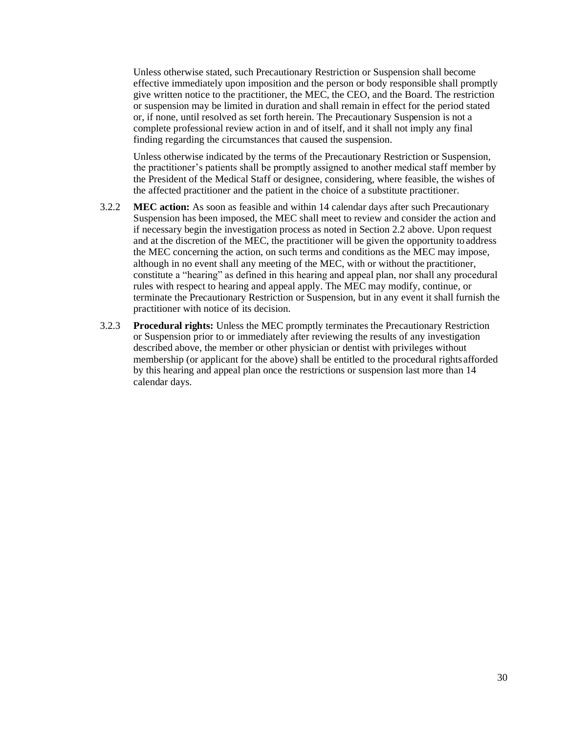Unless otherwise stated, such Precautionary Restriction or Suspension shall become effective immediately upon imposition and the person or body responsible shall promptly give written notice to the practitioner, the MEC, the CEO, and the Board. The restriction or suspension may be limited in duration and shall remain in effect for the period stated or, if none, until resolved as set forth herein. The Precautionary Suspension is not a complete professional review action in and of itself, and it shall not imply any final finding regarding the circumstances that caused the suspension.

Unless otherwise indicated by the terms of the Precautionary Restriction or Suspension, the practitioner's patients shall be promptly assigned to another medical staff member by the President of the Medical Staff or designee, considering, where feasible, the wishes of the affected practitioner and the patient in the choice of a substitute practitioner.

3.2.2 **MEC action:** As soon as feasible and within 14 calendar days after such Precautionary Suspension has been imposed, the MEC shall meet to review and consider the action and if necessary begin the investigation process as noted in Section 2.2 above. Upon request and at the discretion of the MEC, the practitioner will be given the opportunity to address the MEC concerning the action, on such terms and conditions as the MEC may impose, although in no event shall any meeting of the MEC, with or without the practitioner, constitute a "hearing" as defined in this hearing and appeal plan, nor shall any procedural rules with respect to hearing and appeal apply. The MEC may modify, continue, or terminate the Precautionary Restriction or Suspension, but in any event it shall furnish the practitioner with notice of its decision.

3.2.3 **Procedural rights:** Unless the MEC promptly terminates the Precautionary Restriction or Suspension prior to or immediately after reviewing the results of any investigation described above, the member or other physician or dentist with privileges without membership (or applicant for the above) shall be entitled to the procedural rights afforded by this hearing and appeal plan once the restrictions or suspension last more than 14 calendar days.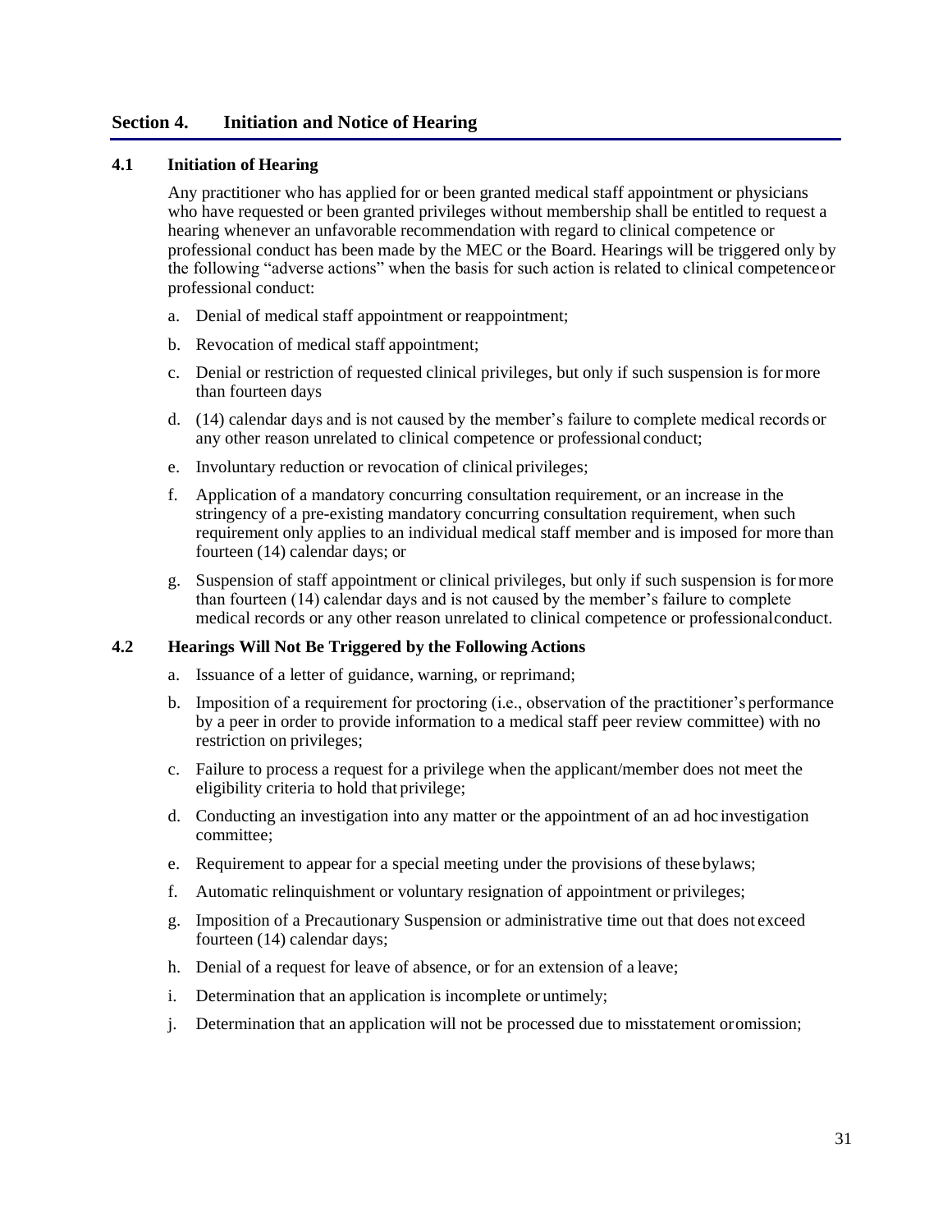## Section 4. Initiation and Notice of Hearing

### 4.1 Initiation of Hearing

Any practitioner who has applied for or been granted medical staff appointment or physicians who have requested or been granted privileges without membership shall be entitled to request a hearing whenever an unfavorable recommendation with regard to clinical competence or professional conduct has been made by the MEC or the Board. Hearings will be triggered only by the following "adverse actions" when the basis for such action is related to clinical competence or professional conduct:

a. Denial of medical staff appointment or reappointment;

b. Revocation of medical staff appointment;

c. Denial or restriction of requested clinical privileges, but only if such suspension is for more than fourteen days

d. (14) calendar days and is not caused by the member's failure to complete medical records or any other reason unrelated to clinical competence or professional conduct;

e. Involuntary reduction or revocation of clinical privileges;

f. Application of a mandatory concurring consultation requirement, or an increase in the stringency of a pre-existing mandatory concurring consultation requirement, when such requirement only applies to an individual medical staff member and is imposed for more than fourteen (14) calendar days; or

g. Suspension of staff appointment or clinical privileges, but only if such suspension is for more than fourteen (14) calendar days and is not caused by the member's failure to complete medical records or any other reason unrelated to clinical competence or professional conduct.

### 4.2 Hearings Will Not Be Triggered by the Following Actions

a. Issuance of a letter of guidance, warning, or reprimand;

b. Imposition of a requirement for proctoring (i.e., observation of the practitioner's performance by a peer in order to provide information to a medical staff peer review committee) with no restriction on privileges;

c. Failure to process a request for a privilege when the applicant/member does not meet the eligibility criteria to hold that privilege;

d. Conducting an investigation into any matter or the appointment of an ad hoc investigation committee;

e. Requirement to appear for a special meeting under the provisions of these bylaws;

f. Automatic relinquishment or voluntary resignation of appointment or privileges;

g. Imposition of a Precautionary Suspension or administrative time out that does not exceed fourteen (14) calendar days;

h. Denial of a request for leave of absence, or for an extension of a leave;

i. Determination that an application is incomplete or untimely;

j. Determination that an application will not be processed due to misstatement or omission;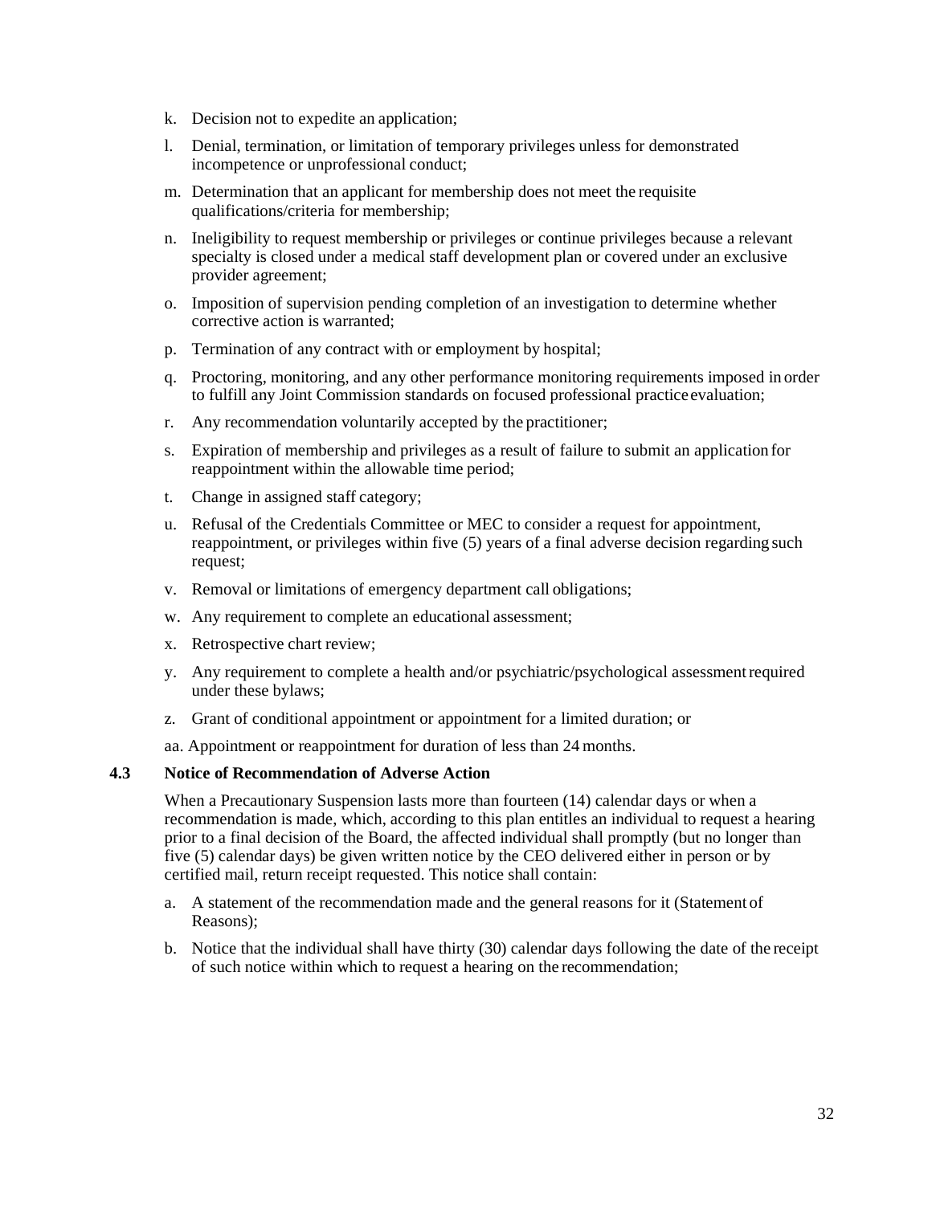k. Decision not to expedite an application;

l. Denial, termination, or limitation of temporary privileges unless for demonstrated incompetence or unprofessional conduct;

m. Determination that an applicant for membership does not meet the requisite qualifications/criteria for membership;

n. Ineligibility to request membership or privileges or continue privileges because a relevant specialty is closed under a medical staff development plan or covered under an exclusive provider agreement;

o. Imposition of supervision pending completion of an investigation to determine whether corrective action is warranted;

p. Termination of any contract with or employment by hospital;

q. Proctoring, monitoring, and any other performance monitoring requirements imposed in order to fulfill any Joint Commission standards on focused professional practice evaluation;

r. Any recommendation voluntarily accepted by the practitioner;

s. Expiration of membership and privileges as a result of failure to submit an application for reappointment within the allowable time period;

t. Change in assigned staff category;

u. Refusal of the Credentials Committee or MEC to consider a request for appointment, reappointment, or privileges within five (5) years of a final adverse decision regarding such request;

v. Removal or limitations of emergency department call obligations;

w. Any requirement to complete an educational assessment;

x. Retrospective chart review;

y. Any requirement to complete a health and/or psychiatric/psychological assessment required under these bylaws;

z. Grant of conditional appointment or appointment for a limited duration; or

aa. Appointment or reappointment for duration of less than 24 months.

### 4.3 Notice of Recommendation of Adverse Action

When a Precautionary Suspension lasts more than fourteen (14) calendar days or when a recommendation is made, which, according to this plan entitles an individual to request a hearing prior to a final decision of the Board, the affected individual shall promptly (but no longer than five (5) calendar days) be given written notice by the CEO delivered either in person or by certified mail, return receipt requested. This notice shall contain:

a. A statement of the recommendation made and the general reasons for it (Statement of Reasons);

b. Notice that the individual shall have thirty (30) calendar days following the date of the receipt of such notice within which to request a hearing on the recommendation;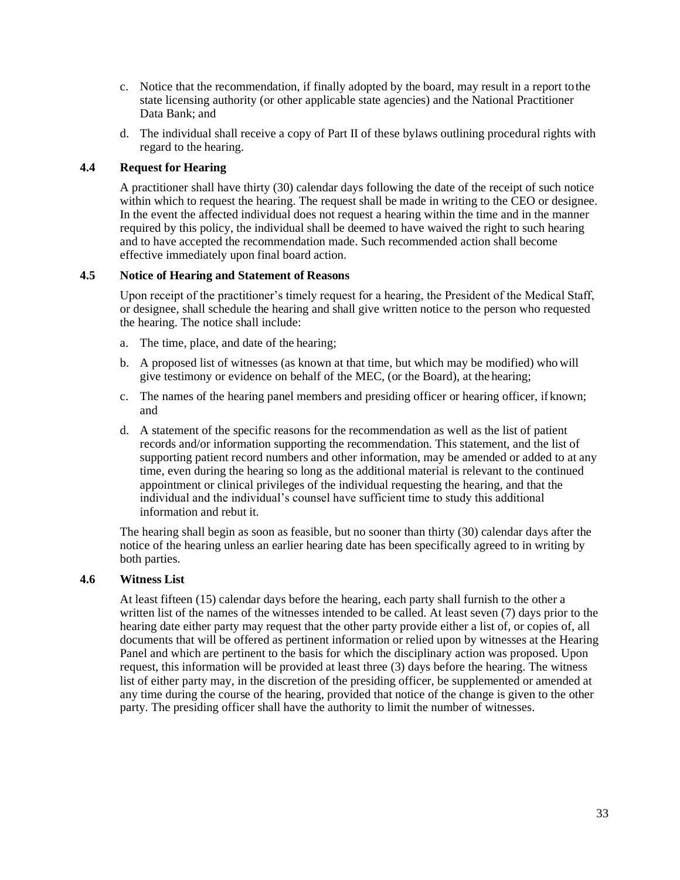c. Notice that the recommendation, if finally adopted by the board, may result in a report to the state licensing authority (or other applicable state agencies) and the National Practitioner Data Bank; and

d. The individual shall receive a copy of Part II of these bylaws outlining procedural rights with regard to the hearing.

### 4.4 Request for Hearing

A practitioner shall have thirty (30) calendar days following the date of the receipt of such notice within which to request the hearing. The request shall be made in writing to the CEO or designee. In the event the affected individual does not request a hearing within the time and in the manner required by this policy, the individual shall be deemed to have waived the right to such hearing and to have accepted the recommendation made. Such recommended action shall become effective immediately upon final board action.

### 4.5 Notice of Hearing and Statement of Reasons

Upon receipt of the practitioner's timely request for a hearing, the President of the Medical Staff, or designee, shall schedule the hearing and shall give written notice to the person who requested the hearing. The notice shall include:

a. The time, place, and date of the hearing;

b. A proposed list of witnesses (as known at that time, but which may be modified) who will give testimony or evidence on behalf of the MEC, (or the Board), at the hearing;

c. The names of the hearing panel members and presiding officer or hearing officer, if known; and

d. A statement of the specific reasons for the recommendation as well as the list of patient records and/or information supporting the recommendation. This statement, and the list of supporting patient record numbers and other information, may be amended or added to at any time, even during the hearing so long as the additional material is relevant to the continued appointment or clinical privileges of the individual requesting the hearing, and that the individual and the individual's counsel have sufficient time to study this additional information and rebut it.

The hearing shall begin as soon as feasible, but no sooner than thirty (30) calendar days after the notice of the hearing unless an earlier hearing date has been specifically agreed to in writing by both parties.

### 4.6 Witness List

At least fifteen (15) calendar days before the hearing, each party shall furnish to the other a written list of the names of the witnesses intended to be called. At least seven (7) days prior to the hearing date either party may request that the other party provide either a list of, or copies of, all documents that will be offered as pertinent information or relied upon by witnesses at the Hearing Panel and which are pertinent to the basis for which the disciplinary action was proposed. Upon request, this information will be provided at least three (3) days before the hearing. The witness list of either party may, in the discretion of the presiding officer, be supplemented or amended at any time during the course of the hearing, provided that notice of the change is given to the other party. The presiding officer shall have the authority to limit the number of witnesses.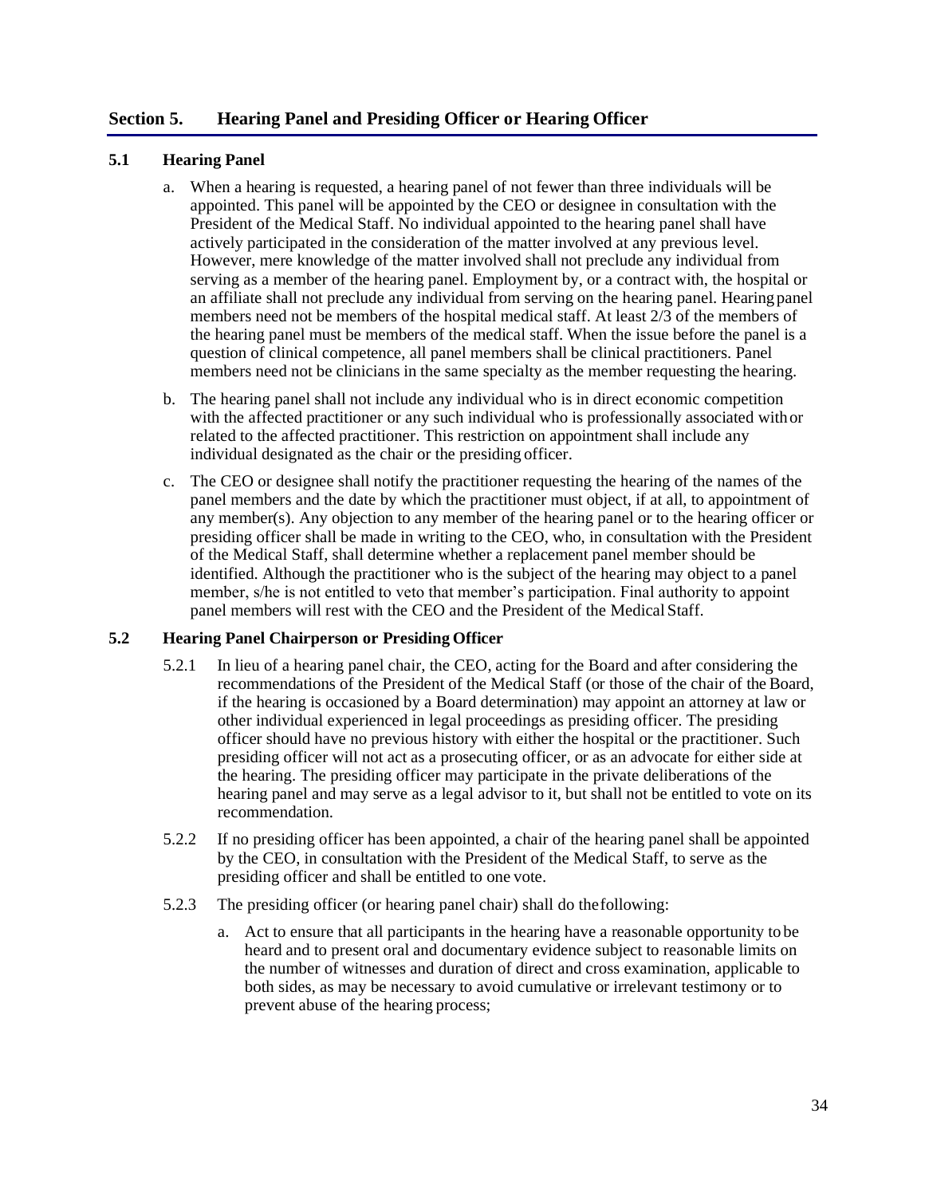## Section 5. Hearing Panel and Presiding Officer or Hearing Officer

### 5.1 Hearing Panel

a. When a hearing is requested, a hearing panel of not fewer than three individuals will be appointed. This panel will be appointed by the CEO or designee in consultation with the President of the Medical Staff. No individual appointed to the hearing panel shall have actively participated in the consideration of the matter involved at any previous level. However, mere knowledge of the matter involved shall not preclude any individual from serving as a member of the hearing panel. Employment by, or a contract with, the hospital or an affiliate shall not preclude any individual from serving on the hearing panel. Hearing panel members need not be members of the hospital medical staff. At least 2/3 of the members of the hearing panel must be members of the medical staff. When the issue before the panel is a question of clinical competence, all panel members shall be clinical practitioners. Panel members need not be clinicians in the same specialty as the member requesting the hearing.

b. The hearing panel shall not include any individual who is in direct economic competition with the affected practitioner or any such individual who is professionally associated with or related to the affected practitioner. This restriction on appointment shall include any individual designated as the chair or the presiding officer.

c. The CEO or designee shall notify the practitioner requesting the hearing of the names of the panel members and the date by which the practitioner must object, if at all, to appointment of any member(s). Any objection to any member of the hearing panel or to the hearing officer or presiding officer shall be made in writing to the CEO, who, in consultation with the President of the Medical Staff, shall determine whether a replacement panel member should be identified. Although the practitioner who is the subject of the hearing may object to a panel member, s/he is not entitled to veto that member's participation. Final authority to appoint panel members will rest with the CEO and the President of the Medical Staff.

### 5.2 Hearing Panel Chairperson or Presiding Officer

5.2.1 In lieu of a hearing panel chair, the CEO, acting for the Board and after considering the recommendations of the President of the Medical Staff (or those of the chair of the Board, if the hearing is occasioned by a Board determination) may appoint an attorney at law or other individual experienced in legal proceedings as presiding officer. The presiding officer should have no previous history with either the hospital or the practitioner. Such presiding officer will not act as a prosecuting officer, or as an advocate for either side at the hearing. The presiding officer may participate in the private deliberations of the hearing panel and may serve as a legal advisor to it, but shall not be entitled to vote on its recommendation.

5.2.2 If no presiding officer has been appointed, a chair of the hearing panel shall be appointed by the CEO, in consultation with the President of the Medical Staff, to serve as the presiding officer and shall be entitled to one vote.

5.2.3 The presiding officer (or hearing panel chair) shall do the following:

a. Act to ensure that all participants in the hearing have a reasonable opportunity to be heard and to present oral and documentary evidence subject to reasonable limits on the number of witnesses and duration of direct and cross examination, applicable to both sides, as may be necessary to avoid cumulative or irrelevant testimony or to prevent abuse of the hearing process;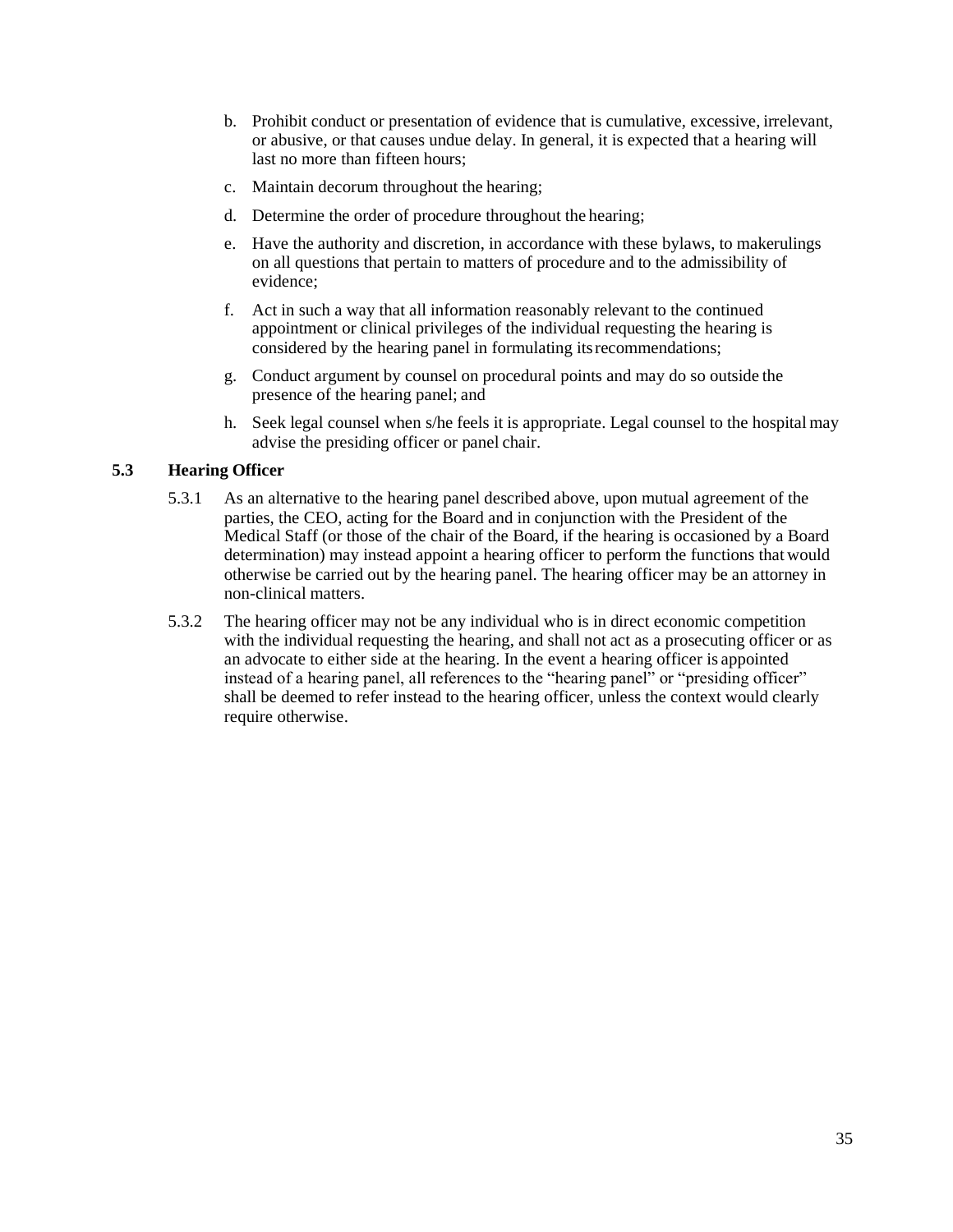b. Prohibit conduct or presentation of evidence that is cumulative, excessive, irrelevant, or abusive, or that causes undue delay. In general, it is expected that a hearing will last no more than fifteen hours;

c. Maintain decorum throughout the hearing;

d. Determine the order of procedure throughout the hearing;

e. Have the authority and discretion, in accordance with these bylaws, to makerulings on all questions that pertain to matters of procedure and to the admissibility of evidence;

f. Act in such a way that all information reasonably relevant to the continued appointment or clinical privileges of the individual requesting the hearing is considered by the hearing panel in formulating itsrecommendations;

g. Conduct argument by counsel on procedural points and may do so outside the presence of the hearing panel; and

h. Seek legal counsel when s/he feels it is appropriate. Legal counsel to the hospital may advise the presiding officer or panel chair.

### 5.3 Hearing Officer

5.3.1 As an alternative to the hearing panel described above, upon mutual agreement of the parties, the CEO, acting for the Board and in conjunction with the President of the Medical Staff (or those of the chair of the Board, if the hearing is occasioned by a Board determination) may instead appoint a hearing officer to perform the functions that would otherwise be carried out by the hearing panel. The hearing officer may be an attorney in non-clinical matters.

5.3.2 The hearing officer may not be any individual who is in direct economic competition with the individual requesting the hearing, and shall not act as a prosecuting officer or as an advocate to either side at the hearing. In the event a hearing officer is appointed instead of a hearing panel, all references to the "hearing panel" or "presiding officer" shall be deemed to refer instead to the hearing officer, unless the context would clearly require otherwise.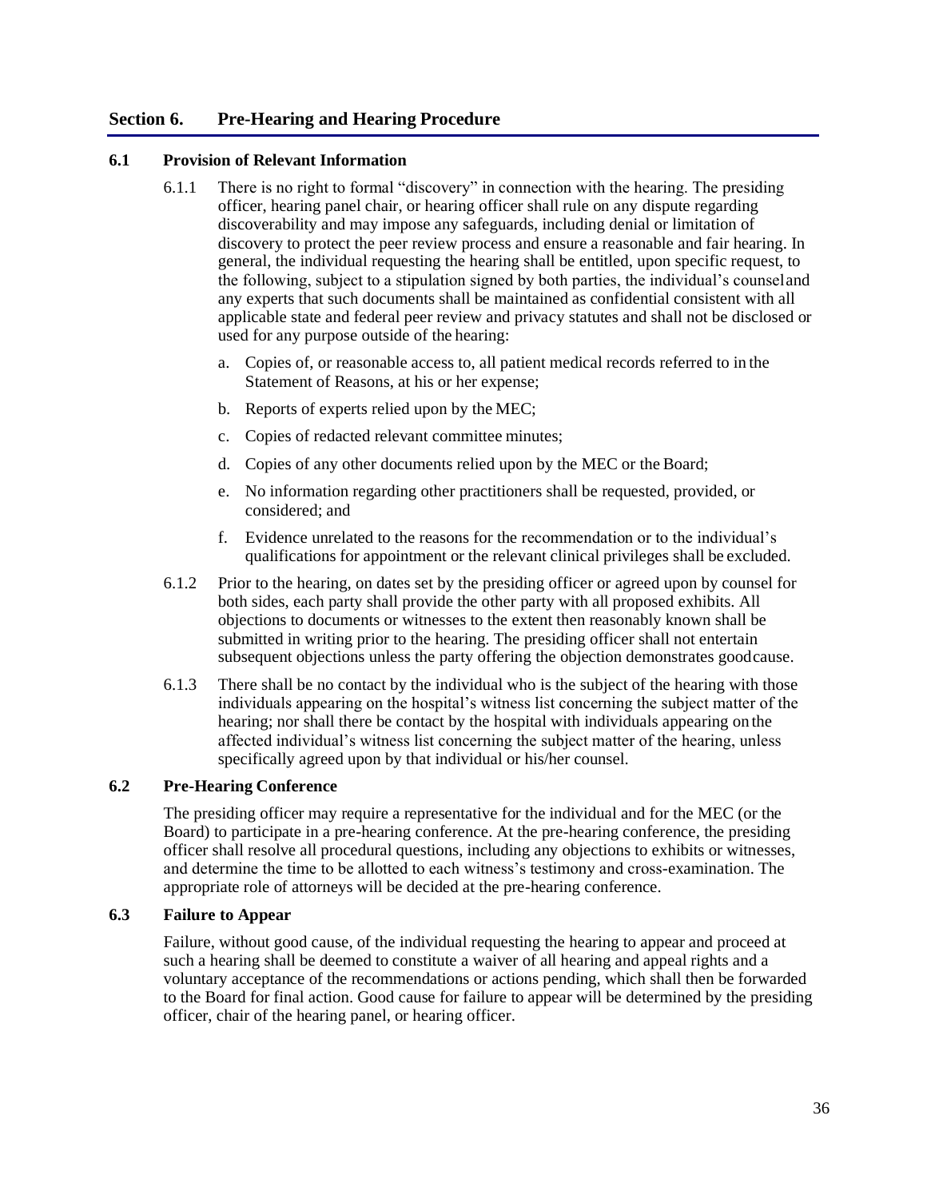## Section 6. Pre-Hearing and Hearing Procedure

### 6.1 Provision of Relevant Information

6.1.1 There is no right to formal "discovery" in connection with the hearing. The presiding officer, hearing panel chair, or hearing officer shall rule on any dispute regarding discoverability and may impose any safeguards, including denial or limitation of discovery to protect the peer review process and ensure a reasonable and fair hearing. In general, the individual requesting the hearing shall be entitled, upon specific request, to the following, subject to a stipulation signed by both parties, the individual's counsel and any experts that such documents shall be maintained as confidential consistent with all applicable state and federal peer review and privacy statutes and shall not be disclosed or used for any purpose outside of the hearing:

a. Copies of, or reasonable access to, all patient medical records referred to in the Statement of Reasons, at his or her expense;

b. Reports of experts relied upon by the MEC;

c. Copies of redacted relevant committee minutes;

d. Copies of any other documents relied upon by the MEC or the Board;

e. No information regarding other practitioners shall be requested, provided, or considered; and

f. Evidence unrelated to the reasons for the recommendation or to the individual's qualifications for appointment or the relevant clinical privileges shall be excluded.

6.1.2 Prior to the hearing, on dates set by the presiding officer or agreed upon by counsel for both sides, each party shall provide the other party with all proposed exhibits. All objections to documents or witnesses to the extent then reasonably known shall be submitted in writing prior to the hearing. The presiding officer shall not entertain subsequent objections unless the party offering the objection demonstrates good cause.

6.1.3 There shall be no contact by the individual who is the subject of the hearing with those individuals appearing on the hospital's witness list concerning the subject matter of the hearing; nor shall there be contact by the hospital with individuals appearing on the affected individual's witness list concerning the subject matter of the hearing, unless specifically agreed upon by that individual or his/her counsel.

### 6.2 Pre-Hearing Conference

The presiding officer may require a representative for the individual and for the MEC (or the Board) to participate in a pre-hearing conference. At the pre-hearing conference, the presiding officer shall resolve all procedural questions, including any objections to exhibits or witnesses, and determine the time to be allotted to each witness's testimony and cross-examination. The appropriate role of attorneys will be decided at the pre-hearing conference.

### 6.3 Failure to Appear

Failure, without good cause, of the individual requesting the hearing to appear and proceed at such a hearing shall be deemed to constitute a waiver of all hearing and appeal rights and a voluntary acceptance of the recommendations or actions pending, which shall then be forwarded to the Board for final action. Good cause for failure to appear will be determined by the presiding officer, chair of the hearing panel, or hearing officer.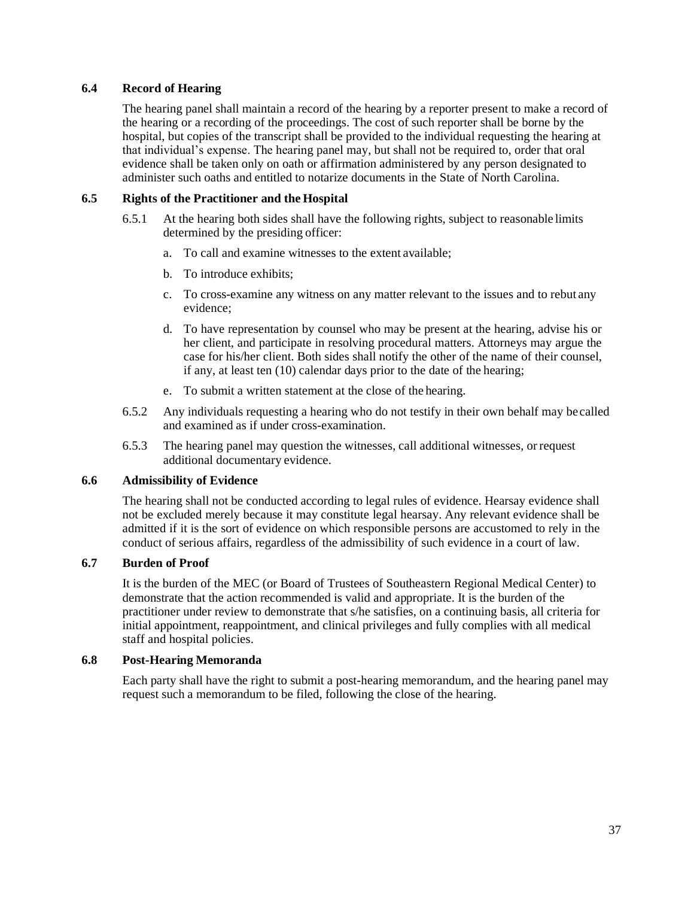### 6.4 Record of Hearing

The hearing panel shall maintain a record of the hearing by a reporter present to make a record of the hearing or a recording of the proceedings. The cost of such reporter shall be borne by the hospital, but copies of the transcript shall be provided to the individual requesting the hearing at that individual's expense. The hearing panel may, but shall not be required to, order that oral evidence shall be taken only on oath or affirmation administered by any person designated to administer such oaths and entitled to notarize documents in the State of North Carolina.

### 6.5 Rights of the Practitioner and the Hospital

6.5.1 At the hearing both sides shall have the following rights, subject to reasonable limits determined by the presiding officer:

a. To call and examine witnesses to the extent available;

b. To introduce exhibits;

c. To cross-examine any witness on any matter relevant to the issues and to rebut any evidence;

d. To have representation by counsel who may be present at the hearing, advise his or her client, and participate in resolving procedural matters. Attorneys may argue the case for his/her client. Both sides shall notify the other of the name of their counsel, if any, at least ten (10) calendar days prior to the date of the hearing;

e. To submit a written statement at the close of the hearing.

6.5.2 Any individuals requesting a hearing who do not testify in their own behalf may be called and examined as if under cross-examination.

6.5.3 The hearing panel may question the witnesses, call additional witnesses, or request additional documentary evidence.

### 6.6 Admissibility of Evidence

The hearing shall not be conducted according to legal rules of evidence. Hearsay evidence shall not be excluded merely because it may constitute legal hearsay. Any relevant evidence shall be admitted if it is the sort of evidence on which responsible persons are accustomed to rely in the conduct of serious affairs, regardless of the admissibility of such evidence in a court of law.

### 6.7 Burden of Proof

It is the burden of the MEC (or Board of Trustees of Southeastern Regional Medical Center) to demonstrate that the action recommended is valid and appropriate. It is the burden of the practitioner under review to demonstrate that s/he satisfies, on a continuing basis, all criteria for initial appointment, reappointment, and clinical privileges and fully complies with all medical staff and hospital policies.

### 6.8 Post-Hearing Memoranda

Each party shall have the right to submit a post-hearing memorandum, and the hearing panel may request such a memorandum to be filed, following the close of the hearing.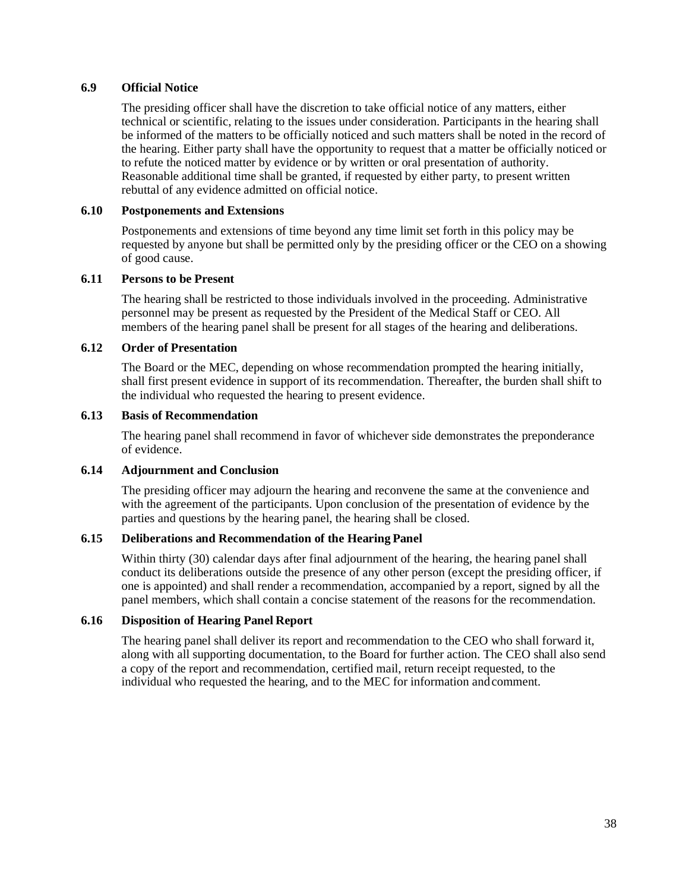### 6.9 Official Notice

The presiding officer shall have the discretion to take official notice of any matters, either technical or scientific, relating to the issues under consideration. Participants in the hearing shall be informed of the matters to be officially noticed and such matters shall be noted in the record of the hearing. Either party shall have the opportunity to request that a matter be officially noticed or to refute the noticed matter by evidence or by written or oral presentation of authority. Reasonable additional time shall be granted, if requested by either party, to present written rebuttal of any evidence admitted on official notice.

### 6.10 Postponements and Extensions

Postponements and extensions of time beyond any time limit set forth in this policy may be requested by anyone but shall be permitted only by the presiding officer or the CEO on a showing of good cause.

### 6.11 Persons to be Present

The hearing shall be restricted to those individuals involved in the proceeding. Administrative personnel may be present as requested by the President of the Medical Staff or CEO. All members of the hearing panel shall be present for all stages of the hearing and deliberations.

### 6.12 Order of Presentation

The Board or the MEC, depending on whose recommendation prompted the hearing initially, shall first present evidence in support of its recommendation. Thereafter, the burden shall shift to the individual who requested the hearing to present evidence.

### 6.13 Basis of Recommendation

The hearing panel shall recommend in favor of whichever side demonstrates the preponderance of evidence.

### 6.14 Adjournment and Conclusion

The presiding officer may adjourn the hearing and reconvene the same at the convenience and with the agreement of the participants. Upon conclusion of the presentation of evidence by the parties and questions by the hearing panel, the hearing shall be closed.

### 6.15 Deliberations and Recommendation of the Hearing Panel

Within thirty (30) calendar days after final adjournment of the hearing, the hearing panel shall conduct its deliberations outside the presence of any other person (except the presiding officer, if one is appointed) and shall render a recommendation, accompanied by a report, signed by all the panel members, which shall contain a concise statement of the reasons for the recommendation.

### 6.16 Disposition of Hearing Panel Report

The hearing panel shall deliver its report and recommendation to the CEO who shall forward it, along with all supporting documentation, to the Board for further action. The CEO shall also send a copy of the report and recommendation, certified mail, return receipt requested, to the individual who requested the hearing, and to the MEC for information and comment.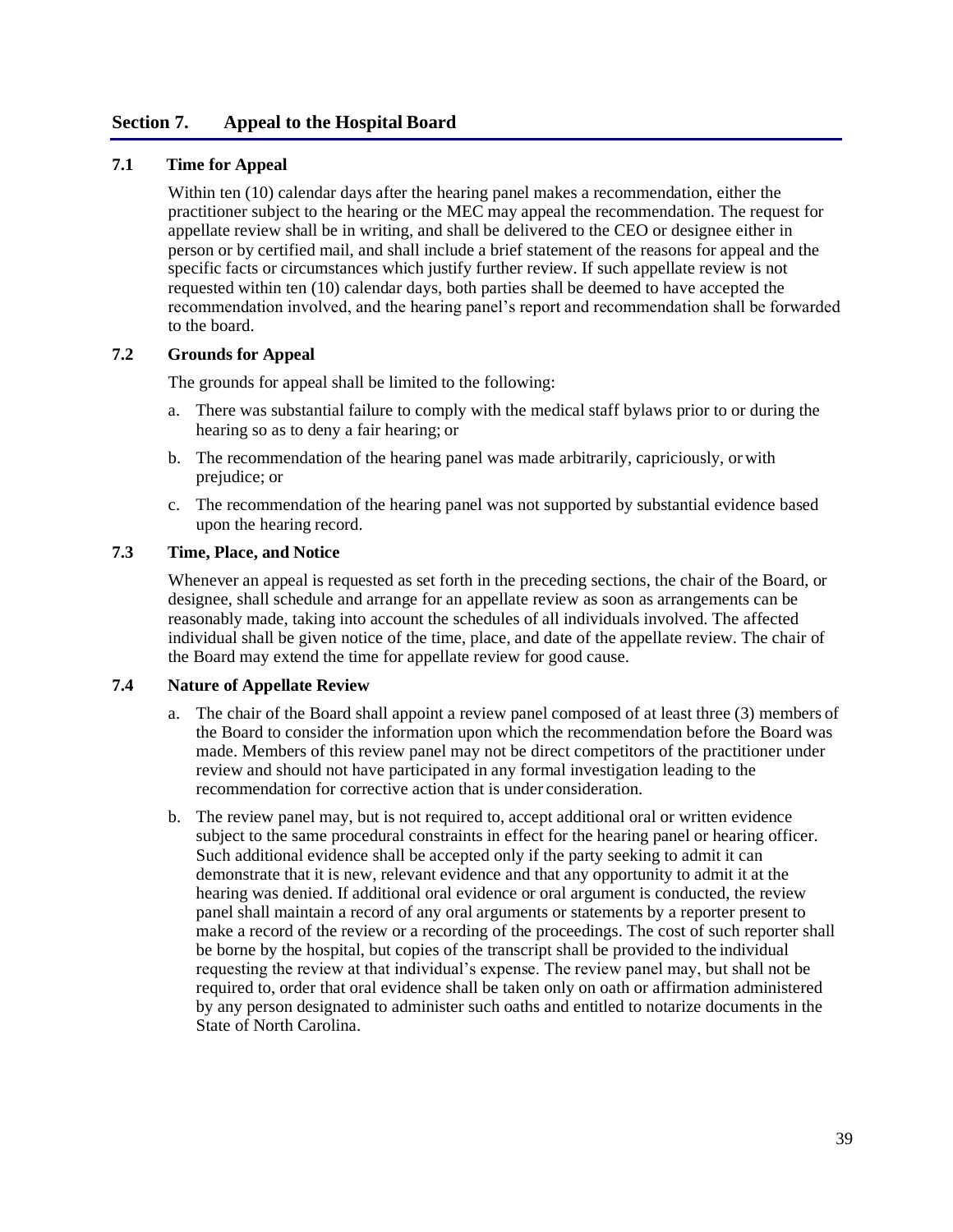## Section 7. Appeal to the Hospital Board

### 7.1 Time for Appeal

Within ten (10) calendar days after the hearing panel makes a recommendation, either the practitioner subject to the hearing or the MEC may appeal the recommendation. The request for appellate review shall be in writing, and shall be delivered to the CEO or designee either in person or by certified mail, and shall include a brief statement of the reasons for appeal and the specific facts or circumstances which justify further review. If such appellate review is not requested within ten (10) calendar days, both parties shall be deemed to have accepted the recommendation involved, and the hearing panel's report and recommendation shall be forwarded to the board.

### 7.2 Grounds for Appeal

The grounds for appeal shall be limited to the following:

a. There was substantial failure to comply with the medical staff bylaws prior to or during the hearing so as to deny a fair hearing; or

b. The recommendation of the hearing panel was made arbitrarily, capriciously, or with prejudice; or

c. The recommendation of the hearing panel was not supported by substantial evidence based upon the hearing record.

### 7.3 Time, Place, and Notice

Whenever an appeal is requested as set forth in the preceding sections, the chair of the Board, or designee, shall schedule and arrange for an appellate review as soon as arrangements can be reasonably made, taking into account the schedules of all individuals involved. The affected individual shall be given notice of the time, place, and date of the appellate review. The chair of the Board may extend the time for appellate review for good cause.

### 7.4 Nature of Appellate Review

a. The chair of the Board shall appoint a review panel composed of at least three (3) members of the Board to consider the information upon which the recommendation before the Board was made. Members of this review panel may not be direct competitors of the practitioner under review and should not have participated in any formal investigation leading to the recommendation for corrective action that is under consideration.

b. The review panel may, but is not required to, accept additional oral or written evidence subject to the same procedural constraints in effect for the hearing panel or hearing officer. Such additional evidence shall be accepted only if the party seeking to admit it can demonstrate that it is new, relevant evidence and that any opportunity to admit it at the hearing was denied. If additional oral evidence or oral argument is conducted, the review panel shall maintain a record of any oral arguments or statements by a reporter present to make a record of the review or a recording of the proceedings. The cost of such reporter shall be borne by the hospital, but copies of the transcript shall be provided to the individual requesting the review at that individual's expense. The review panel may, but shall not be required to, order that oral evidence shall be taken only on oath or affirmation administered by any person designated to administer such oaths and entitled to notarize documents in the State of North Carolina.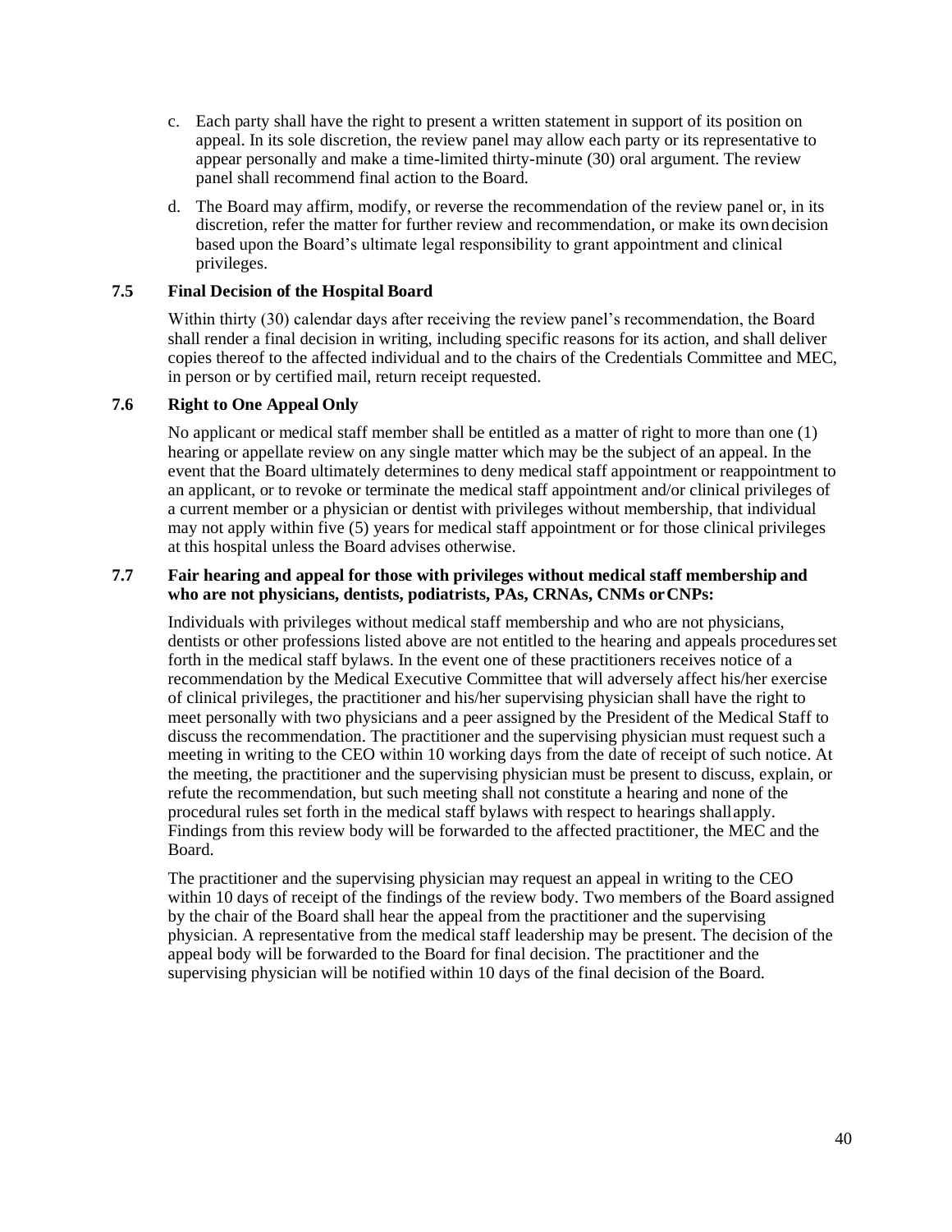c. Each party shall have the right to present a written statement in support of its position on appeal. In its sole discretion, the review panel may allow each party or its representative to appear personally and make a time-limited thirty-minute (30) oral argument. The review panel shall recommend final action to the Board.

d. The Board may affirm, modify, or reverse the recommendation of the review panel or, in its discretion, refer the matter for further review and recommendation, or make its own decision based upon the Board's ultimate legal responsibility to grant appointment and clinical privileges.

### 7.5 Final Decision of the Hospital Board

Within thirty (30) calendar days after receiving the review panel's recommendation, the Board shall render a final decision in writing, including specific reasons for its action, and shall deliver copies thereof to the affected individual and to the chairs of the Credentials Committee and MEC, in person or by certified mail, return receipt requested.

### 7.6 Right to One Appeal Only

No applicant or medical staff member shall be entitled as a matter of right to more than one (1) hearing or appellate review on any single matter which may be the subject of an appeal. In the event that the Board ultimately determines to deny medical staff appointment or reappointment to an applicant, or to revoke or terminate the medical staff appointment and/or clinical privileges of a current member or a physician or dentist with privileges without membership, that individual may not apply within five (5) years for medical staff appointment or for those clinical privileges at this hospital unless the Board advises otherwise.

### 7.7 Fair hearing and appeal for those with privileges without medical staff membership and who are not physicians, dentists, podiatrists, PAs, CRNAs, CNMs or CNPs:

Individuals with privileges without medical staff membership and who are not physicians, dentists or other professions listed above are not entitled to the hearing and appeals procedures set forth in the medical staff bylaws. In the event one of these practitioners receives notice of a recommendation by the Medical Executive Committee that will adversely affect his/her exercise of clinical privileges, the practitioner and his/her supervising physician shall have the right to meet personally with two physicians and a peer assigned by the President of the Medical Staff to discuss the recommendation. The practitioner and the supervising physician must request such a meeting in writing to the CEO within 10 working days from the date of receipt of such notice. At the meeting, the practitioner and the supervising physician must be present to discuss, explain, or refute the recommendation, but such meeting shall not constitute a hearing and none of the procedural rules set forth in the medical staff bylaws with respect to hearings shall apply. Findings from this review body will be forwarded to the affected practitioner, the MEC and the Board.

The practitioner and the supervising physician may request an appeal in writing to the CEO within 10 days of receipt of the findings of the review body. Two members of the Board assigned by the chair of the Board shall hear the appeal from the practitioner and the supervising physician. A representative from the medical staff leadership may be present. The decision of the appeal body will be forwarded to the Board for final decision. The practitioner and the supervising physician will be notified within 10 days of the final decision of the Board.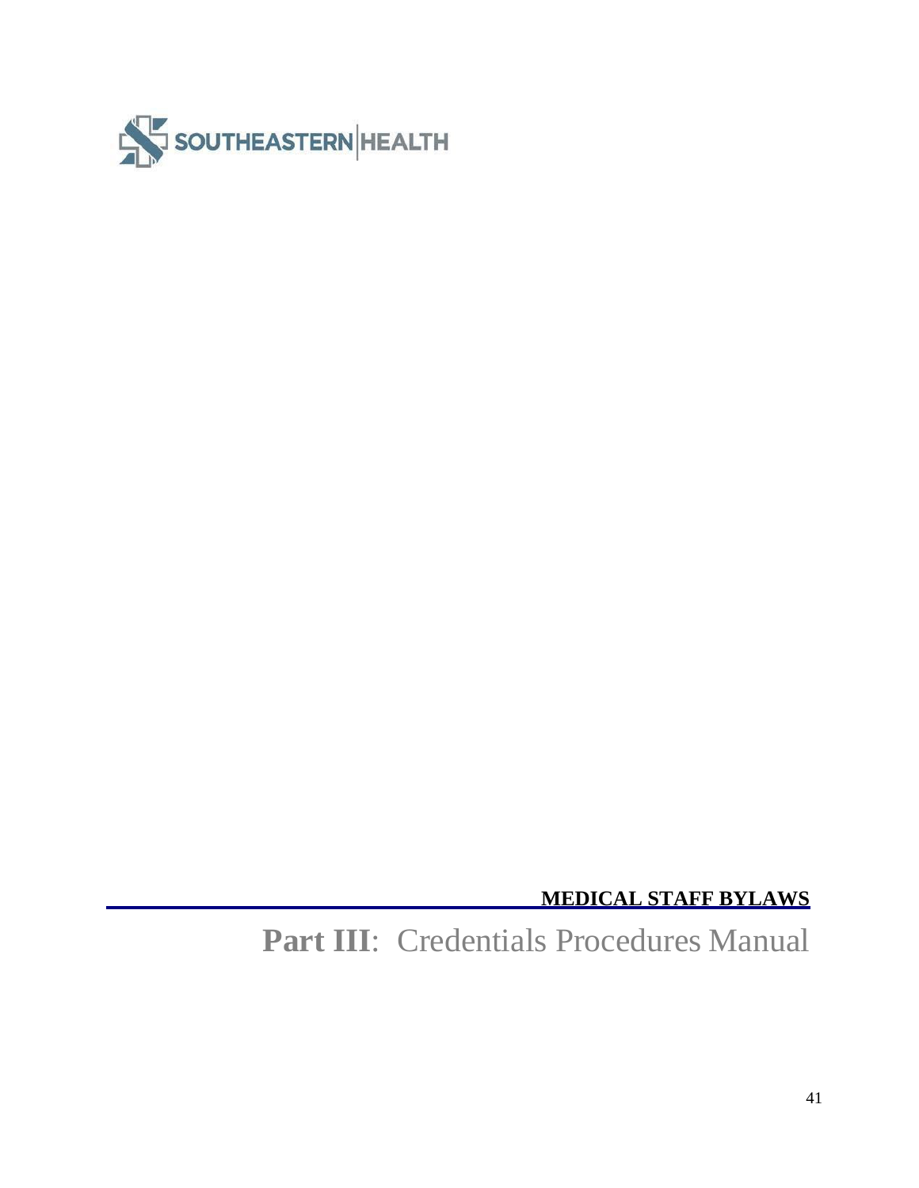SOUTHEASTERN HEALTH

**MEDICAL STAFF BYLAWS**

# **Part III**: Credentials Procedures Manual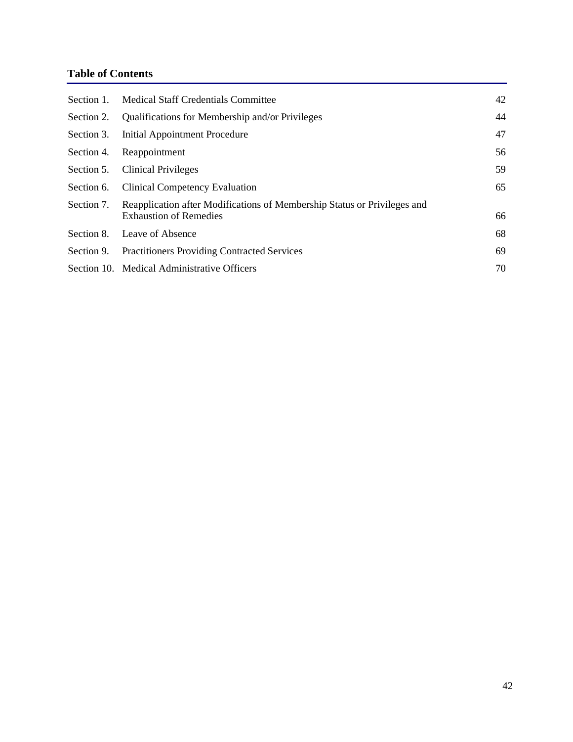**Table of Contents**

| | | |
|---|---|---|
| Section 1. | Medical Staff Credentials Committee | 42 |
| Section 2. | Qualifications for Membership and/or Privileges | 44 |
| Section 3. | Initial Appointment Procedure | 47 |
| Section 4. | Reappointment | 56 |
| Section 5. | Clinical Privileges | 59 |
| Section 6. | Clinical Competency Evaluation | 65 |
| Section 7. | Reapplication after Modifications of Membership Status or Privileges and Exhaustion of Remedies | 66 |
| Section 8. | Leave of Absence | 68 |
| Section 9. | Practitioners Providing Contracted Services | 69 |
| Section 10. | Medical Administrative Officers | 70 |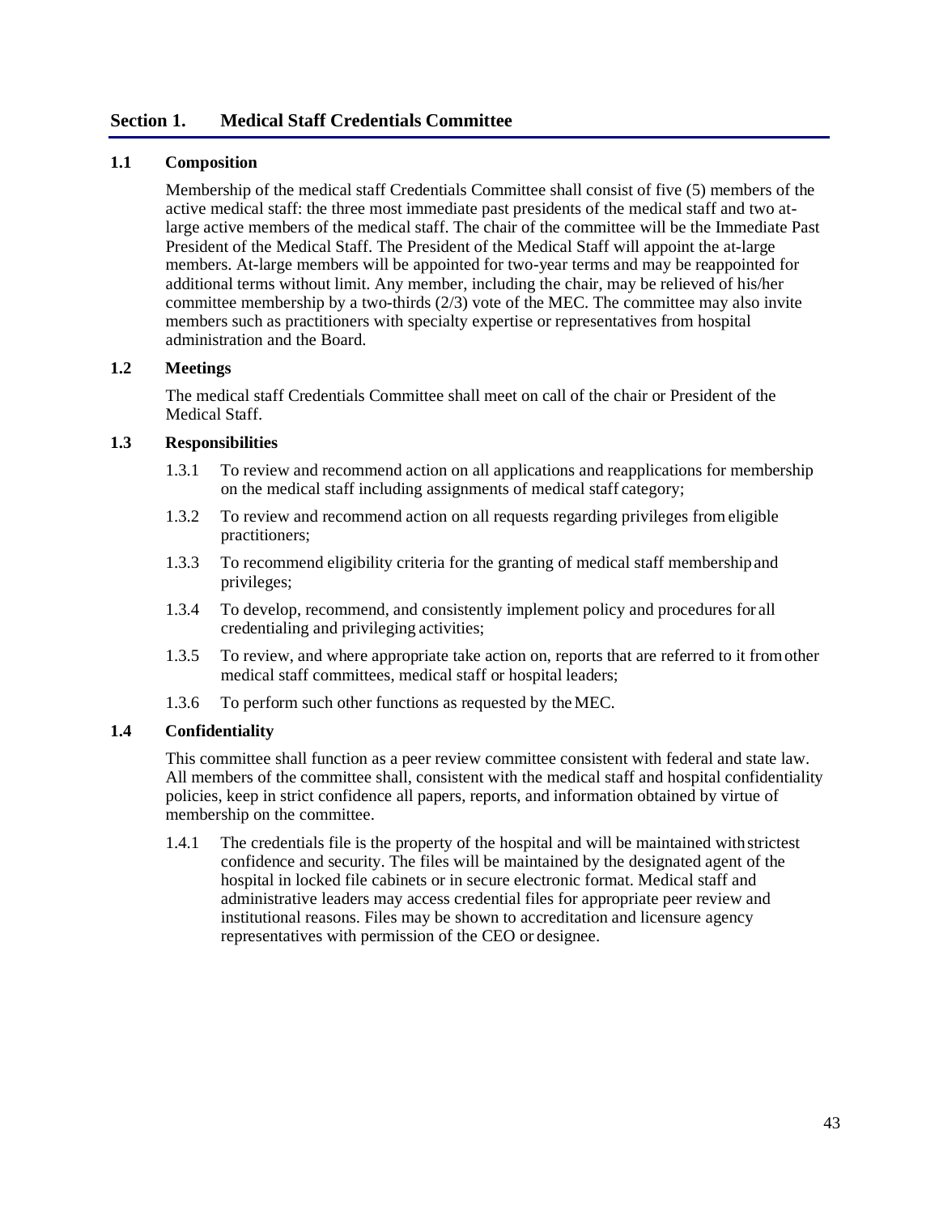## Section 1. Medical Staff Credentials Committee

### 1.1 Composition

Membership of the medical staff Credentials Committee shall consist of five (5) members of the active medical staff: the three most immediate past presidents of the medical staff and two at-large active members of the medical staff. The chair of the committee will be the Immediate Past President of the Medical Staff. The President of the Medical Staff will appoint the at-large members. At-large members will be appointed for two-year terms and may be reappointed for additional terms without limit. Any member, including the chair, may be relieved of his/her committee membership by a two-thirds (2/3) vote of the MEC. The committee may also invite members such as practitioners with specialty expertise or representatives from hospital administration and the Board.

### 1.2 Meetings

The medical staff Credentials Committee shall meet on call of the chair or President of the Medical Staff.

### 1.3 Responsibilities

1.3.1 To review and recommend action on all applications and reapplications for membership on the medical staff including assignments of medical staff category;

1.3.2 To review and recommend action on all requests regarding privileges from eligible practitioners;

1.3.3 To recommend eligibility criteria for the granting of medical staff membership and privileges;

1.3.4 To develop, recommend, and consistently implement policy and procedures for all credentialing and privileging activities;

1.3.5 To review, and where appropriate take action on, reports that are referred to it from other medical staff committees, medical staff or hospital leaders;

1.3.6 To perform such other functions as requested by the MEC.

### 1.4 Confidentiality

This committee shall function as a peer review committee consistent with federal and state law. All members of the committee shall, consistent with the medical staff and hospital confidentiality policies, keep in strict confidence all papers, reports, and information obtained by virtue of membership on the committee.

1.4.1 The credentials file is the property of the hospital and will be maintained with strictest confidence and security. The files will be maintained by the designated agent of the hospital in locked file cabinets or in secure electronic format. Medical staff and administrative leaders may access credential files for appropriate peer review and institutional reasons. Files may be shown to accreditation and licensure agency representatives with permission of the CEO or designee.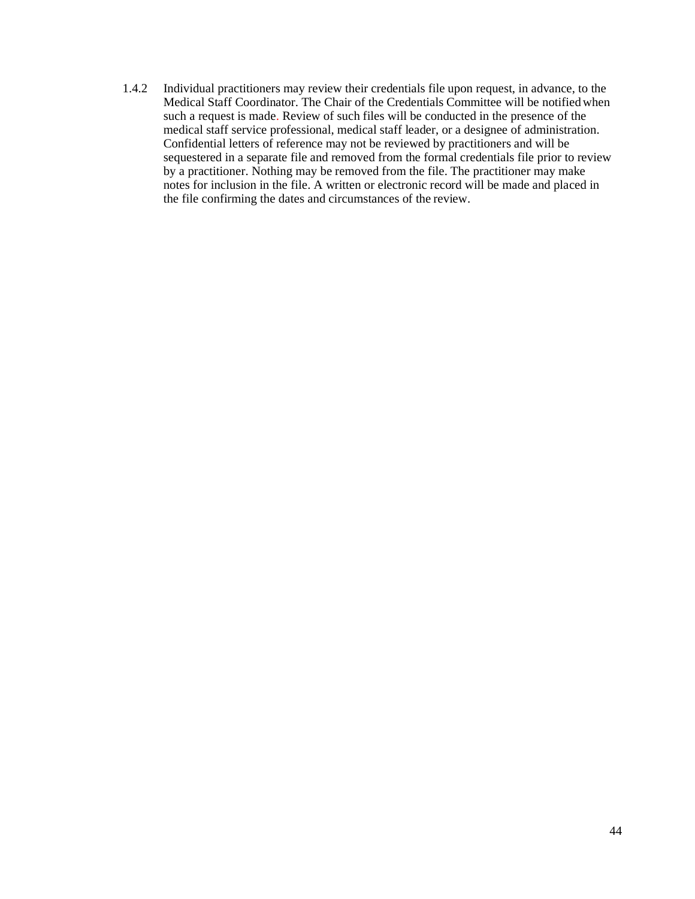1.4.2 Individual practitioners may review their credentials file upon request, in advance, to the Medical Staff Coordinator. The Chair of the Credentials Committee will be notified when such a request is made. Review of such files will be conducted in the presence of the medical staff service professional, medical staff leader, or a designee of administration. Confidential letters of reference may not be reviewed by practitioners and will be sequestered in a separate file and removed from the formal credentials file prior to review by a practitioner. Nothing may be removed from the file. The practitioner may make notes for inclusion in the file. A written or electronic record will be made and placed in the file confirming the dates and circumstances of the review.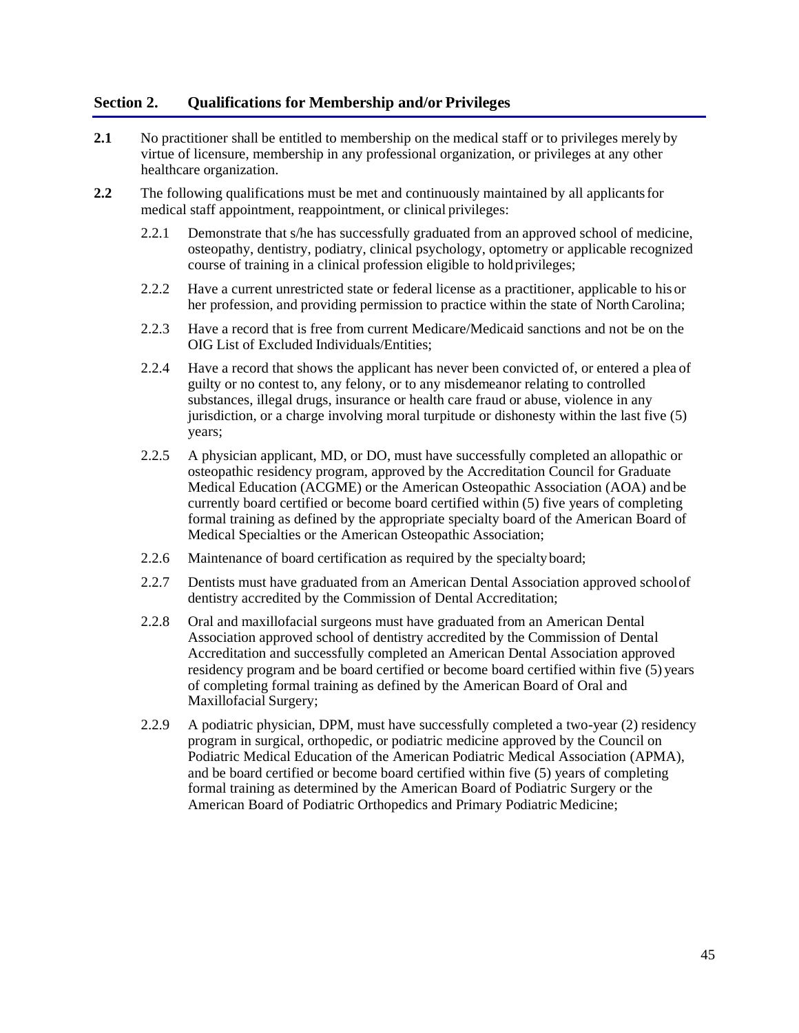## Section 2. Qualifications for Membership and/or Privileges

**2.1** No practitioner shall be entitled to membership on the medical staff or to privileges merely by virtue of licensure, membership in any professional organization, or privileges at any other healthcare organization.

**2.2** The following qualifications must be met and continuously maintained by all applicants for medical staff appointment, reappointment, or clinical privileges:

2.2.1 Demonstrate that s/he has successfully graduated from an approved school of medicine, osteopathy, dentistry, podiatry, clinical psychology, optometry or applicable recognized course of training in a clinical profession eligible to hold privileges;

2.2.2 Have a current unrestricted state or federal license as a practitioner, applicable to his or her profession, and providing permission to practice within the state of North Carolina;

2.2.3 Have a record that is free from current Medicare/Medicaid sanctions and not be on the OIG List of Excluded Individuals/Entities;

2.2.4 Have a record that shows the applicant has never been convicted of, or entered a plea of guilty or no contest to, any felony, or to any misdemeanor relating to controlled substances, illegal drugs, insurance or health care fraud or abuse, violence in any jurisdiction, or a charge involving moral turpitude or dishonesty within the last five (5) years;

2.2.5 A physician applicant, MD, or DO, must have successfully completed an allopathic or osteopathic residency program, approved by the Accreditation Council for Graduate Medical Education (ACGME) or the American Osteopathic Association (AOA) and be currently board certified or become board certified within (5) five years of completing formal training as defined by the appropriate specialty board of the American Board of Medical Specialties or the American Osteopathic Association;

2.2.6 Maintenance of board certification as required by the specialty board;

2.2.7 Dentists must have graduated from an American Dental Association approved school of dentistry accredited by the Commission of Dental Accreditation;

2.2.8 Oral and maxillofacial surgeons must have graduated from an American Dental Association approved school of dentistry accredited by the Commission of Dental Accreditation and successfully completed an American Dental Association approved residency program and be board certified or become board certified within five (5) years of completing formal training as defined by the American Board of Oral and Maxillofacial Surgery;

2.2.9 A podiatric physician, DPM, must have successfully completed a two-year (2) residency program in surgical, orthopedic, or podiatric medicine approved by the Council on Podiatric Medical Education of the American Podiatric Medical Association (APMA), and be board certified or become board certified within five (5) years of completing formal training as determined by the American Board of Podiatric Surgery or the American Board of Podiatric Orthopedics and Primary Podiatric Medicine;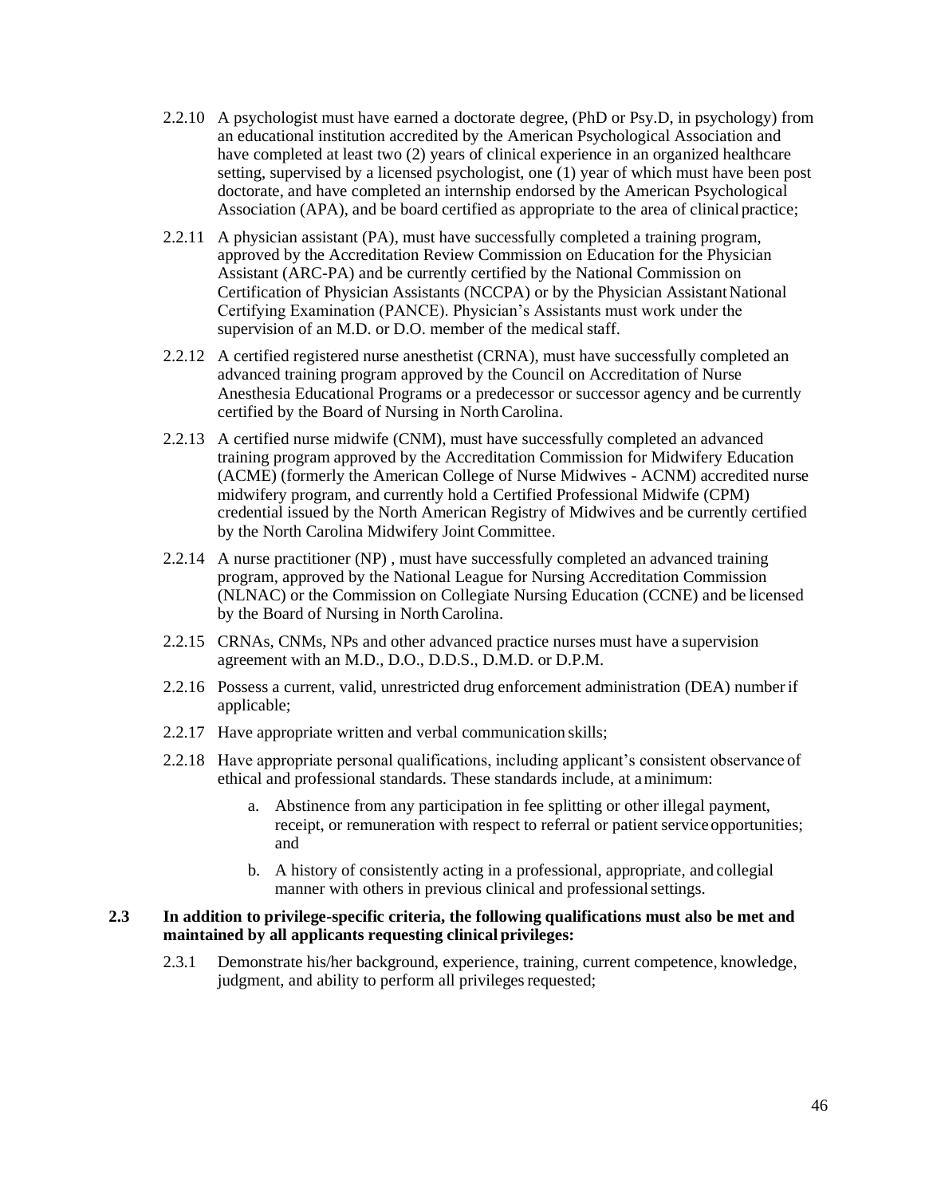2.2.10 A psychologist must have earned a doctorate degree, (PhD or Psy.D, in psychology) from an educational institution accredited by the American Psychological Association and have completed at least two (2) years of clinical experience in an organized healthcare setting, supervised by a licensed psychologist, one (1) year of which must have been post doctorate, and have completed an internship endorsed by the American Psychological Association (APA), and be board certified as appropriate to the area of clinical practice;

2.2.11 A physician assistant (PA), must have successfully completed a training program, approved by the Accreditation Review Commission on Education for the Physician Assistant (ARC-PA) and be currently certified by the National Commission on Certification of Physician Assistants (NCCPA) or by the Physician Assistant National Certifying Examination (PANCE). Physician's Assistants must work under the supervision of an M.D. or D.O. member of the medical staff.

2.2.12 A certified registered nurse anesthetist (CRNA), must have successfully completed an advanced training program approved by the Council on Accreditation of Nurse Anesthesia Educational Programs or a predecessor or successor agency and be currently certified by the Board of Nursing in North Carolina.

2.2.13 A certified nurse midwife (CNM), must have successfully completed an advanced training program approved by the Accreditation Commission for Midwifery Education (ACME) (formerly the American College of Nurse Midwives - ACNM) accredited nurse midwifery program, and currently hold a Certified Professional Midwife (CPM) credential issued by the North American Registry of Midwives and be currently certified by the North Carolina Midwifery Joint Committee.

2.2.14 A nurse practitioner (NP) , must have successfully completed an advanced training program, approved by the National League for Nursing Accreditation Commission (NLNAC) or the Commission on Collegiate Nursing Education (CCNE) and be licensed by the Board of Nursing in North Carolina.

2.2.15 CRNAs, CNMs, NPs and other advanced practice nurses must have a supervision agreement with an M.D., D.O., D.D.S., D.M.D. or D.P.M.

2.2.16 Possess a current, valid, unrestricted drug enforcement administration (DEA) number if applicable;

2.2.17 Have appropriate written and verbal communication skills;

2.2.18 Have appropriate personal qualifications, including applicant's consistent observance of ethical and professional standards. These standards include, at a minimum:

a. Abstinence from any participation in fee splitting or other illegal payment, receipt, or remuneration with respect to referral or patient service opportunities; and

b. A history of consistently acting in a professional, appropriate, and collegial manner with others in previous clinical and professional settings.

**2.3 In addition to privilege-specific criteria, the following qualifications must also be met and maintained by all applicants requesting clinical privileges:**

2.3.1 Demonstrate his/her background, experience, training, current competence, knowledge, judgment, and ability to perform all privileges requested;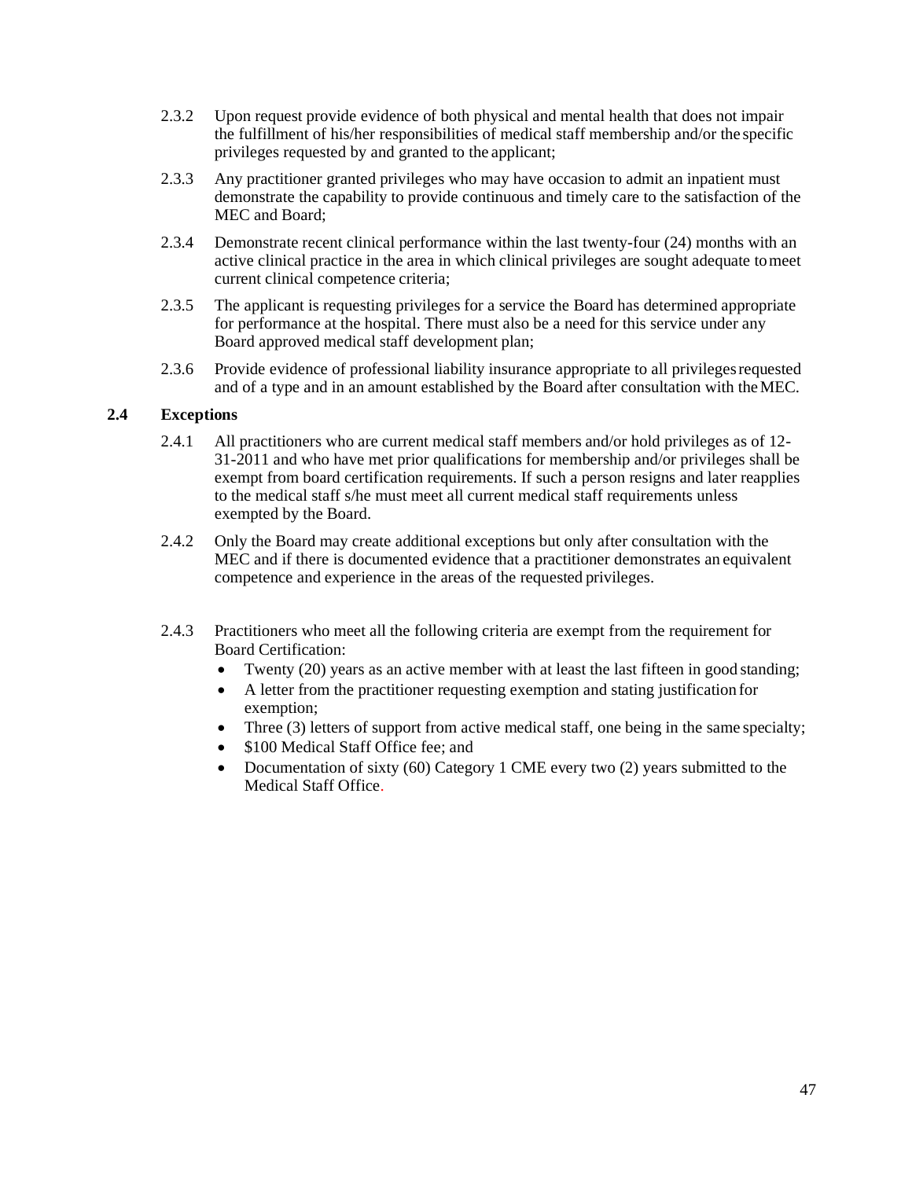2.3.2 Upon request provide evidence of both physical and mental health that does not impair the fulfillment of his/her responsibilities of medical staff membership and/or the specific privileges requested by and granted to the applicant;

2.3.3 Any practitioner granted privileges who may have occasion to admit an inpatient must demonstrate the capability to provide continuous and timely care to the satisfaction of the MEC and Board;

2.3.4 Demonstrate recent clinical performance within the last twenty-four (24) months with an active clinical practice in the area in which clinical privileges are sought adequate to meet current clinical competence criteria;

2.3.5 The applicant is requesting privileges for a service the Board has determined appropriate for performance at the hospital. There must also be a need for this service under any Board approved medical staff development plan;

2.3.6 Provide evidence of professional liability insurance appropriate to all privileges requested and of a type and in an amount established by the Board after consultation with the MEC.

### 2.4 Exceptions

2.4.1 All practitioners who are current medical staff members and/or hold privileges as of 12-31-2011 and who have met prior qualifications for membership and/or privileges shall be exempt from board certification requirements. If such a person resigns and later reapplies to the medical staff s/he must meet all current medical staff requirements unless exempted by the Board.

2.4.2 Only the Board may create additional exceptions but only after consultation with the MEC and if there is documented evidence that a practitioner demonstrates an equivalent competence and experience in the areas of the requested privileges.

2.4.3 Practitioners who meet all the following criteria are exempt from the requirement for Board Certification:

- Twenty (20) years as an active member with at least the last fifteen in good standing;
- A letter from the practitioner requesting exemption and stating justification for exemption;
- Three (3) letters of support from active medical staff, one being in the same specialty;
- $100 Medical Staff Office fee; and
- Documentation of sixty (60) Category 1 CME every two (2) years submitted to the Medical Staff Office.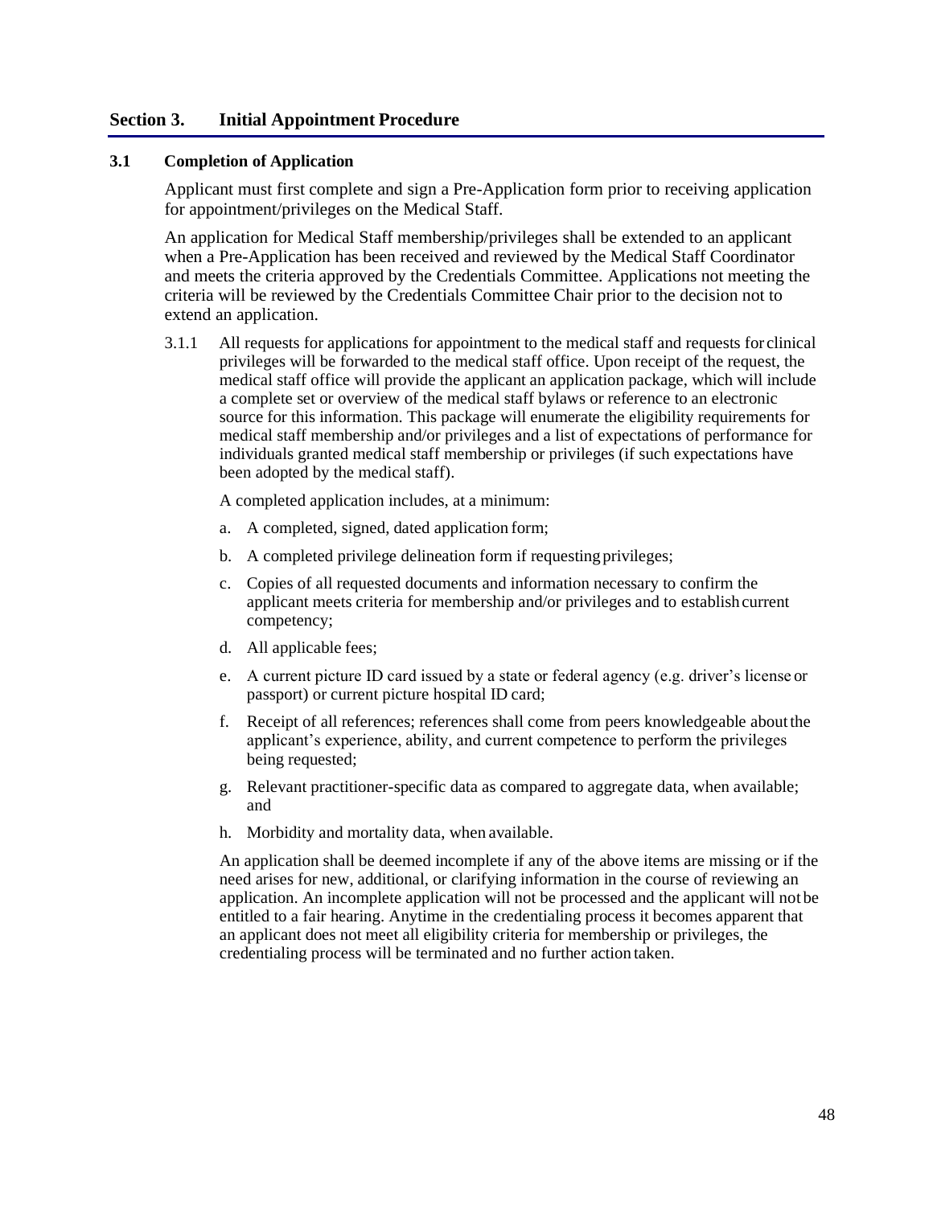## Section 3. Initial Appointment Procedure

### 3.1 Completion of Application

Applicant must first complete and sign a Pre-Application form prior to receiving application for appointment/privileges on the Medical Staff.

An application for Medical Staff membership/privileges shall be extended to an applicant when a Pre-Application has been received and reviewed by the Medical Staff Coordinator and meets the criteria approved by the Credentials Committee. Applications not meeting the criteria will be reviewed by the Credentials Committee Chair prior to the decision not to extend an application.

3.1.1 All requests for applications for appointment to the medical staff and requests for clinical privileges will be forwarded to the medical staff office. Upon receipt of the request, the medical staff office will provide the applicant an application package, which will include a complete set or overview of the medical staff bylaws or reference to an electronic source for this information. This package will enumerate the eligibility requirements for medical staff membership and/or privileges and a list of expectations of performance for individuals granted medical staff membership or privileges (if such expectations have been adopted by the medical staff).

A completed application includes, at a minimum:

a. A completed, signed, dated application form;

b. A completed privilege delineation form if requesting privileges;

c. Copies of all requested documents and information necessary to confirm the applicant meets criteria for membership and/or privileges and to establish current competency;

d. All applicable fees;

e. A current picture ID card issued by a state or federal agency (e.g. driver's license or passport) or current picture hospital ID card;

f. Receipt of all references; references shall come from peers knowledgeable about the applicant's experience, ability, and current competence to perform the privileges being requested;

g. Relevant practitioner-specific data as compared to aggregate data, when available; and

h. Morbidity and mortality data, when available.

An application shall be deemed incomplete if any of the above items are missing or if the need arises for new, additional, or clarifying information in the course of reviewing an application. An incomplete application will not be processed and the applicant will not be entitled to a fair hearing. Anytime in the credentialing process it becomes apparent that an applicant does not meet all eligibility criteria for membership or privileges, the credentialing process will be terminated and no further action taken.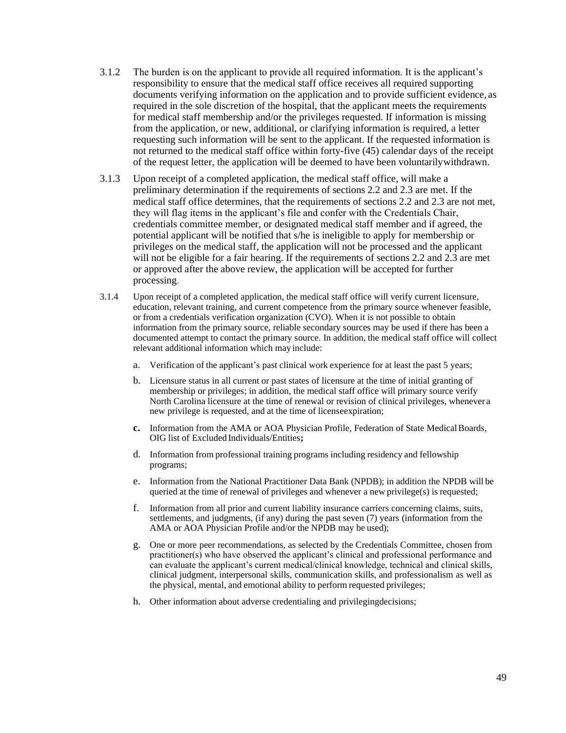3.1.2 The burden is on the applicant to provide all required information. It is the applicant's responsibility to ensure that the medical staff office receives all required supporting documents verifying information on the application and to provide sufficient evidence, as required in the sole discretion of the hospital, that the applicant meets the requirements for medical staff membership and/or the privileges requested. If information is missing from the application, or new, additional, or clarifying information is required, a letter requesting such information will be sent to the applicant. If the requested information is not returned to the medical staff office within forty-five (45) calendar days of the receipt of the request letter, the application will be deemed to have been voluntarilywithdrawn.

3.1.3 Upon receipt of a completed application, the medical staff office, will make a preliminary determination if the requirements of sections 2.2 and 2.3 are met. If the medical staff office determines, that the requirements of sections 2.2 and 2.3 are not met, they will flag items in the applicant's file and confer with the Credentials Chair, credentials committee member, or designated medical staff member and if agreed, the potential applicant will be notified that s/he is ineligible to apply for membership or privileges on the medical staff, the application will not be processed and the applicant will not be eligible for a fair hearing. If the requirements of sections 2.2 and 2.3 are met or approved after the above review, the application will be accepted for further processing.

3.1.4 Upon receipt of a completed application, the medical staff office will verify current licensure, education, relevant training, and current competence from the primary source whenever feasible, or from a credentials verification organization (CVO). When it is not possible to obtain information from the primary source, reliable secondary sources may be used if there has been a documented attempt to contact the primary source. In addition, the medical staff office will collect relevant additional information which may include:

a. Verification of the applicant's past clinical work experience for at least the past 5 years;

b. Licensure status in all current or past states of licensure at the time of initial granting of membership or privileges; in addition, the medical staff office will primary source verify North Carolina licensure at the time of renewal or revision of clinical privileges, whenever a new privilege is requested, and at the time of licenseexpiration;

**c.** Information from the AMA or AOA Physician Profile, Federation of State Medical Boards, OIG list of Excluded Individuals/Entities**;**

d. Information from professional training programs including residency and fellowship programs;

e. Information from the National Practitioner Data Bank (NPDB); in addition the NPDB will be queried at the time of renewal of privileges and whenever a new privilege(s) is requested;

f. Information from all prior and current liability insurance carriers concerning claims, suits, settlements, and judgments, (if any) during the past seven (7) years (information from the AMA or AOA Physician Profile and/or the NPDB may be used);

g. One or more peer recommendations, as selected by the Credentials Committee, chosen from practitioner(s) who have observed the applicant's clinical and professional performance and can evaluate the applicant's current medical/clinical knowledge, technical and clinical skills, clinical judgment, interpersonal skills, communication skills, and professionalism as well as the physical, mental, and emotional ability to perform requested privileges;

h. Other information about adverse credentialing and privilegingdecisions;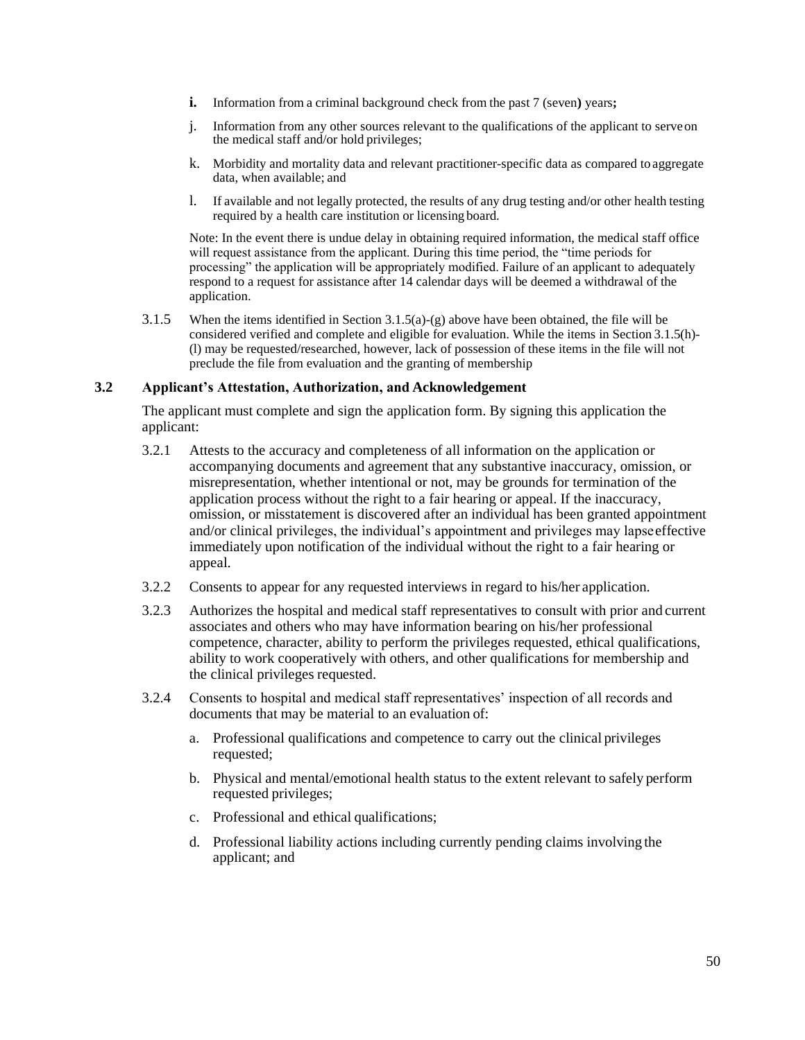i. Information from a criminal background check from the past 7 (seven) years;

j. Information from any other sources relevant to the qualifications of the applicant to serve on the medical staff and/or hold privileges;

k. Morbidity and mortality data and relevant practitioner-specific data as compared to aggregate data, when available; and

l. If available and not legally protected, the results of any drug testing and/or other health testing required by a health care institution or licensing board.

Note: In the event there is undue delay in obtaining required information, the medical staff office will request assistance from the applicant. During this time period, the "time periods for processing" the application will be appropriately modified. Failure of an applicant to adequately respond to a request for assistance after 14 calendar days will be deemed a withdrawal of the application.

3.1.5 When the items identified in Section 3.1.5(a)-(g) above have been obtained, the file will be considered verified and complete and eligible for evaluation. While the items in Section 3.1.5(h)-(l) may be requested/researched, however, lack of possession of these items in the file will not preclude the file from evaluation and the granting of membership

### 3.2 Applicant's Attestation, Authorization, and Acknowledgement

The applicant must complete and sign the application form. By signing this application the applicant:

3.2.1 Attests to the accuracy and completeness of all information on the application or accompanying documents and agreement that any substantive inaccuracy, omission, or misrepresentation, whether intentional or not, may be grounds for termination of the application process without the right to a fair hearing or appeal. If the inaccuracy, omission, or misstatement is discovered after an individual has been granted appointment and/or clinical privileges, the individual's appointment and privileges may lapse effective immediately upon notification of the individual without the right to a fair hearing or appeal.

3.2.2 Consents to appear for any requested interviews in regard to his/her application.

3.2.3 Authorizes the hospital and medical staff representatives to consult with prior and current associates and others who may have information bearing on his/her professional competence, character, ability to perform the privileges requested, ethical qualifications, ability to work cooperatively with others, and other qualifications for membership and the clinical privileges requested.

3.2.4 Consents to hospital and medical staff representatives' inspection of all records and documents that may be material to an evaluation of:

a. Professional qualifications and competence to carry out the clinical privileges requested;

b. Physical and mental/emotional health status to the extent relevant to safely perform requested privileges;

c. Professional and ethical qualifications;

d. Professional liability actions including currently pending claims involving the applicant; and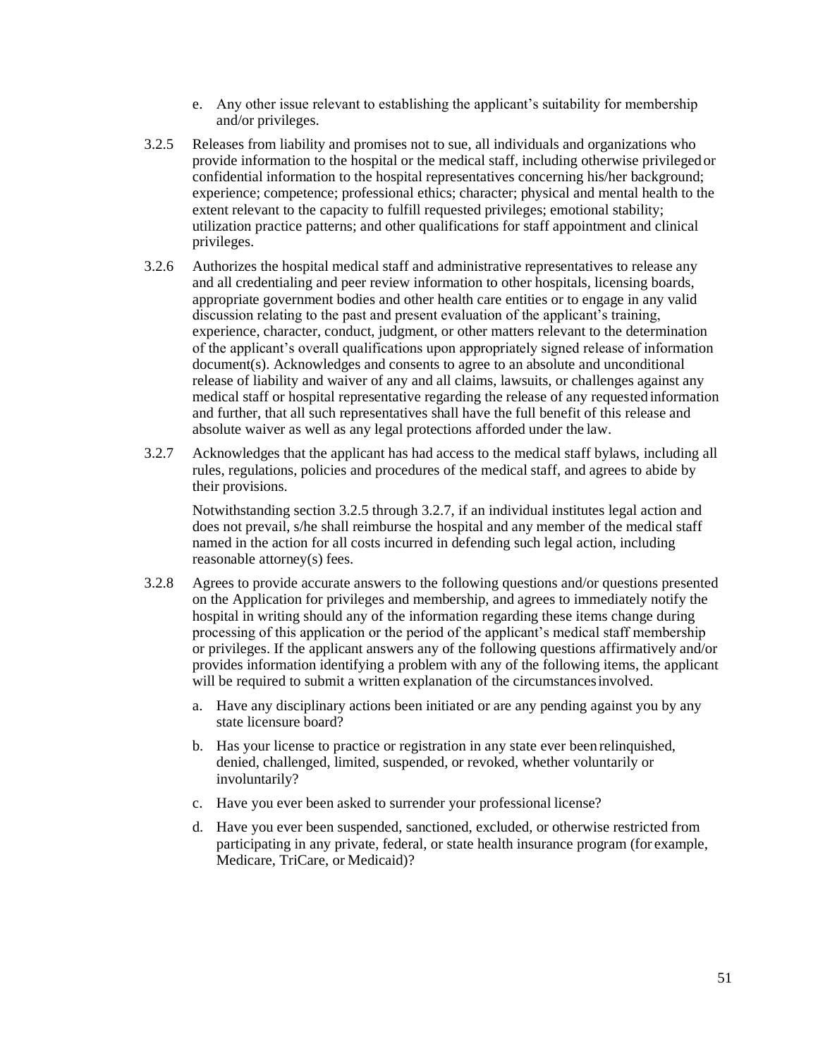e. Any other issue relevant to establishing the applicant's suitability for membership and/or privileges.

3.2.5 Releases from liability and promises not to sue, all individuals and organizations who provide information to the hospital or the medical staff, including otherwise privileged or confidential information to the hospital representatives concerning his/her background; experience; competence; professional ethics; character; physical and mental health to the extent relevant to the capacity to fulfill requested privileges; emotional stability; utilization practice patterns; and other qualifications for staff appointment and clinical privileges.

3.2.6 Authorizes the hospital medical staff and administrative representatives to release any and all credentialing and peer review information to other hospitals, licensing boards, appropriate government bodies and other health care entities or to engage in any valid discussion relating to the past and present evaluation of the applicant's training, experience, character, conduct, judgment, or other matters relevant to the determination of the applicant's overall qualifications upon appropriately signed release of information document(s). Acknowledges and consents to agree to an absolute and unconditional release of liability and waiver of any and all claims, lawsuits, or challenges against any medical staff or hospital representative regarding the release of any requested information and further, that all such representatives shall have the full benefit of this release and absolute waiver as well as any legal protections afforded under the law.

3.2.7 Acknowledges that the applicant has had access to the medical staff bylaws, including all rules, regulations, policies and procedures of the medical staff, and agrees to abide by their provisions.

Notwithstanding section 3.2.5 through 3.2.7, if an individual institutes legal action and does not prevail, s/he shall reimburse the hospital and any member of the medical staff named in the action for all costs incurred in defending such legal action, including reasonable attorney(s) fees.

3.2.8 Agrees to provide accurate answers to the following questions and/or questions presented on the Application for privileges and membership, and agrees to immediately notify the hospital in writing should any of the information regarding these items change during processing of this application or the period of the applicant's medical staff membership or privileges. If the applicant answers any of the following questions affirmatively and/or provides information identifying a problem with any of the following items, the applicant will be required to submit a written explanation of the circumstances involved.

a. Have any disciplinary actions been initiated or are any pending against you by any state licensure board?

b. Has your license to practice or registration in any state ever been relinquished, denied, challenged, limited, suspended, or revoked, whether voluntarily or involuntarily?

c. Have you ever been asked to surrender your professional license?

d. Have you ever been suspended, sanctioned, excluded, or otherwise restricted from participating in any private, federal, or state health insurance program (for example, Medicare, TriCare, or Medicaid)?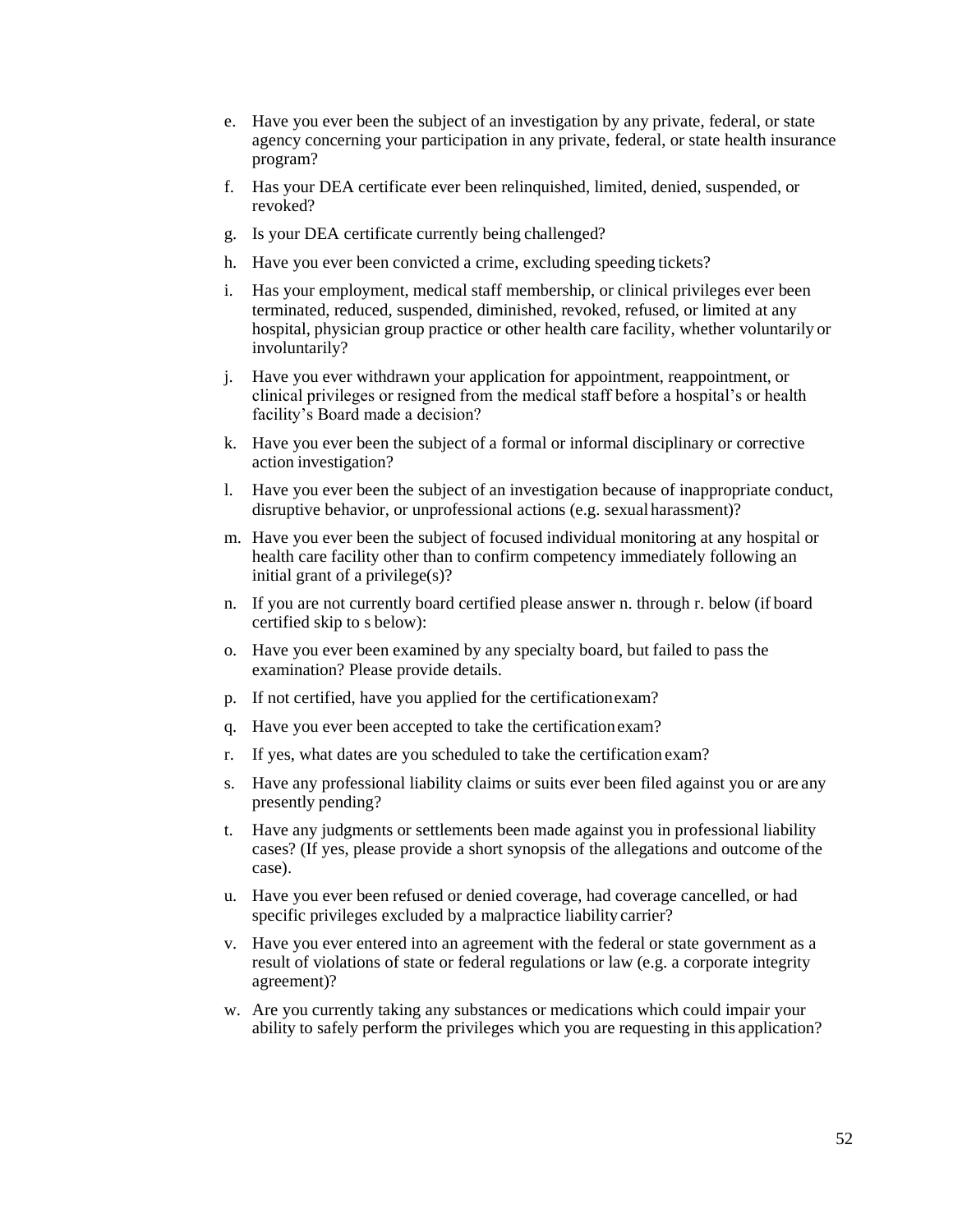e. Have you ever been the subject of an investigation by any private, federal, or state agency concerning your participation in any private, federal, or state health insurance program?

f. Has your DEA certificate ever been relinquished, limited, denied, suspended, or revoked?

g. Is your DEA certificate currently being challenged?

h. Have you ever been convicted a crime, excluding speeding tickets?

i. Has your employment, medical staff membership, or clinical privileges ever been terminated, reduced, suspended, diminished, revoked, refused, or limited at any hospital, physician group practice or other health care facility, whether voluntarily or involuntarily?

j. Have you ever withdrawn your application for appointment, reappointment, or clinical privileges or resigned from the medical staff before a hospital's or health facility's Board made a decision?

k. Have you ever been the subject of a formal or informal disciplinary or corrective action investigation?

l. Have you ever been the subject of an investigation because of inappropriate conduct, disruptive behavior, or unprofessional actions (e.g. sexual harassment)?

m. Have you ever been the subject of focused individual monitoring at any hospital or health care facility other than to confirm competency immediately following an initial grant of a privilege(s)?

n. If you are not currently board certified please answer n. through r. below (if board certified skip to s below):

o. Have you ever been examined by any specialty board, but failed to pass the examination? Please provide details.

p. If not certified, have you applied for the certification exam?

q. Have you ever been accepted to take the certification exam?

r. If yes, what dates are you scheduled to take the certification exam?

s. Have any professional liability claims or suits ever been filed against you or are any presently pending?

t. Have any judgments or settlements been made against you in professional liability cases? (If yes, please provide a short synopsis of the allegations and outcome of the case).

u. Have you ever been refused or denied coverage, had coverage cancelled, or had specific privileges excluded by a malpractice liability carrier?

v. Have you ever entered into an agreement with the federal or state government as a result of violations of state or federal regulations or law (e.g. a corporate integrity agreement)?

w. Are you currently taking any substances or medications which could impair your ability to safely perform the privileges which you are requesting in this application?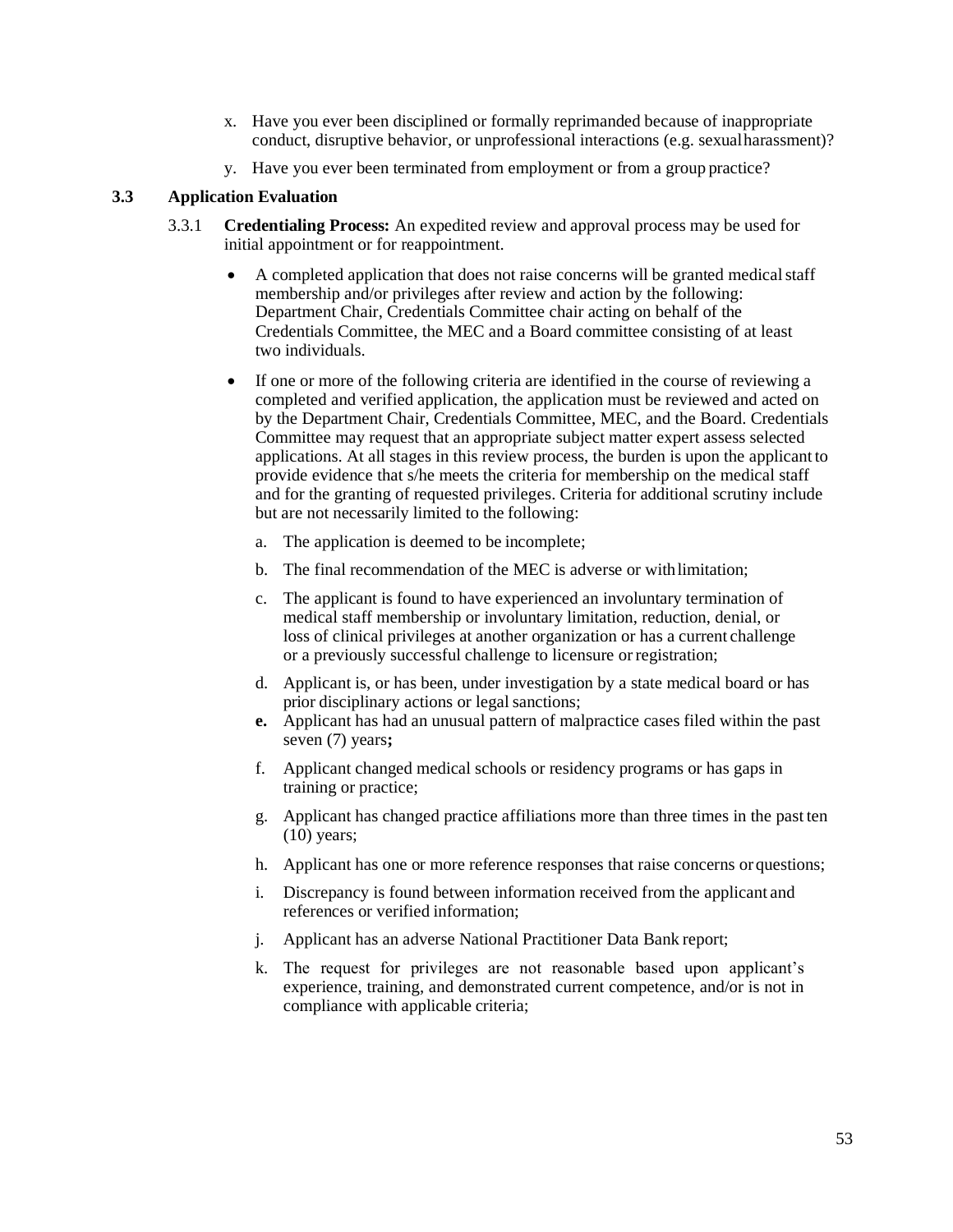x. Have you ever been disciplined or formally reprimanded because of inappropriate conduct, disruptive behavior, or unprofessional interactions (e.g. sexual harassment)?

y. Have you ever been terminated from employment or from a group practice?

### 3.3 Application Evaluation

3.3.1 **Credentialing Process:** An expedited review and approval process may be used for initial appointment or for reappointment.

- A completed application that does not raise concerns will be granted medical staff membership and/or privileges after review and action by the following: Department Chair, Credentials Committee chair acting on behalf of the Credentials Committee, the MEC and a Board committee consisting of at least two individuals.

- If one or more of the following criteria are identified in the course of reviewing a completed and verified application, the application must be reviewed and acted on by the Department Chair, Credentials Committee, MEC, and the Board. Credentials Committee may request that an appropriate subject matter expert assess selected applications. At all stages in this review process, the burden is upon the applicant to provide evidence that s/he meets the criteria for membership on the medical staff and for the granting of requested privileges. Criteria for additional scrutiny include but are not necessarily limited to the following:

  a. The application is deemed to be incomplete;

  b. The final recommendation of the MEC is adverse or with limitation;

  c. The applicant is found to have experienced an involuntary termination of medical staff membership or involuntary limitation, reduction, denial, or loss of clinical privileges at another organization or has a current challenge or a previously successful challenge to licensure or registration;

  d. Applicant is, or has been, under investigation by a state medical board or has prior disciplinary actions or legal sanctions;

  **e.** Applicant has had an unusual pattern of malpractice cases filed within the past seven (7) years**;**

  f. Applicant changed medical schools or residency programs or has gaps in training or practice;

  g. Applicant has changed practice affiliations more than three times in the past ten (10) years;

  h. Applicant has one or more reference responses that raise concerns or questions;

  i. Discrepancy is found between information received from the applicant and references or verified information;

  j. Applicant has an adverse National Practitioner Data Bank report;

  k. The request for privileges are not reasonable based upon applicant's experience, training, and demonstrated current competence, and/or is not in compliance with applicable criteria;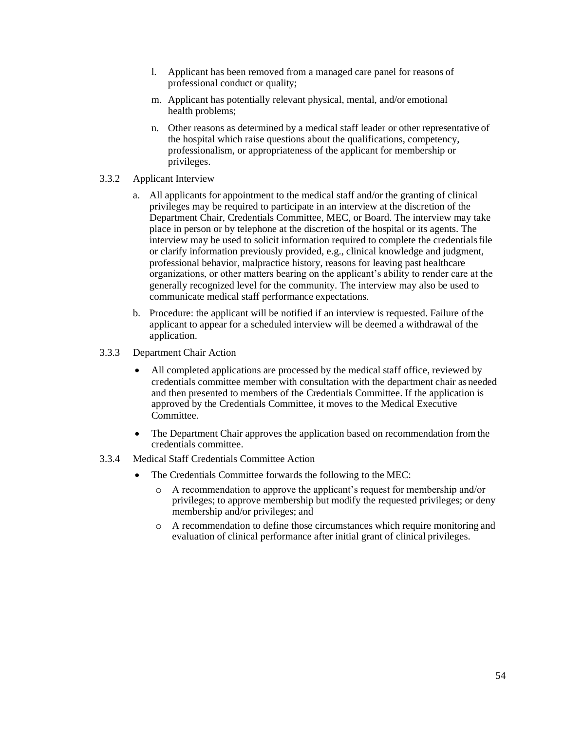l. Applicant has been removed from a managed care panel for reasons of professional conduct or quality;

m. Applicant has potentially relevant physical, mental, and/or emotional health problems;

n. Other reasons as determined by a medical staff leader or other representative of the hospital which raise questions about the qualifications, competency, professionalism, or appropriateness of the applicant for membership or privileges.

3.3.2 Applicant Interview

a. All applicants for appointment to the medical staff and/or the granting of clinical privileges may be required to participate in an interview at the discretion of the Department Chair, Credentials Committee, MEC, or Board. The interview may take place in person or by telephone at the discretion of the hospital or its agents. The interview may be used to solicit information required to complete the credentials file or clarify information previously provided, e.g., clinical knowledge and judgment, professional behavior, malpractice history, reasons for leaving past healthcare organizations, or other matters bearing on the applicant's ability to render care at the generally recognized level for the community. The interview may also be used to communicate medical staff performance expectations.

b. Procedure: the applicant will be notified if an interview is requested. Failure of the applicant to appear for a scheduled interview will be deemed a withdrawal of the application.

3.3.3 Department Chair Action

- All completed applications are processed by the medical staff office, reviewed by credentials committee member with consultation with the department chair as needed and then presented to members of the Credentials Committee. If the application is approved by the Credentials Committee, it moves to the Medical Executive Committee.
- The Department Chair approves the application based on recommendation from the credentials committee.

3.3.4 Medical Staff Credentials Committee Action

- The Credentials Committee forwards the following to the MEC:
  - A recommendation to approve the applicant's request for membership and/or privileges; to approve membership but modify the requested privileges; or deny membership and/or privileges; and
  - A recommendation to define those circumstances which require monitoring and evaluation of clinical performance after initial grant of clinical privileges.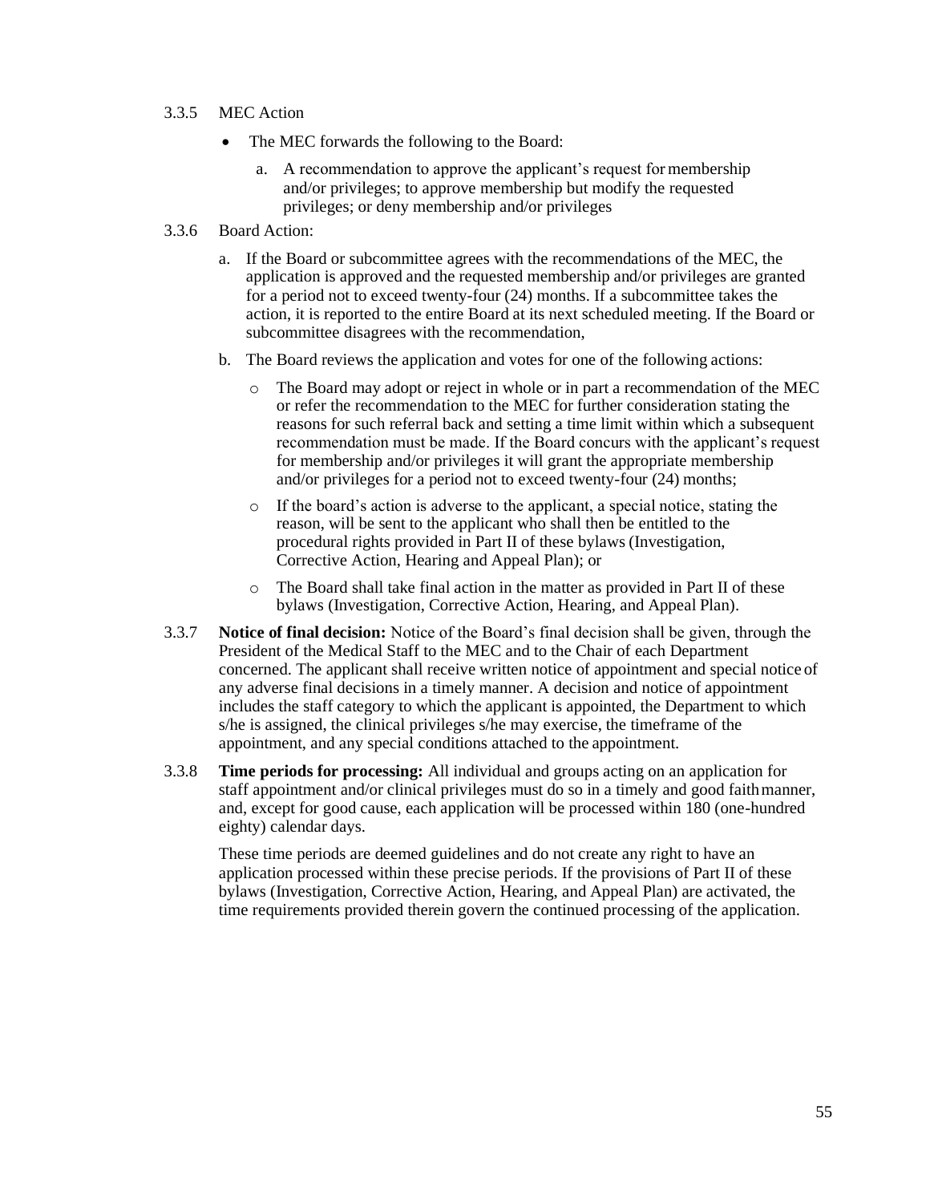3.3.5 MEC Action

- The MEC forwards the following to the Board:
  a. A recommendation to approve the applicant's request for membership and/or privileges; to approve membership but modify the requested privileges; or deny membership and/or privileges

3.3.6 Board Action:

a. If the Board or subcommittee agrees with the recommendations of the MEC, the application is approved and the requested membership and/or privileges are granted for a period not to exceed twenty-four (24) months. If a subcommittee takes the action, it is reported to the entire Board at its next scheduled meeting. If the Board or subcommittee disagrees with the recommendation,

b. The Board reviews the application and votes for one of the following actions:

   - The Board may adopt or reject in whole or in part a recommendation of the MEC or refer the recommendation to the MEC for further consideration stating the reasons for such referral back and setting a time limit within which a subsequent recommendation must be made. If the Board concurs with the applicant's request for membership and/or privileges it will grant the appropriate membership and/or privileges for a period not to exceed twenty-four (24) months;
   - If the board's action is adverse to the applicant, a special notice, stating the reason, will be sent to the applicant who shall then be entitled to the procedural rights provided in Part II of these bylaws (Investigation, Corrective Action, Hearing and Appeal Plan); or
   - The Board shall take final action in the matter as provided in Part II of these bylaws (Investigation, Corrective Action, Hearing, and Appeal Plan).

3.3.7 **Notice of final decision:** Notice of the Board's final decision shall be given, through the President of the Medical Staff to the MEC and to the Chair of each Department concerned. The applicant shall receive written notice of appointment and special notice of any adverse final decisions in a timely manner. A decision and notice of appointment includes the staff category to which the applicant is appointed, the Department to which s/he is assigned, the clinical privileges s/he may exercise, the timeframe of the appointment, and any special conditions attached to the appointment.

3.3.8 **Time periods for processing:** All individual and groups acting on an application for staff appointment and/or clinical privileges must do so in a timely and good faith manner, and, except for good cause, each application will be processed within 180 (one-hundred eighty) calendar days.

These time periods are deemed guidelines and do not create any right to have an application processed within these precise periods. If the provisions of Part II of these bylaws (Investigation, Corrective Action, Hearing, and Appeal Plan) are activated, the time requirements provided therein govern the continued processing of the application.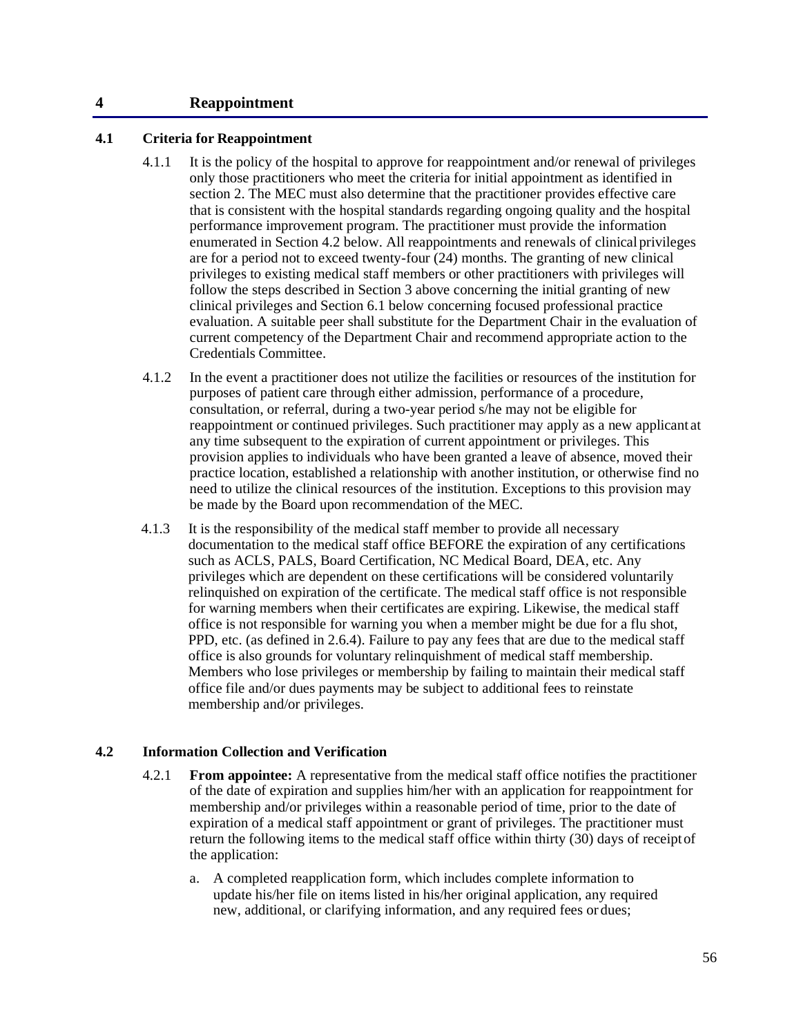# 4 Reappointment

## 4.1 Criteria for Reappointment

4.1.1 It is the policy of the hospital to approve for reappointment and/or renewal of privileges only those practitioners who meet the criteria for initial appointment as identified in section 2. The MEC must also determine that the practitioner provides effective care that is consistent with the hospital standards regarding ongoing quality and the hospital performance improvement program. The practitioner must provide the information enumerated in Section 4.2 below. All reappointments and renewals of clinical privileges are for a period not to exceed twenty-four (24) months. The granting of new clinical privileges to existing medical staff members or other practitioners with privileges will follow the steps described in Section 3 above concerning the initial granting of new clinical privileges and Section 6.1 below concerning focused professional practice evaluation. A suitable peer shall substitute for the Department Chair in the evaluation of current competency of the Department Chair and recommend appropriate action to the Credentials Committee.

4.1.2 In the event a practitioner does not utilize the facilities or resources of the institution for purposes of patient care through either admission, performance of a procedure, consultation, or referral, during a two-year period s/he may not be eligible for reappointment or continued privileges. Such practitioner may apply as a new applicant at any time subsequent to the expiration of current appointment or privileges. This provision applies to individuals who have been granted a leave of absence, moved their practice location, established a relationship with another institution, or otherwise find no need to utilize the clinical resources of the institution. Exceptions to this provision may be made by the Board upon recommendation of the MEC.

4.1.3 It is the responsibility of the medical staff member to provide all necessary documentation to the medical staff office BEFORE the expiration of any certifications such as ACLS, PALS, Board Certification, NC Medical Board, DEA, etc. Any privileges which are dependent on these certifications will be considered voluntarily relinquished on expiration of the certificate. The medical staff office is not responsible for warning members when their certificates are expiring. Likewise, the medical staff office is not responsible for warning you when a member might be due for a flu shot, PPD, etc. (as defined in 2.6.4). Failure to pay any fees that are due to the medical staff office is also grounds for voluntary relinquishment of medical staff membership. Members who lose privileges or membership by failing to maintain their medical staff office file and/or dues payments may be subject to additional fees to reinstate membership and/or privileges.

## 4.2 Information Collection and Verification

4.2.1 **From appointee:** A representative from the medical staff office notifies the practitioner of the date of expiration and supplies him/her with an application for reappointment for membership and/or privileges within a reasonable period of time, prior to the date of expiration of a medical staff appointment or grant of privileges. The practitioner must return the following items to the medical staff office within thirty (30) days of receipt of the application:

a. A completed reapplication form, which includes complete information to update his/her file on items listed in his/her original application, any required new, additional, or clarifying information, and any required fees or dues;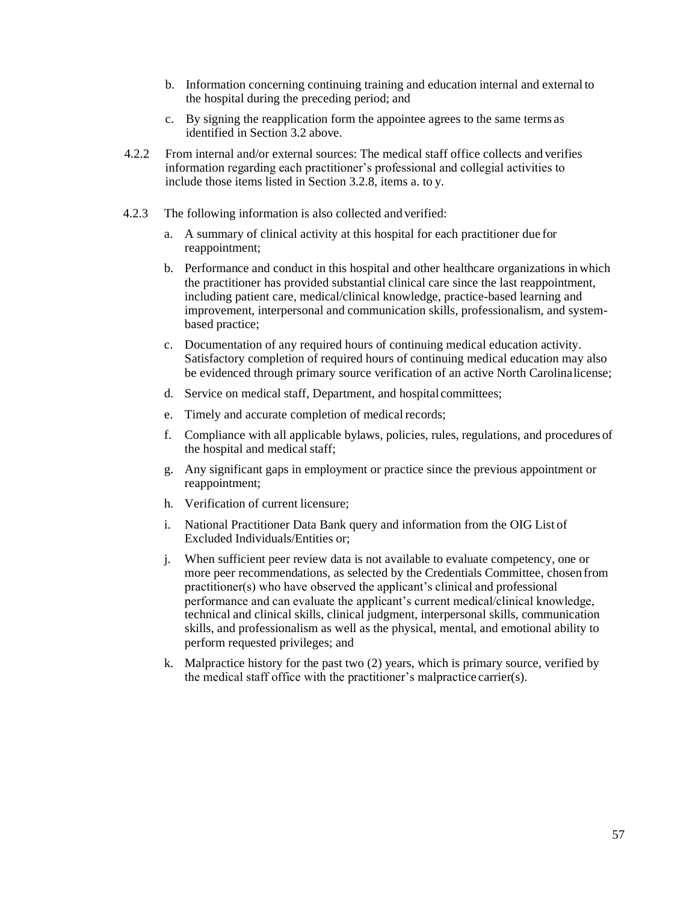b. Information concerning continuing training and education internal and external to the hospital during the preceding period; and

c. By signing the reapplication form the appointee agrees to the same terms as identified in Section 3.2 above.

4.2.2 From internal and/or external sources: The medical staff office collects and verifies information regarding each practitioner's professional and collegial activities to include those items listed in Section 3.2.8, items a. to y.

4.2.3 The following information is also collected and verified:

a. A summary of clinical activity at this hospital for each practitioner due for reappointment;

b. Performance and conduct in this hospital and other healthcare organizations in which the practitioner has provided substantial clinical care since the last reappointment, including patient care, medical/clinical knowledge, practice-based learning and improvement, interpersonal and communication skills, professionalism, and system-based practice;

c. Documentation of any required hours of continuing medical education activity. Satisfactory completion of required hours of continuing medical education may also be evidenced through primary source verification of an active North Carolina license;

d. Service on medical staff, Department, and hospital committees;

e. Timely and accurate completion of medical records;

f. Compliance with all applicable bylaws, policies, rules, regulations, and procedures of the hospital and medical staff;

g. Any significant gaps in employment or practice since the previous appointment or reappointment;

h. Verification of current licensure;

i. National Practitioner Data Bank query and information from the OIG List of Excluded Individuals/Entities or;

j. When sufficient peer review data is not available to evaluate competency, one or more peer recommendations, as selected by the Credentials Committee, chosen from practitioner(s) who have observed the applicant's clinical and professional performance and can evaluate the applicant's current medical/clinical knowledge, technical and clinical skills, clinical judgment, interpersonal skills, communication skills, and professionalism as well as the physical, mental, and emotional ability to perform requested privileges; and

k. Malpractice history for the past two (2) years, which is primary source, verified by the medical staff office with the practitioner's malpractice carrier(s).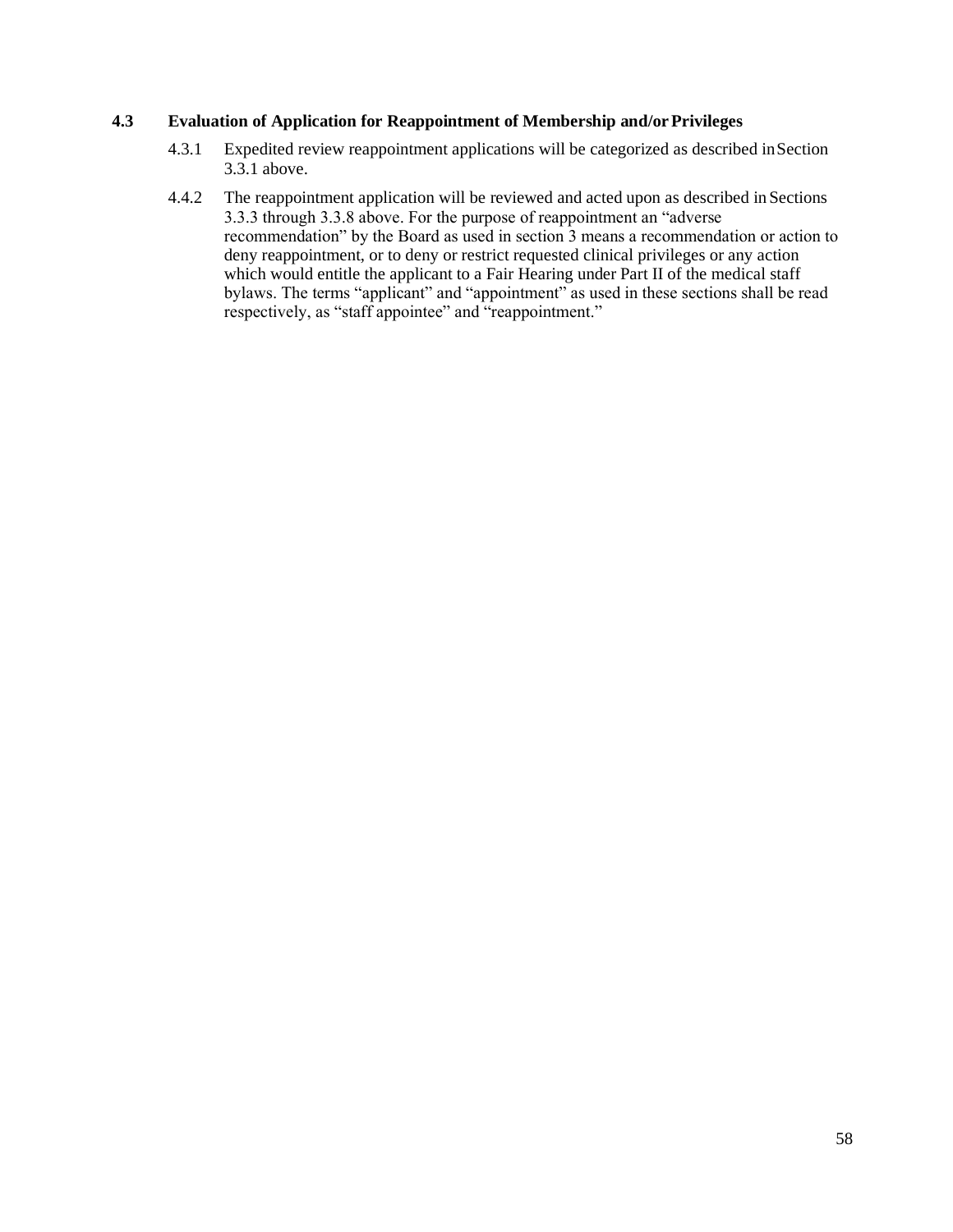### 4.3 Evaluation of Application for Reappointment of Membership and/or Privileges

4.3.1 Expedited review reappointment applications will be categorized as described in Section 3.3.1 above.

4.4.2 The reappointment application will be reviewed and acted upon as described in Sections 3.3.3 through 3.3.8 above. For the purpose of reappointment an "adverse recommendation" by the Board as used in section 3 means a recommendation or action to deny reappointment, or to deny or restrict requested clinical privileges or any action which would entitle the applicant to a Fair Hearing under Part II of the medical staff bylaws. The terms "applicant" and "appointment" as used in these sections shall be read respectively, as "staff appointee" and "reappointment."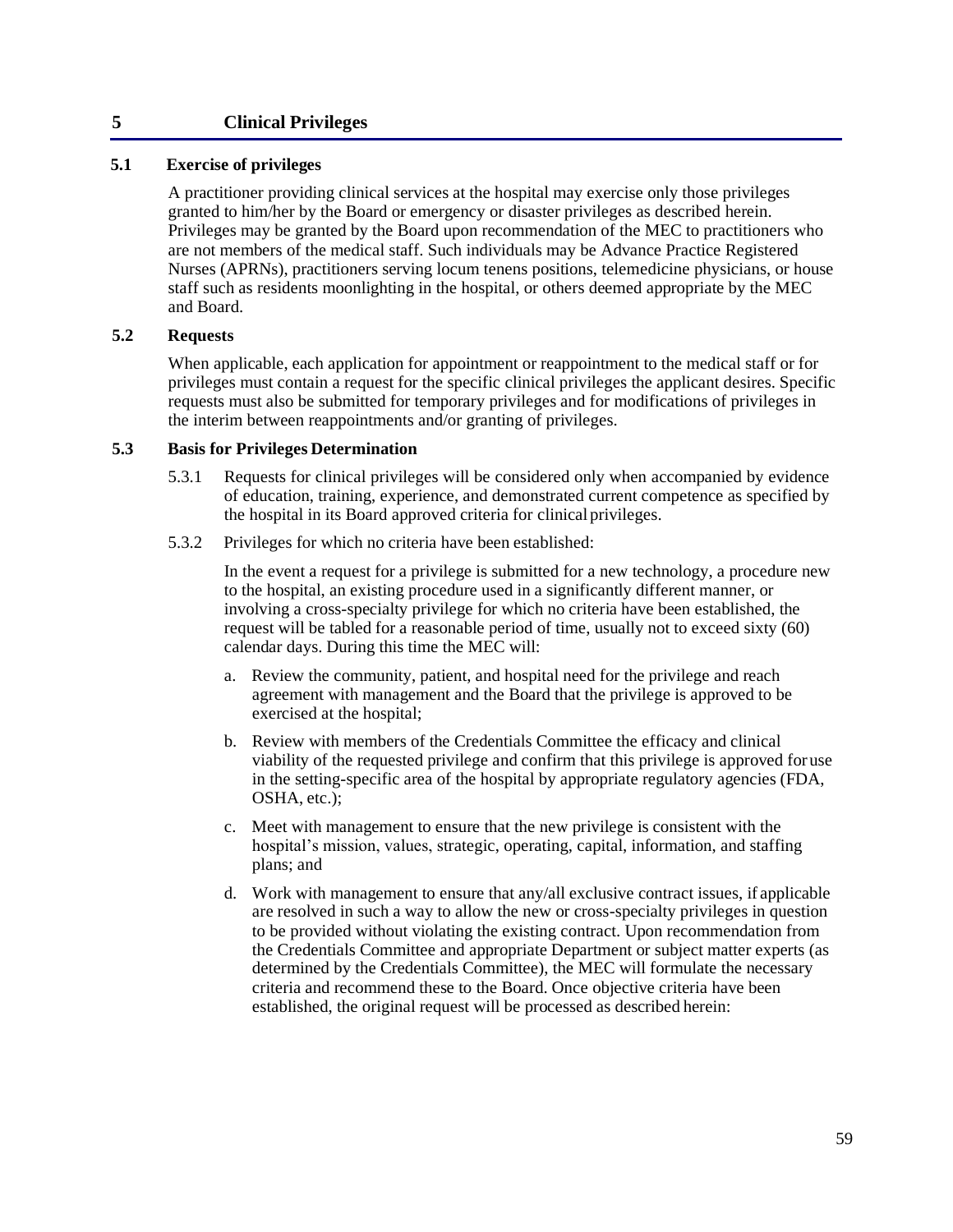# 5 Clinical Privileges

## 5.1 Exercise of privileges

A practitioner providing clinical services at the hospital may exercise only those privileges granted to him/her by the Board or emergency or disaster privileges as described herein. Privileges may be granted by the Board upon recommendation of the MEC to practitioners who are not members of the medical staff. Such individuals may be Advance Practice Registered Nurses (APRNs), practitioners serving locum tenens positions, telemedicine physicians, or house staff such as residents moonlighting in the hospital, or others deemed appropriate by the MEC and Board.

## 5.2 Requests

When applicable, each application for appointment or reappointment to the medical staff or for privileges must contain a request for the specific clinical privileges the applicant desires. Specific requests must also be submitted for temporary privileges and for modifications of privileges in the interim between reappointments and/or granting of privileges.

## 5.3 Basis for Privileges Determination

5.3.1 Requests for clinical privileges will be considered only when accompanied by evidence of education, training, experience, and demonstrated current competence as specified by the hospital in its Board approved criteria for clinical privileges.

5.3.2 Privileges for which no criteria have been established:

In the event a request for a privilege is submitted for a new technology, a procedure new to the hospital, an existing procedure used in a significantly different manner, or involving a cross-specialty privilege for which no criteria have been established, the request will be tabled for a reasonable period of time, usually not to exceed sixty (60) calendar days. During this time the MEC will:

a. Review the community, patient, and hospital need for the privilege and reach agreement with management and the Board that the privilege is approved to be exercised at the hospital;

b. Review with members of the Credentials Committee the efficacy and clinical viability of the requested privilege and confirm that this privilege is approved for use in the setting-specific area of the hospital by appropriate regulatory agencies (FDA, OSHA, etc.);

c. Meet with management to ensure that the new privilege is consistent with the hospital's mission, values, strategic, operating, capital, information, and staffing plans; and

d. Work with management to ensure that any/all exclusive contract issues, if applicable are resolved in such a way to allow the new or cross-specialty privileges in question to be provided without violating the existing contract. Upon recommendation from the Credentials Committee and appropriate Department or subject matter experts (as determined by the Credentials Committee), the MEC will formulate the necessary criteria and recommend these to the Board. Once objective criteria have been established, the original request will be processed as described herein: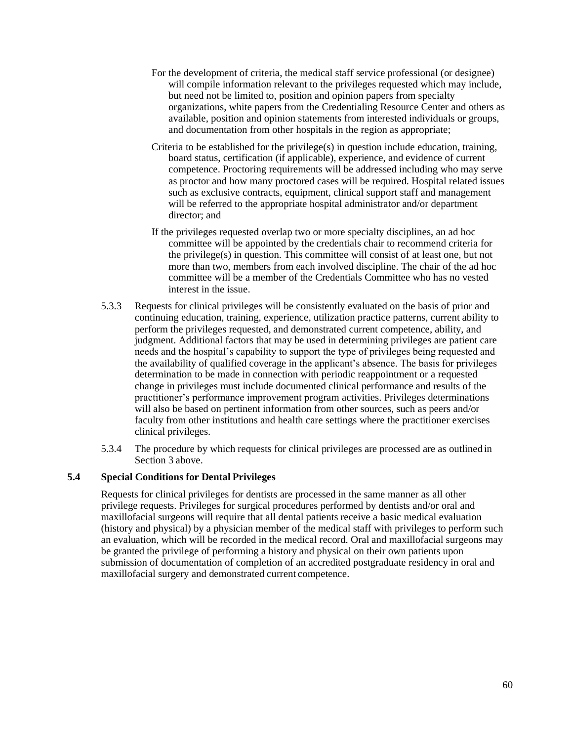- For the development of criteria, the medical staff service professional (or designee) will compile information relevant to the privileges requested which may include, but need not be limited to, position and opinion papers from specialty organizations, white papers from the Credentialing Resource Center and others as available, position and opinion statements from interested individuals or groups, and documentation from other hospitals in the region as appropriate;
- Criteria to be established for the privilege(s) in question include education, training, board status, certification (if applicable), experience, and evidence of current competence. Proctoring requirements will be addressed including who may serve as proctor and how many proctored cases will be required. Hospital related issues such as exclusive contracts, equipment, clinical support staff and management will be referred to the appropriate hospital administrator and/or department director; and
- If the privileges requested overlap two or more specialty disciplines, an ad hoc committee will be appointed by the credentials chair to recommend criteria for the privilege(s) in question. This committee will consist of at least one, but not more than two, members from each involved discipline. The chair of the ad hoc committee will be a member of the Credentials Committee who has no vested interest in the issue.

5.3.3 Requests for clinical privileges will be consistently evaluated on the basis of prior and continuing education, training, experience, utilization practice patterns, current ability to perform the privileges requested, and demonstrated current competence, ability, and judgment. Additional factors that may be used in determining privileges are patient care needs and the hospital's capability to support the type of privileges being requested and the availability of qualified coverage in the applicant's absence. The basis for privileges determination to be made in connection with periodic reappointment or a requested change in privileges must include documented clinical performance and results of the practitioner's performance improvement program activities. Privileges determinations will also be based on pertinent information from other sources, such as peers and/or faculty from other institutions and health care settings where the practitioner exercises clinical privileges.

5.3.4 The procedure by which requests for clinical privileges are processed are as outlined in Section 3 above.

### 5.4 Special Conditions for Dental Privileges

Requests for clinical privileges for dentists are processed in the same manner as all other privilege requests. Privileges for surgical procedures performed by dentists and/or oral and maxillofacial surgeons will require that all dental patients receive a basic medical evaluation (history and physical) by a physician member of the medical staff with privileges to perform such an evaluation, which will be recorded in the medical record. Oral and maxillofacial surgeons may be granted the privilege of performing a history and physical on their own patients upon submission of documentation of completion of an accredited postgraduate residency in oral and maxillofacial surgery and demonstrated current competence.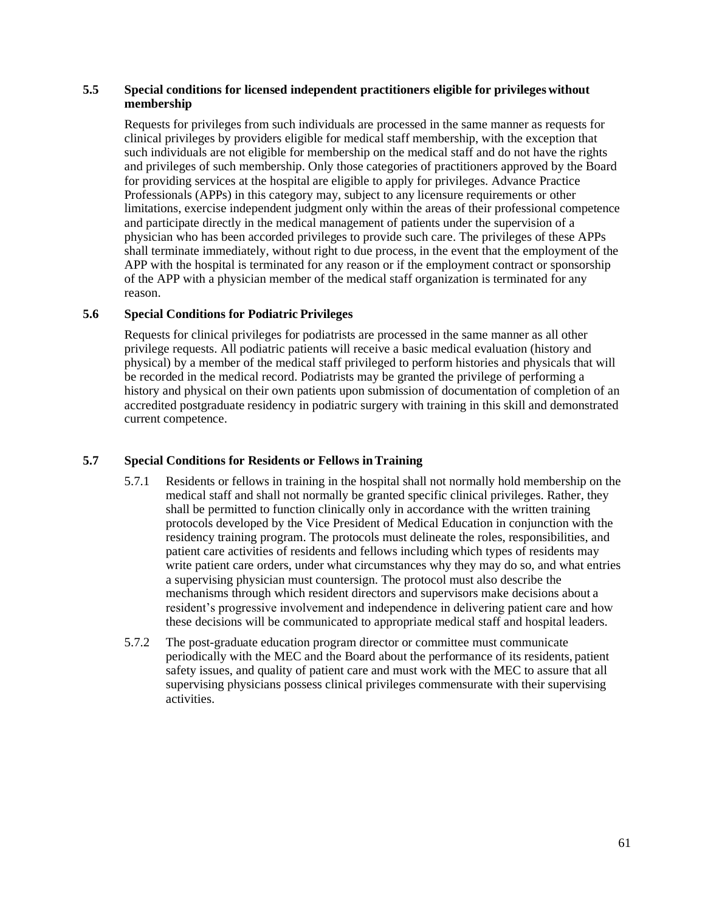**5.5 Special conditions for licensed independent practitioners eligible for privileges without membership**

Requests for privileges from such individuals are processed in the same manner as requests for clinical privileges by providers eligible for medical staff membership, with the exception that such individuals are not eligible for membership on the medical staff and do not have the rights and privileges of such membership. Only those categories of practitioners approved by the Board for providing services at the hospital are eligible to apply for privileges. Advance Practice Professionals (APPs) in this category may, subject to any licensure requirements or other limitations, exercise independent judgment only within the areas of their professional competence and participate directly in the medical management of patients under the supervision of a physician who has been accorded privileges to provide such care. The privileges of these APPs shall terminate immediately, without right to due process, in the event that the employment of the APP with the hospital is terminated for any reason or if the employment contract or sponsorship of the APP with a physician member of the medical staff organization is terminated for any reason.

**5.6 Special Conditions for Podiatric Privileges**

Requests for clinical privileges for podiatrists are processed in the same manner as all other privilege requests. All podiatric patients will receive a basic medical evaluation (history and physical) by a member of the medical staff privileged to perform histories and physicals that will be recorded in the medical record. Podiatrists may be granted the privilege of performing a history and physical on their own patients upon submission of documentation of completion of an accredited postgraduate residency in podiatric surgery with training in this skill and demonstrated current competence.

**5.7 Special Conditions for Residents or Fellows in Training**

5.7.1 Residents or fellows in training in the hospital shall not normally hold membership on the medical staff and shall not normally be granted specific clinical privileges. Rather, they shall be permitted to function clinically only in accordance with the written training protocols developed by the Vice President of Medical Education in conjunction with the residency training program. The protocols must delineate the roles, responsibilities, and patient care activities of residents and fellows including which types of residents may write patient care orders, under what circumstances why they may do so, and what entries a supervising physician must countersign. The protocol must also describe the mechanisms through which resident directors and supervisors make decisions about a resident's progressive involvement and independence in delivering patient care and how these decisions will be communicated to appropriate medical staff and hospital leaders.

5.7.2 The post-graduate education program director or committee must communicate periodically with the MEC and the Board about the performance of its residents, patient safety issues, and quality of patient care and must work with the MEC to assure that all supervising physicians possess clinical privileges commensurate with their supervising activities.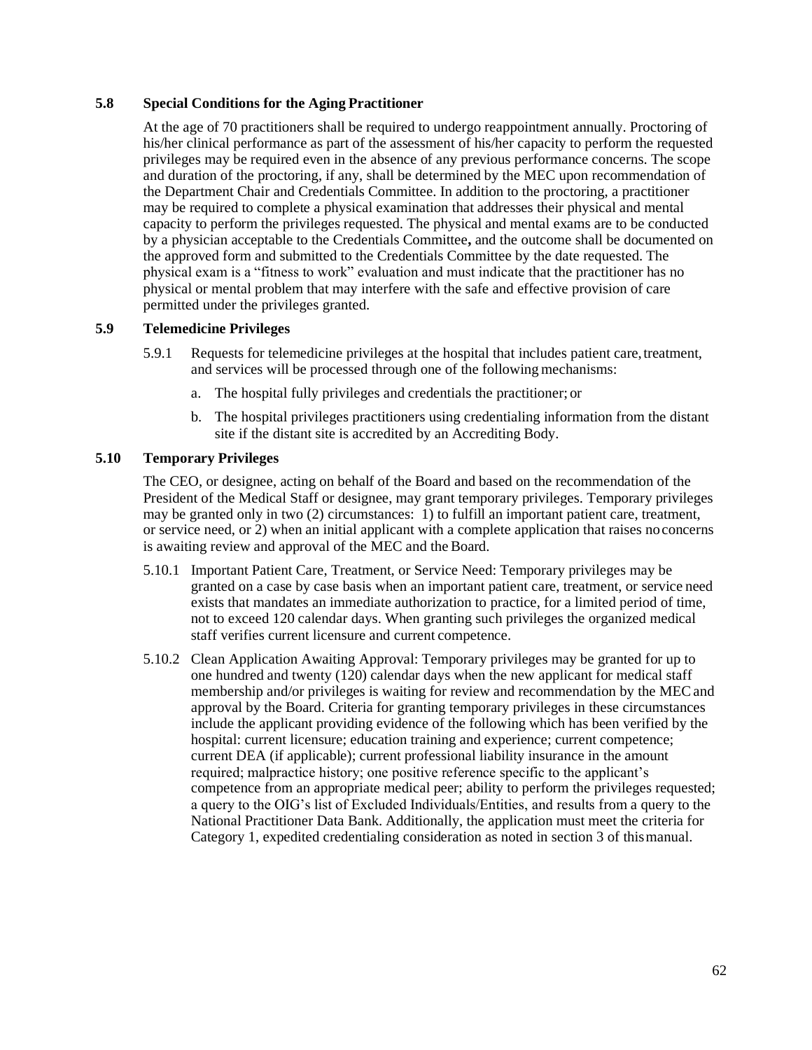### 5.8 Special Conditions for the Aging Practitioner

At the age of 70 practitioners shall be required to undergo reappointment annually. Proctoring of his/her clinical performance as part of the assessment of his/her capacity to perform the requested privileges may be required even in the absence of any previous performance concerns. The scope and duration of the proctoring, if any, shall be determined by the MEC upon recommendation of the Department Chair and Credentials Committee. In addition to the proctoring, a practitioner may be required to complete a physical examination that addresses their physical and mental capacity to perform the privileges requested. The physical and mental exams are to be conducted by a physician acceptable to the Credentials Committee**,** and the outcome shall be documented on the approved form and submitted to the Credentials Committee by the date requested. The physical exam is a "fitness to work" evaluation and must indicate that the practitioner has no physical or mental problem that may interfere with the safe and effective provision of care permitted under the privileges granted.

### 5.9 Telemedicine Privileges

5.9.1 Requests for telemedicine privileges at the hospital that includes patient care, treatment, and services will be processed through one of the following mechanisms:

a. The hospital fully privileges and credentials the practitioner; or

b. The hospital privileges practitioners using credentialing information from the distant site if the distant site is accredited by an Accrediting Body.

### 5.10 Temporary Privileges

The CEO, or designee, acting on behalf of the Board and based on the recommendation of the President of the Medical Staff or designee, may grant temporary privileges. Temporary privileges may be granted only in two (2) circumstances: 1) to fulfill an important patient care, treatment, or service need, or 2) when an initial applicant with a complete application that raises no concerns is awaiting review and approval of the MEC and the Board.

5.10.1 Important Patient Care, Treatment, or Service Need: Temporary privileges may be granted on a case by case basis when an important patient care, treatment, or service need exists that mandates an immediate authorization to practice, for a limited period of time, not to exceed 120 calendar days. When granting such privileges the organized medical staff verifies current licensure and current competence.

5.10.2 Clean Application Awaiting Approval: Temporary privileges may be granted for up to one hundred and twenty (120) calendar days when the new applicant for medical staff membership and/or privileges is waiting for review and recommendation by the MEC and approval by the Board. Criteria for granting temporary privileges in these circumstances include the applicant providing evidence of the following which has been verified by the hospital: current licensure; education training and experience; current competence; current DEA (if applicable); current professional liability insurance in the amount required; malpractice history; one positive reference specific to the applicant's competence from an appropriate medical peer; ability to perform the privileges requested; a query to the OIG's list of Excluded Individuals/Entities, and results from a query to the National Practitioner Data Bank. Additionally, the application must meet the criteria for Category 1, expedited credentialing consideration as noted in section 3 of this manual.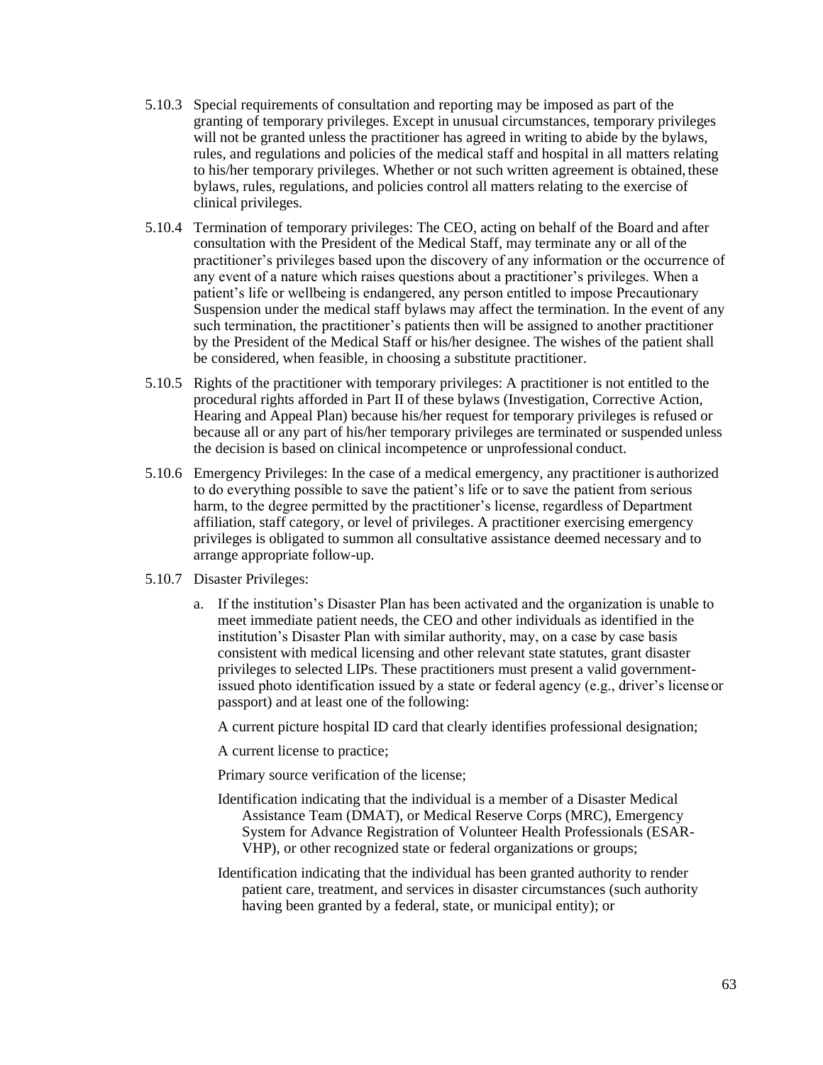5.10.3 Special requirements of consultation and reporting may be imposed as part of the granting of temporary privileges. Except in unusual circumstances, temporary privileges will not be granted unless the practitioner has agreed in writing to abide by the bylaws, rules, and regulations and policies of the medical staff and hospital in all matters relating to his/her temporary privileges. Whether or not such written agreement is obtained, these bylaws, rules, regulations, and policies control all matters relating to the exercise of clinical privileges.

5.10.4 Termination of temporary privileges: The CEO, acting on behalf of the Board and after consultation with the President of the Medical Staff, may terminate any or all of the practitioner's privileges based upon the discovery of any information or the occurrence of any event of a nature which raises questions about a practitioner's privileges. When a patient's life or wellbeing is endangered, any person entitled to impose Precautionary Suspension under the medical staff bylaws may affect the termination. In the event of any such termination, the practitioner's patients then will be assigned to another practitioner by the President of the Medical Staff or his/her designee. The wishes of the patient shall be considered, when feasible, in choosing a substitute practitioner.

5.10.5 Rights of the practitioner with temporary privileges: A practitioner is not entitled to the procedural rights afforded in Part II of these bylaws (Investigation, Corrective Action, Hearing and Appeal Plan) because his/her request for temporary privileges is refused or because all or any part of his/her temporary privileges are terminated or suspended unless the decision is based on clinical incompetence or unprofessional conduct.

5.10.6 Emergency Privileges: In the case of a medical emergency, any practitioner is authorized to do everything possible to save the patient's life or to save the patient from serious harm, to the degree permitted by the practitioner's license, regardless of Department affiliation, staff category, or level of privileges. A practitioner exercising emergency privileges is obligated to summon all consultative assistance deemed necessary and to arrange appropriate follow-up.

5.10.7 Disaster Privileges:

a. If the institution's Disaster Plan has been activated and the organization is unable to meet immediate patient needs, the CEO and other individuals as identified in the institution's Disaster Plan with similar authority, may, on a case by case basis consistent with medical licensing and other relevant state statutes, grant disaster privileges to selected LIPs. These practitioners must present a valid government-issued photo identification issued by a state or federal agency (e.g., driver's license or passport) and at least one of the following:

A current picture hospital ID card that clearly identifies professional designation;

A current license to practice;

Primary source verification of the license;

Identification indicating that the individual is a member of a Disaster Medical Assistance Team (DMAT), or Medical Reserve Corps (MRC), Emergency System for Advance Registration of Volunteer Health Professionals (ESAR-VHP), or other recognized state or federal organizations or groups;

Identification indicating that the individual has been granted authority to render patient care, treatment, and services in disaster circumstances (such authority having been granted by a federal, state, or municipal entity); or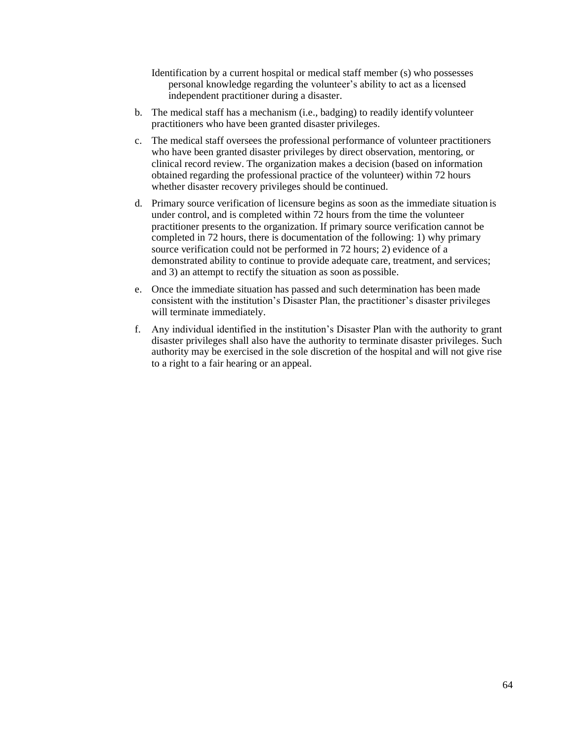Identification by a current hospital or medical staff member (s) who possesses personal knowledge regarding the volunteer's ability to act as a licensed independent practitioner during a disaster.

b. The medical staff has a mechanism (i.e., badging) to readily identify volunteer practitioners who have been granted disaster privileges.

c. The medical staff oversees the professional performance of volunteer practitioners who have been granted disaster privileges by direct observation, mentoring, or clinical record review. The organization makes a decision (based on information obtained regarding the professional practice of the volunteer) within 72 hours whether disaster recovery privileges should be continued.

d. Primary source verification of licensure begins as soon as the immediate situation is under control, and is completed within 72 hours from the time the volunteer practitioner presents to the organization. If primary source verification cannot be completed in 72 hours, there is documentation of the following: 1) why primary source verification could not be performed in 72 hours; 2) evidence of a demonstrated ability to continue to provide adequate care, treatment, and services; and 3) an attempt to rectify the situation as soon as possible.

e. Once the immediate situation has passed and such determination has been made consistent with the institution's Disaster Plan, the practitioner's disaster privileges will terminate immediately.

f. Any individual identified in the institution's Disaster Plan with the authority to grant disaster privileges shall also have the authority to terminate disaster privileges. Such authority may be exercised in the sole discretion of the hospital and will not give rise to a right to a fair hearing or an appeal.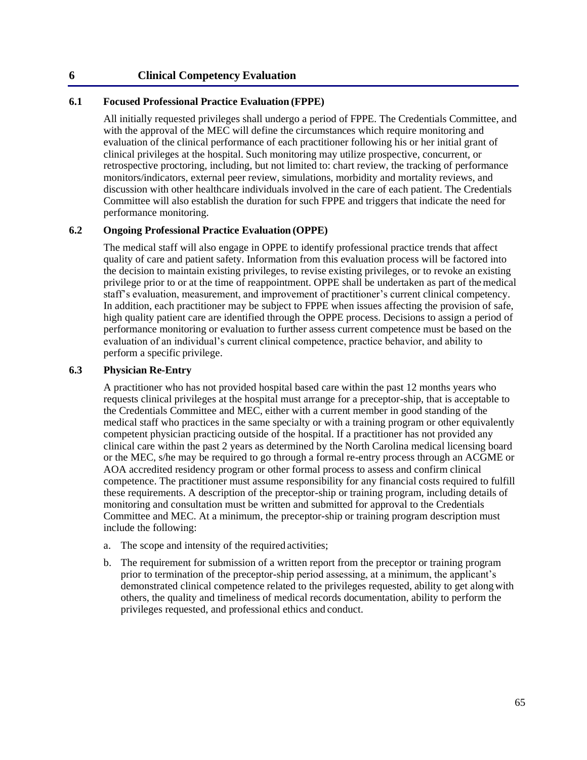# 6 Clinical Competency Evaluation

## 6.1 Focused Professional Practice Evaluation (FPPE)

All initially requested privileges shall undergo a period of FPPE. The Credentials Committee, and with the approval of the MEC will define the circumstances which require monitoring and evaluation of the clinical performance of each practitioner following his or her initial grant of clinical privileges at the hospital. Such monitoring may utilize prospective, concurrent, or retrospective proctoring, including, but not limited to: chart review, the tracking of performance monitors/indicators, external peer review, simulations, morbidity and mortality reviews, and discussion with other healthcare individuals involved in the care of each patient. The Credentials Committee will also establish the duration for such FPPE and triggers that indicate the need for performance monitoring.

## 6.2 Ongoing Professional Practice Evaluation (OPPE)

The medical staff will also engage in OPPE to identify professional practice trends that affect quality of care and patient safety. Information from this evaluation process will be factored into the decision to maintain existing privileges, to revise existing privileges, or to revoke an existing privilege prior to or at the time of reappointment. OPPE shall be undertaken as part of the medical staff's evaluation, measurement, and improvement of practitioner's current clinical competency. In addition, each practitioner may be subject to FPPE when issues affecting the provision of safe, high quality patient care are identified through the OPPE process. Decisions to assign a period of performance monitoring or evaluation to further assess current competence must be based on the evaluation of an individual's current clinical competence, practice behavior, and ability to perform a specific privilege.

## 6.3 Physician Re-Entry

A practitioner who has not provided hospital based care within the past 12 months years who requests clinical privileges at the hospital must arrange for a preceptor-ship, that is acceptable to the Credentials Committee and MEC, either with a current member in good standing of the medical staff who practices in the same specialty or with a training program or other equivalently competent physician practicing outside of the hospital. If a practitioner has not provided any clinical care within the past 2 years as determined by the North Carolina medical licensing board or the MEC, s/he may be required to go through a formal re-entry process through an ACGME or AOA accredited residency program or other formal process to assess and confirm clinical competence. The practitioner must assume responsibility for any financial costs required to fulfill these requirements. A description of the preceptor-ship or training program, including details of monitoring and consultation must be written and submitted for approval to the Credentials Committee and MEC. At a minimum, the preceptor-ship or training program description must include the following:

a. The scope and intensity of the required activities;

b. The requirement for submission of a written report from the preceptor or training program prior to termination of the preceptor-ship period assessing, at a minimum, the applicant's demonstrated clinical competence related to the privileges requested, ability to get along with others, the quality and timeliness of medical records documentation, ability to perform the privileges requested, and professional ethics and conduct.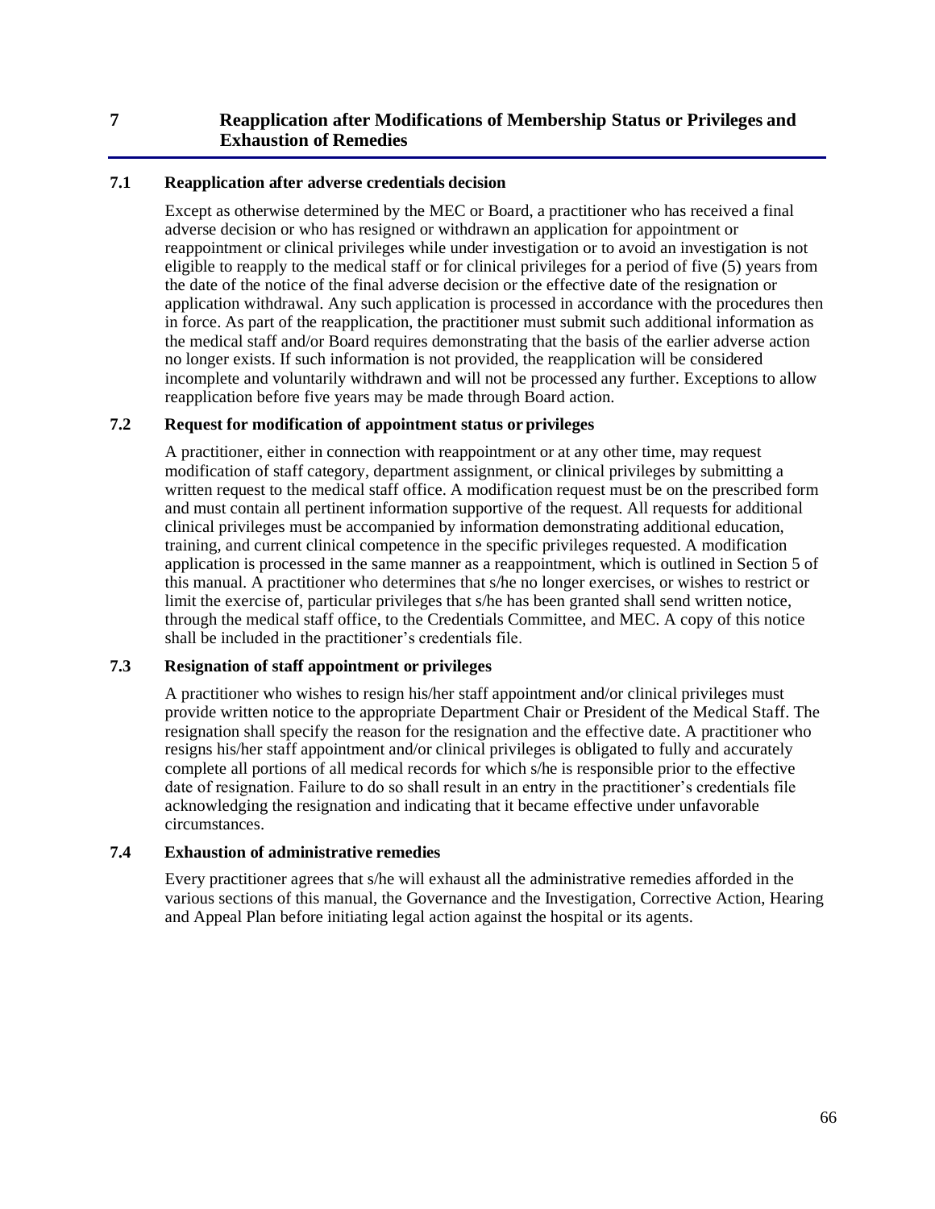# 7 Reapplication after Modifications of Membership Status or Privileges and Exhaustion of Remedies

## 7.1 Reapplication after adverse credentials decision

Except as otherwise determined by the MEC or Board, a practitioner who has received a final adverse decision or who has resigned or withdrawn an application for appointment or reappointment or clinical privileges while under investigation or to avoid an investigation is not eligible to reapply to the medical staff or for clinical privileges for a period of five (5) years from the date of the notice of the final adverse decision or the effective date of the resignation or application withdrawal. Any such application is processed in accordance with the procedures then in force. As part of the reapplication, the practitioner must submit such additional information as the medical staff and/or Board requires demonstrating that the basis of the earlier adverse action no longer exists. If such information is not provided, the reapplication will be considered incomplete and voluntarily withdrawn and will not be processed any further. Exceptions to allow reapplication before five years may be made through Board action.

## 7.2 Request for modification of appointment status or privileges

A practitioner, either in connection with reappointment or at any other time, may request modification of staff category, department assignment, or clinical privileges by submitting a written request to the medical staff office. A modification request must be on the prescribed form and must contain all pertinent information supportive of the request. All requests for additional clinical privileges must be accompanied by information demonstrating additional education, training, and current clinical competence in the specific privileges requested. A modification application is processed in the same manner as a reappointment, which is outlined in Section 5 of this manual. A practitioner who determines that s/he no longer exercises, or wishes to restrict or limit the exercise of, particular privileges that s/he has been granted shall send written notice, through the medical staff office, to the Credentials Committee, and MEC. A copy of this notice shall be included in the practitioner's credentials file.

## 7.3 Resignation of staff appointment or privileges

A practitioner who wishes to resign his/her staff appointment and/or clinical privileges must provide written notice to the appropriate Department Chair or President of the Medical Staff. The resignation shall specify the reason for the resignation and the effective date. A practitioner who resigns his/her staff appointment and/or clinical privileges is obligated to fully and accurately complete all portions of all medical records for which s/he is responsible prior to the effective date of resignation. Failure to do so shall result in an entry in the practitioner's credentials file acknowledging the resignation and indicating that it became effective under unfavorable circumstances.

## 7.4 Exhaustion of administrative remedies

Every practitioner agrees that s/he will exhaust all the administrative remedies afforded in the various sections of this manual, the Governance and the Investigation, Corrective Action, Hearing and Appeal Plan before initiating legal action against the hospital or its agents.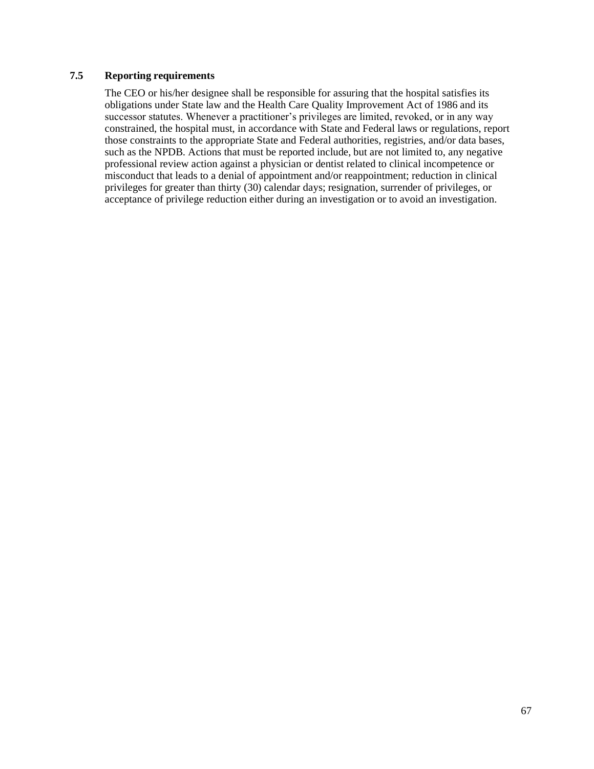### 7.5 Reporting requirements

The CEO or his/her designee shall be responsible for assuring that the hospital satisfies its obligations under State law and the Health Care Quality Improvement Act of 1986 and its successor statutes. Whenever a practitioner's privileges are limited, revoked, or in any way constrained, the hospital must, in accordance with State and Federal laws or regulations, report those constraints to the appropriate State and Federal authorities, registries, and/or data bases, such as the NPDB. Actions that must be reported include, but are not limited to, any negative professional review action against a physician or dentist related to clinical incompetence or misconduct that leads to a denial of appointment and/or reappointment; reduction in clinical privileges for greater than thirty (30) calendar days; resignation, surrender of privileges, or acceptance of privilege reduction either during an investigation or to avoid an investigation.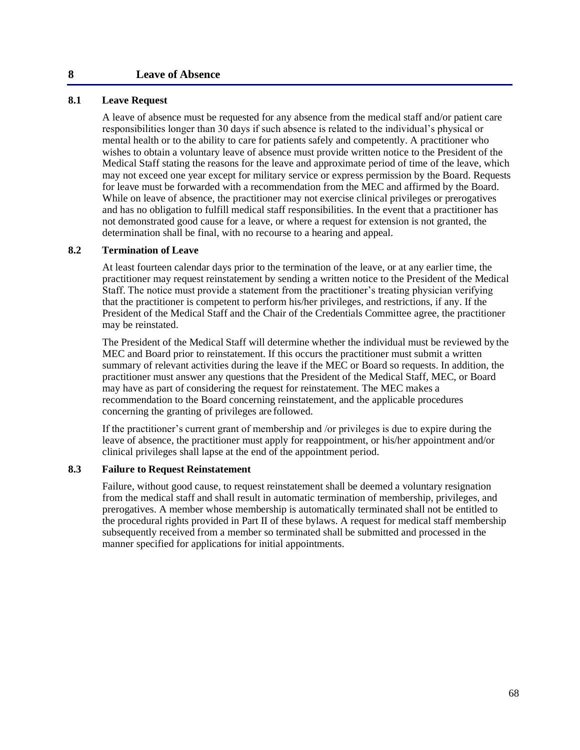# 8 Leave of Absence

## 8.1 Leave Request

A leave of absence must be requested for any absence from the medical staff and/or patient care responsibilities longer than 30 days if such absence is related to the individual's physical or mental health or to the ability to care for patients safely and competently. A practitioner who wishes to obtain a voluntary leave of absence must provide written notice to the President of the Medical Staff stating the reasons for the leave and approximate period of time of the leave, which may not exceed one year except for military service or express permission by the Board. Requests for leave must be forwarded with a recommendation from the MEC and affirmed by the Board. While on leave of absence, the practitioner may not exercise clinical privileges or prerogatives and has no obligation to fulfill medical staff responsibilities. In the event that a practitioner has not demonstrated good cause for a leave, or where a request for extension is not granted, the determination shall be final, with no recourse to a hearing and appeal.

## 8.2 Termination of Leave

At least fourteen calendar days prior to the termination of the leave, or at any earlier time, the practitioner may request reinstatement by sending a written notice to the President of the Medical Staff. The notice must provide a statement from the practitioner's treating physician verifying that the practitioner is competent to perform his/her privileges, and restrictions, if any. If the President of the Medical Staff and the Chair of the Credentials Committee agree, the practitioner may be reinstated.

The President of the Medical Staff will determine whether the individual must be reviewed by the MEC and Board prior to reinstatement. If this occurs the practitioner must submit a written summary of relevant activities during the leave if the MEC or Board so requests. In addition, the practitioner must answer any questions that the President of the Medical Staff, MEC, or Board may have as part of considering the request for reinstatement. The MEC makes a recommendation to the Board concerning reinstatement, and the applicable procedures concerning the granting of privileges are followed.

If the practitioner's current grant of membership and /or privileges is due to expire during the leave of absence, the practitioner must apply for reappointment, or his/her appointment and/or clinical privileges shall lapse at the end of the appointment period.

## 8.3 Failure to Request Reinstatement

Failure, without good cause, to request reinstatement shall be deemed a voluntary resignation from the medical staff and shall result in automatic termination of membership, privileges, and prerogatives. A member whose membership is automatically terminated shall not be entitled to the procedural rights provided in Part II of these bylaws. A request for medical staff membership subsequently received from a member so terminated shall be submitted and processed in the manner specified for applications for initial appointments.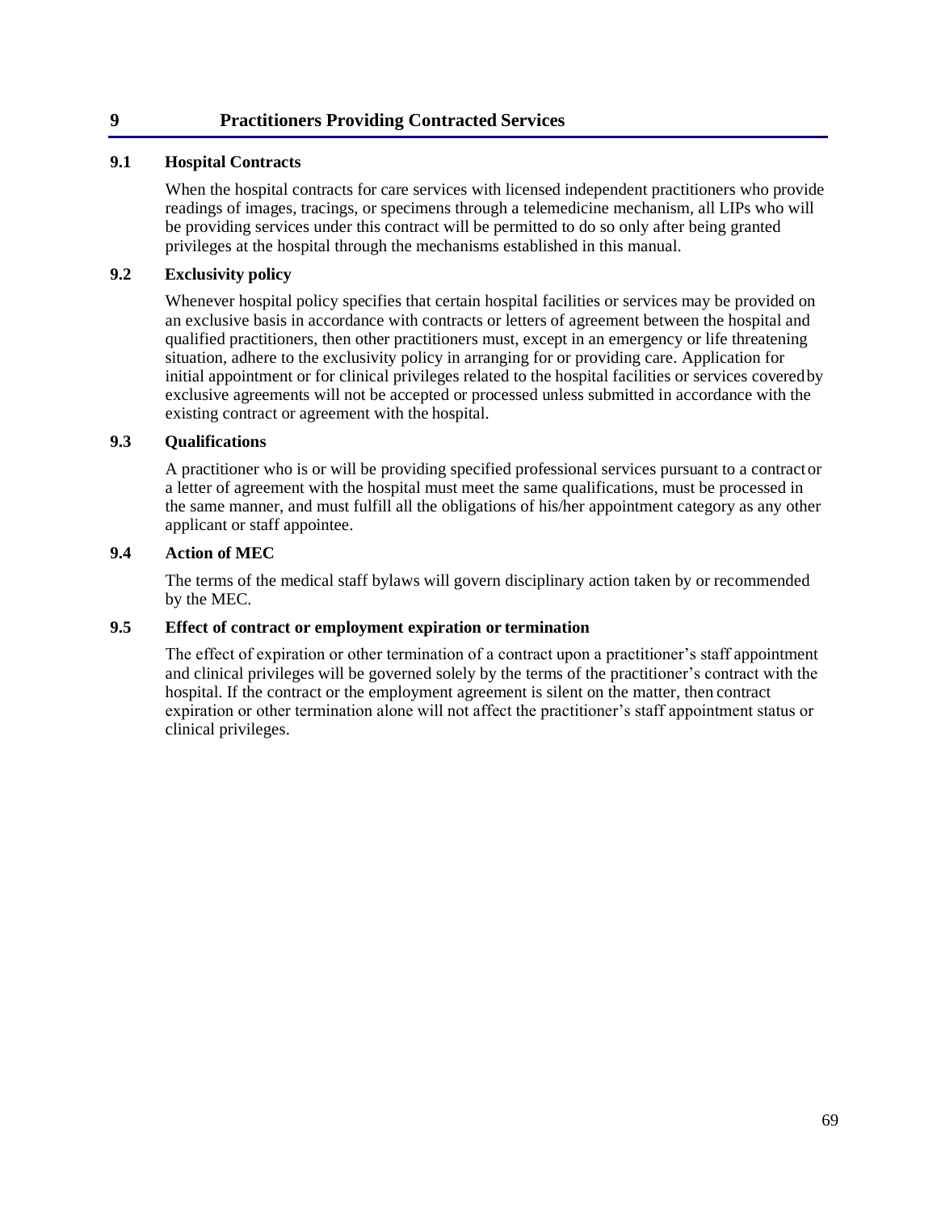# 9 Practitioners Providing Contracted Services

## 9.1 Hospital Contracts

When the hospital contracts for care services with licensed independent practitioners who provide readings of images, tracings, or specimens through a telemedicine mechanism, all LIPs who will be providing services under this contract will be permitted to do so only after being granted privileges at the hospital through the mechanisms established in this manual.

## 9.2 Exclusivity policy

Whenever hospital policy specifies that certain hospital facilities or services may be provided on an exclusive basis in accordance with contracts or letters of agreement between the hospital and qualified practitioners, then other practitioners must, except in an emergency or life threatening situation, adhere to the exclusivity policy in arranging for or providing care. Application for initial appointment or for clinical privileges related to the hospital facilities or services covered by exclusive agreements will not be accepted or processed unless submitted in accordance with the existing contract or agreement with the hospital.

## 9.3 Qualifications

A practitioner who is or will be providing specified professional services pursuant to a contract or a letter of agreement with the hospital must meet the same qualifications, must be processed in the same manner, and must fulfill all the obligations of his/her appointment category as any other applicant or staff appointee.

## 9.4 Action of MEC

The terms of the medical staff bylaws will govern disciplinary action taken by or recommended by the MEC.

## 9.5 Effect of contract or employment expiration or termination

The effect of expiration or other termination of a contract upon a practitioner's staff appointment and clinical privileges will be governed solely by the terms of the practitioner's contract with the hospital. If the contract or the employment agreement is silent on the matter, then contract expiration or other termination alone will not affect the practitioner's staff appointment status or clinical privileges.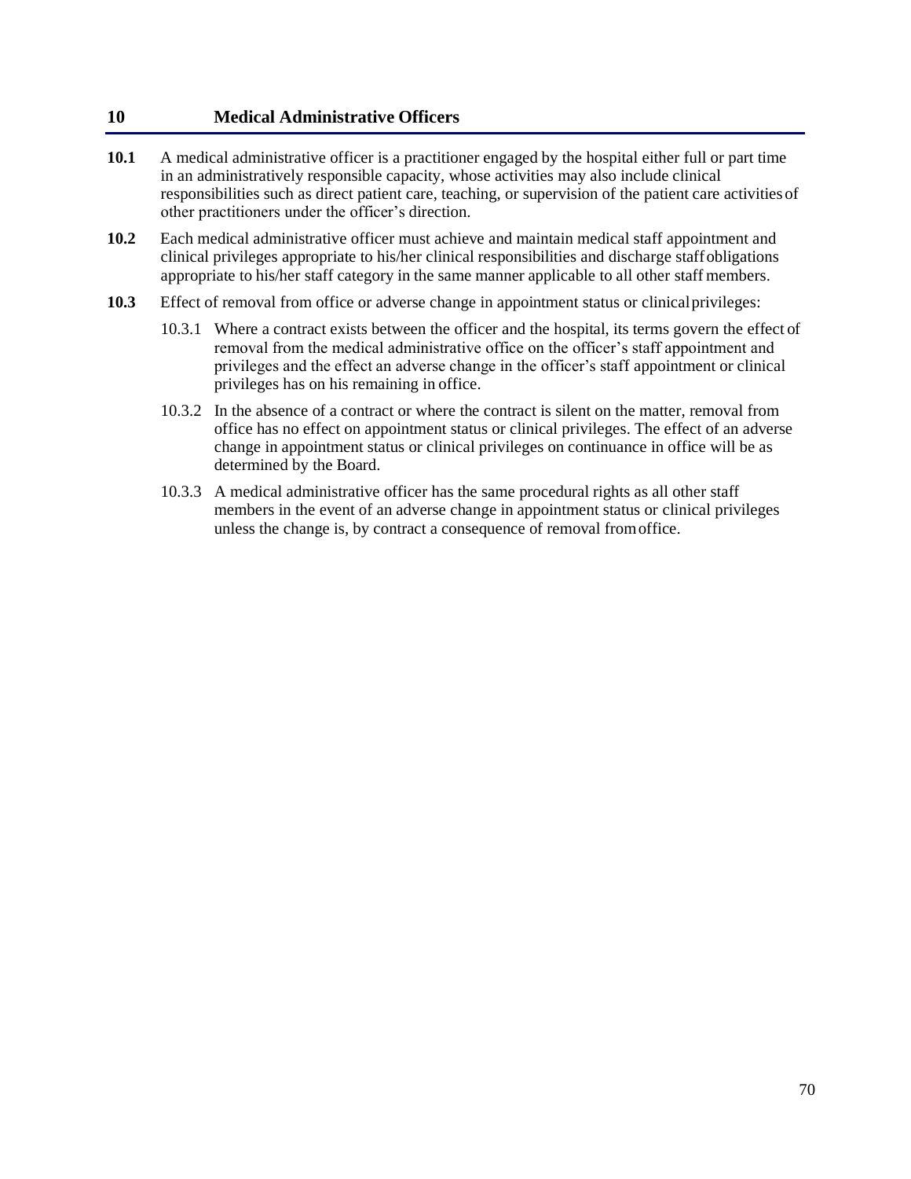# 10 Medical Administrative Officers

**10.1** A medical administrative officer is a practitioner engaged by the hospital either full or part time in an administratively responsible capacity, whose activities may also include clinical responsibilities such as direct patient care, teaching, or supervision of the patient care activities of other practitioners under the officer's direction.

**10.2** Each medical administrative officer must achieve and maintain medical staff appointment and clinical privileges appropriate to his/her clinical responsibilities and discharge staff obligations appropriate to his/her staff category in the same manner applicable to all other staff members.

**10.3** Effect of removal from office or adverse change in appointment status or clinical privileges:

10.3.1 Where a contract exists between the officer and the hospital, its terms govern the effect of removal from the medical administrative office on the officer's staff appointment and privileges and the effect an adverse change in the officer's staff appointment or clinical privileges has on his remaining in office.

10.3.2 In the absence of a contract or where the contract is silent on the matter, removal from office has no effect on appointment status or clinical privileges. The effect of an adverse change in appointment status or clinical privileges on continuance in office will be as determined by the Board.

10.3.3 A medical administrative officer has the same procedural rights as all other staff members in the event of an adverse change in appointment status or clinical privileges unless the change is, by contract a consequence of removal from office.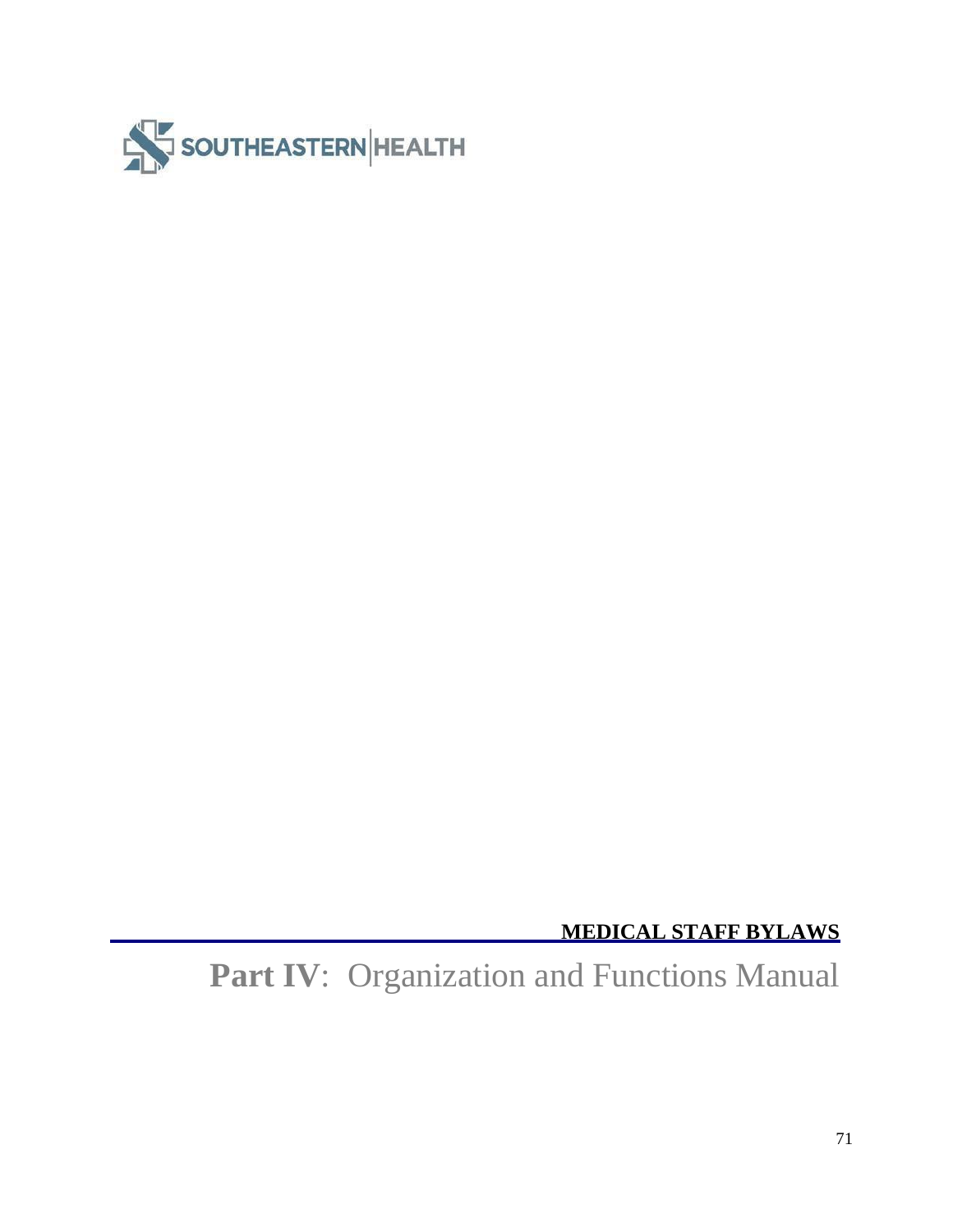SOUTHEASTERN | HEALTH

**MEDICAL STAFF BYLAWS**

# **Part IV**: Organization and Functions Manual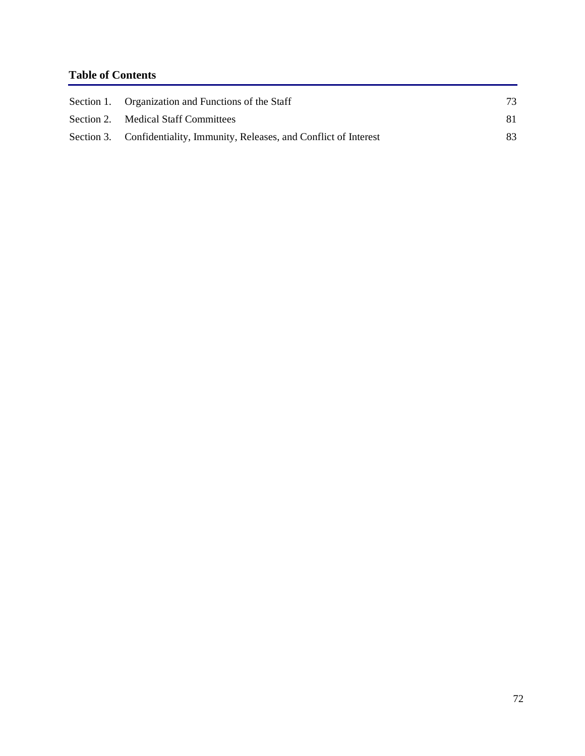## Table of Contents

| | | |
|---|---|---|
| Section 1. | Organization and Functions of the Staff | 73 |
| Section 2. | Medical Staff Committees | 81 |
| Section 3. | Confidentiality, Immunity, Releases, and Conflict of Interest | 83 |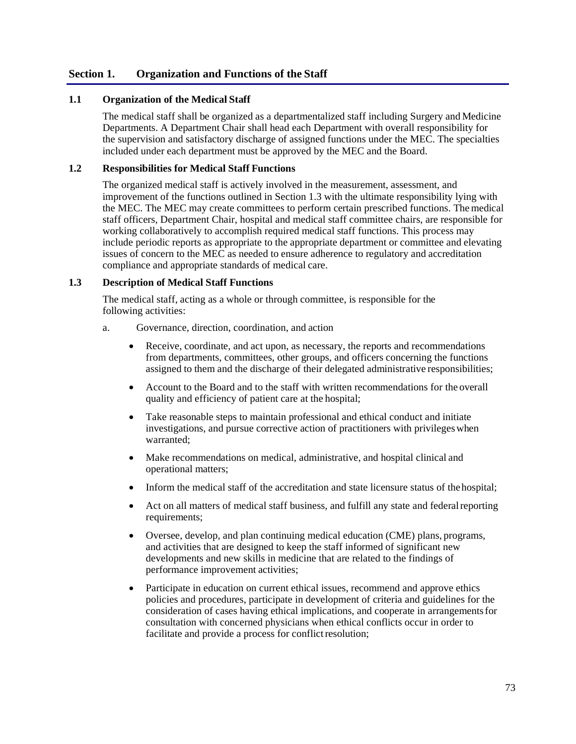## Section 1. Organization and Functions of the Staff

### 1.1 Organization of the Medical Staff

The medical staff shall be organized as a departmentalized staff including Surgery and Medicine Departments. A Department Chair shall head each Department with overall responsibility for the supervision and satisfactory discharge of assigned functions under the MEC. The specialties included under each department must be approved by the MEC and the Board.

### 1.2 Responsibilities for Medical Staff Functions

The organized medical staff is actively involved in the measurement, assessment, and improvement of the functions outlined in Section 1.3 with the ultimate responsibility lying with the MEC. The MEC may create committees to perform certain prescribed functions. The medical staff officers, Department Chair, hospital and medical staff committee chairs, are responsible for working collaboratively to accomplish required medical staff functions. This process may include periodic reports as appropriate to the appropriate department or committee and elevating issues of concern to the MEC as needed to ensure adherence to regulatory and accreditation compliance and appropriate standards of medical care.

### 1.3 Description of Medical Staff Functions

The medical staff, acting as a whole or through committee, is responsible for the following activities:

a. Governance, direction, coordination, and action

- Receive, coordinate, and act upon, as necessary, the reports and recommendations from departments, committees, other groups, and officers concerning the functions assigned to them and the discharge of their delegated administrative responsibilities;
- Account to the Board and to the staff with written recommendations for the overall quality and efficiency of patient care at the hospital;
- Take reasonable steps to maintain professional and ethical conduct and initiate investigations, and pursue corrective action of practitioners with privileges when warranted;
- Make recommendations on medical, administrative, and hospital clinical and operational matters;
- Inform the medical staff of the accreditation and state licensure status of the hospital;
- Act on all matters of medical staff business, and fulfill any state and federal reporting requirements;
- Oversee, develop, and plan continuing medical education (CME) plans, programs, and activities that are designed to keep the staff informed of significant new developments and new skills in medicine that are related to the findings of performance improvement activities;
- Participate in education on current ethical issues, recommend and approve ethics policies and procedures, participate in development of criteria and guidelines for the consideration of cases having ethical implications, and cooperate in arrangements for consultation with concerned physicians when ethical conflicts occur in order to facilitate and provide a process for conflict resolution;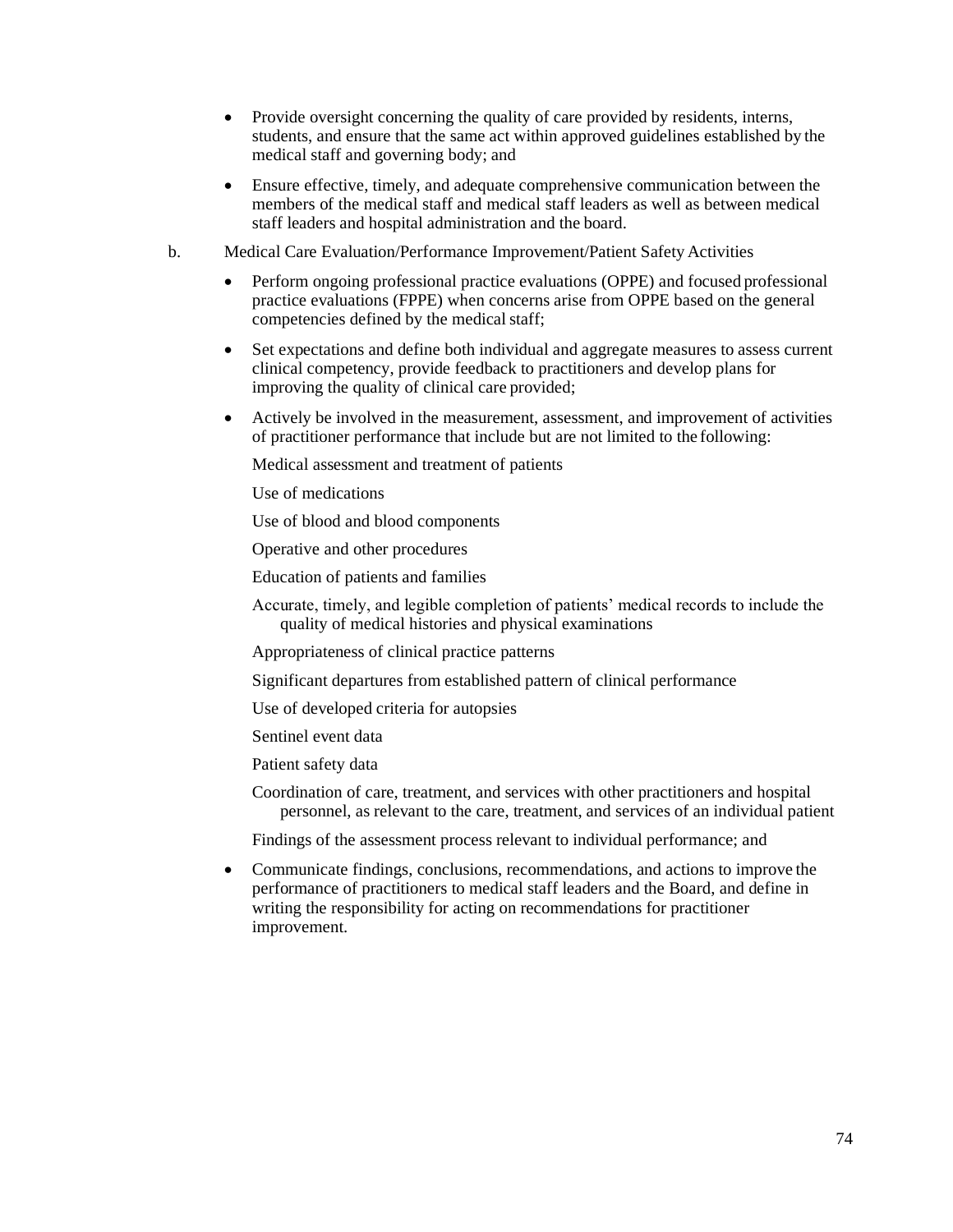- Provide oversight concerning the quality of care provided by residents, interns, students, and ensure that the same act within approved guidelines established by the medical staff and governing body; and
- Ensure effective, timely, and adequate comprehensive communication between the members of the medical staff and medical staff leaders as well as between medical staff leaders and hospital administration and the board.

b. Medical Care Evaluation/Performance Improvement/Patient Safety Activities

- Perform ongoing professional practice evaluations (OPPE) and focused professional practice evaluations (FPPE) when concerns arise from OPPE based on the general competencies defined by the medical staff;
- Set expectations and define both individual and aggregate measures to assess current clinical competency, provide feedback to practitioners and develop plans for improving the quality of clinical care provided;
- Actively be involved in the measurement, assessment, and improvement of activities of practitioner performance that include but are not limited to the following:

  Medical assessment and treatment of patients

  Use of medications

  Use of blood and blood components

  Operative and other procedures

  Education of patients and families

  Accurate, timely, and legible completion of patients' medical records to include the quality of medical histories and physical examinations

  Appropriateness of clinical practice patterns

  Significant departures from established pattern of clinical performance

  Use of developed criteria for autopsies

  Sentinel event data

  Patient safety data

  Coordination of care, treatment, and services with other practitioners and hospital personnel, as relevant to the care, treatment, and services of an individual patient

  Findings of the assessment process relevant to individual performance; and

- Communicate findings, conclusions, recommendations, and actions to improve the performance of practitioners to medical staff leaders and the Board, and define in writing the responsibility for acting on recommendations for practitioner improvement.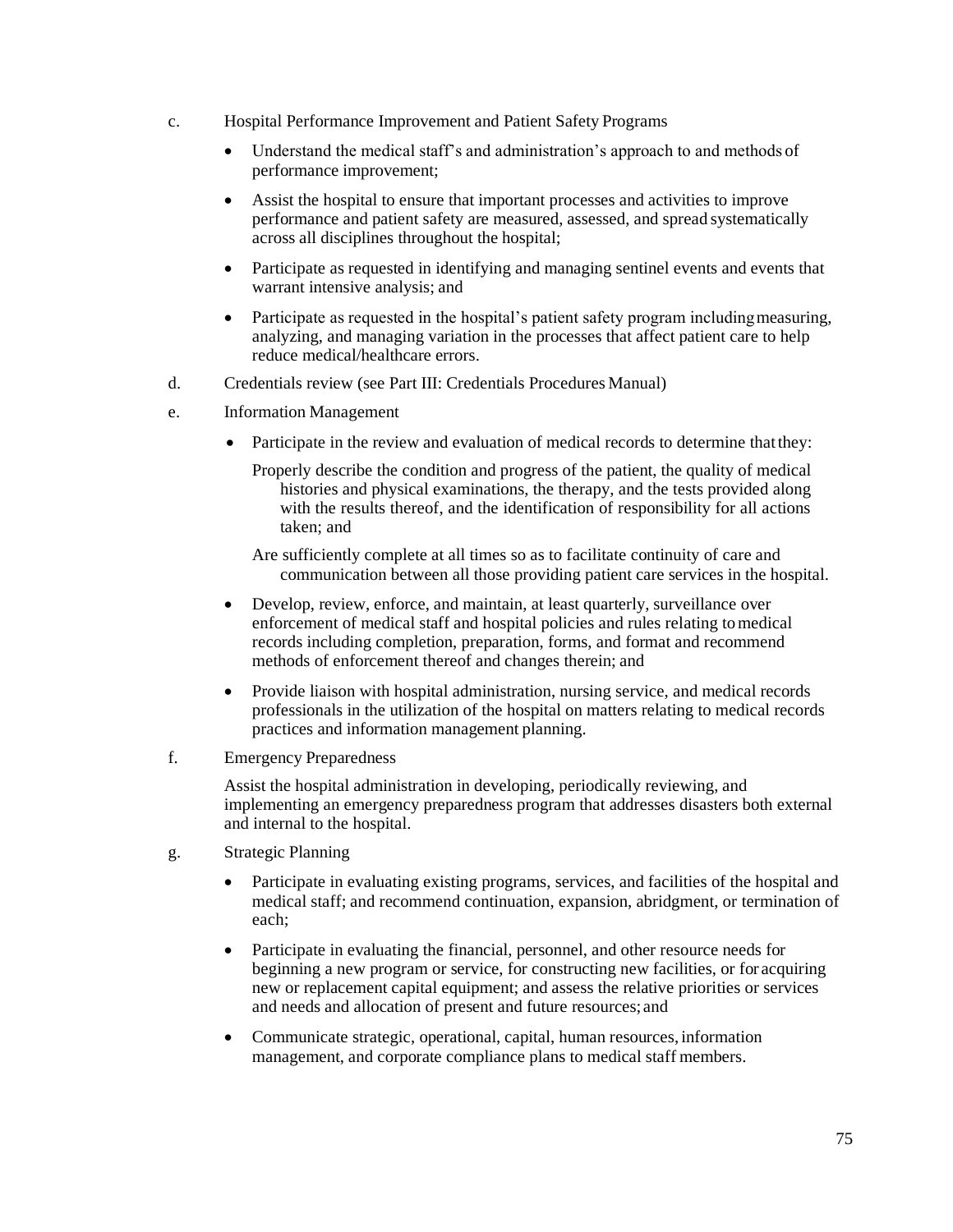c. Hospital Performance Improvement and Patient Safety Programs

- Understand the medical staff's and administration's approach to and methods of performance improvement;
- Assist the hospital to ensure that important processes and activities to improve performance and patient safety are measured, assessed, and spread systematically across all disciplines throughout the hospital;
- Participate as requested in identifying and managing sentinel events and events that warrant intensive analysis; and
- Participate as requested in the hospital's patient safety program including measuring, analyzing, and managing variation in the processes that affect patient care to help reduce medical/healthcare errors.

d. Credentials review (see Part III: Credentials Procedures Manual)

e. Information Management

- Participate in the review and evaluation of medical records to determine that they:

  Properly describe the condition and progress of the patient, the quality of medical histories and physical examinations, the therapy, and the tests provided along with the results thereof, and the identification of responsibility for all actions taken; and

  Are sufficiently complete at all times so as to facilitate continuity of care and communication between all those providing patient care services in the hospital.

- Develop, review, enforce, and maintain, at least quarterly, surveillance over enforcement of medical staff and hospital policies and rules relating to medical records including completion, preparation, forms, and format and recommend methods of enforcement thereof and changes therein; and
- Provide liaison with hospital administration, nursing service, and medical records professionals in the utilization of the hospital on matters relating to medical records practices and information management planning.

f. Emergency Preparedness

Assist the hospital administration in developing, periodically reviewing, and implementing an emergency preparedness program that addresses disasters both external and internal to the hospital.

g. Strategic Planning

- Participate in evaluating existing programs, services, and facilities of the hospital and medical staff; and recommend continuation, expansion, abridgment, or termination of each;
- Participate in evaluating the financial, personnel, and other resource needs for beginning a new program or service, for constructing new facilities, or for acquiring new or replacement capital equipment; and assess the relative priorities or services and needs and allocation of present and future resources; and
- Communicate strategic, operational, capital, human resources, information management, and corporate compliance plans to medical staff members.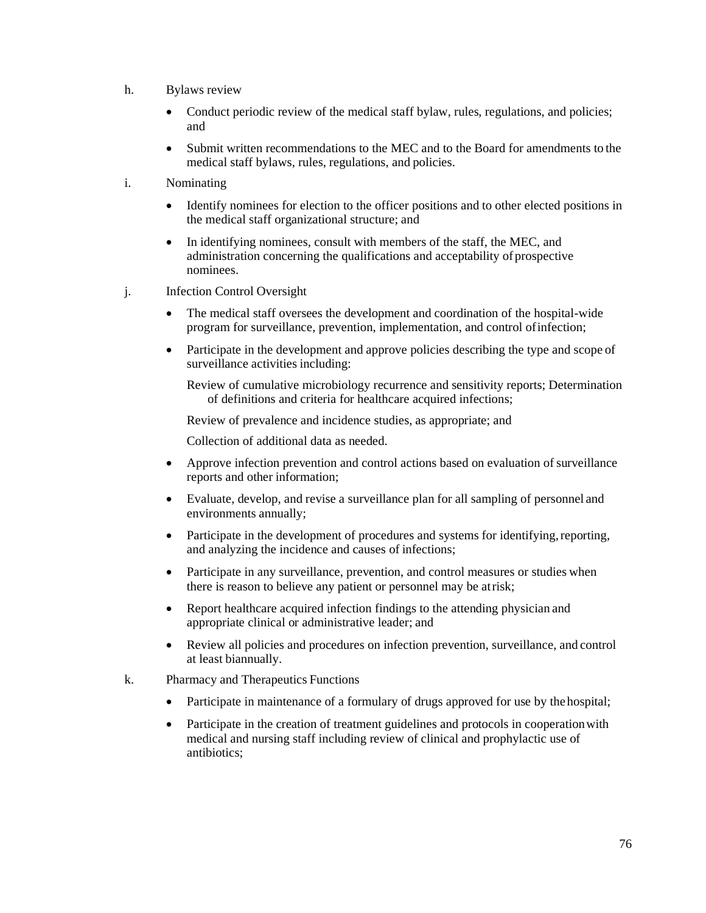h. Bylaws review

- Conduct periodic review of the medical staff bylaw, rules, regulations, and policies; and
- Submit written recommendations to the MEC and to the Board for amendments to the medical staff bylaws, rules, regulations, and policies.

i. Nominating

- Identify nominees for election to the officer positions and to other elected positions in the medical staff organizational structure; and
- In identifying nominees, consult with members of the staff, the MEC, and administration concerning the qualifications and acceptability of prospective nominees.

j. Infection Control Oversight

- The medical staff oversees the development and coordination of the hospital-wide program for surveillance, prevention, implementation, and control of infection;
- Participate in the development and approve policies describing the type and scope of surveillance activities including:

  Review of cumulative microbiology recurrence and sensitivity reports; Determination of definitions and criteria for healthcare acquired infections;

  Review of prevalence and incidence studies, as appropriate; and

  Collection of additional data as needed.

- Approve infection prevention and control actions based on evaluation of surveillance reports and other information;
- Evaluate, develop, and revise a surveillance plan for all sampling of personnel and environments annually;
- Participate in the development of procedures and systems for identifying, reporting, and analyzing the incidence and causes of infections;
- Participate in any surveillance, prevention, and control measures or studies when there is reason to believe any patient or personnel may be at risk;
- Report healthcare acquired infection findings to the attending physician and appropriate clinical or administrative leader; and
- Review all policies and procedures on infection prevention, surveillance, and control at least biannually.

k. Pharmacy and Therapeutics Functions

- Participate in maintenance of a formulary of drugs approved for use by the hospital;
- Participate in the creation of treatment guidelines and protocols in cooperation with medical and nursing staff including review of clinical and prophylactic use of antibiotics;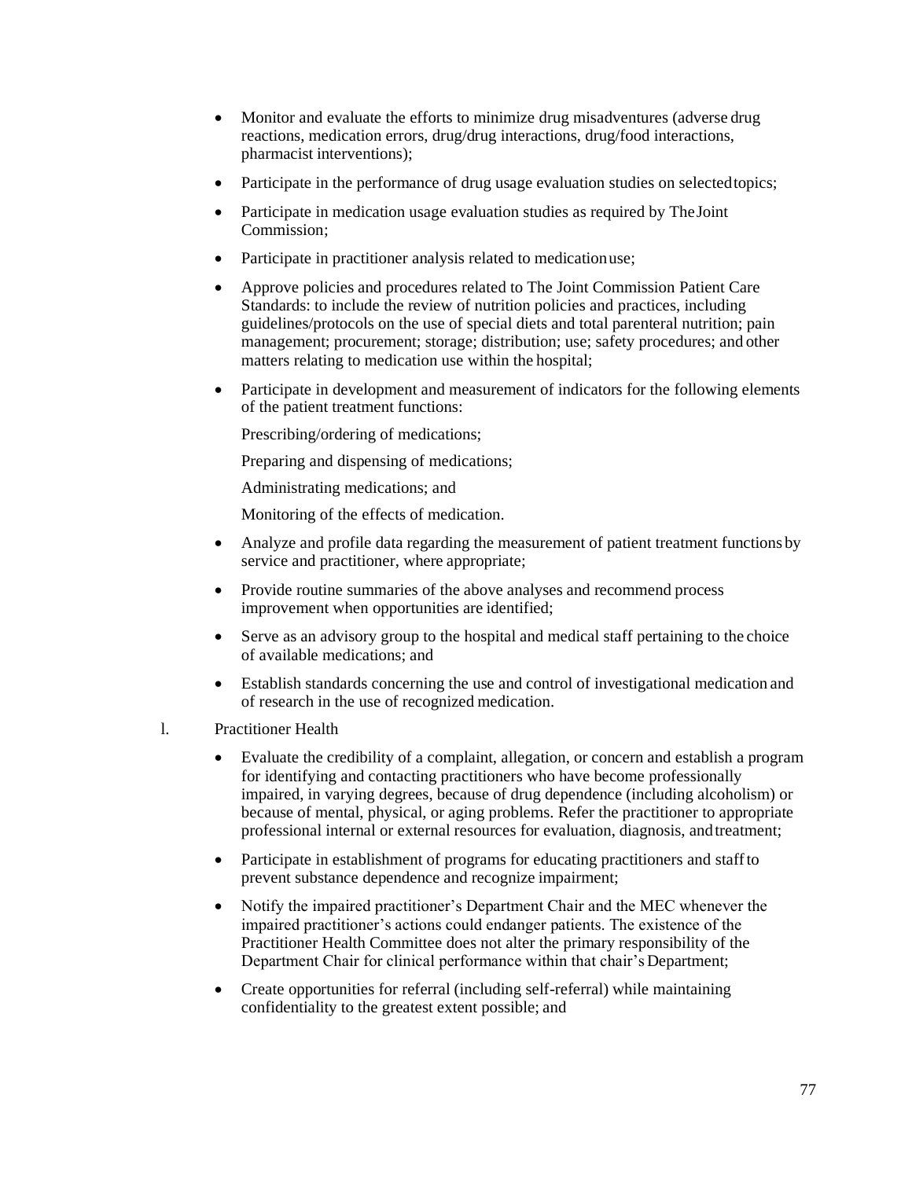- Monitor and evaluate the efforts to minimize drug misadventures (adverse drug reactions, medication errors, drug/drug interactions, drug/food interactions, pharmacist interventions);
- Participate in the performance of drug usage evaluation studies on selected topics;
- Participate in medication usage evaluation studies as required by The Joint Commission;
- Participate in practitioner analysis related to medication use;
- Approve policies and procedures related to The Joint Commission Patient Care Standards: to include the review of nutrition policies and practices, including guidelines/protocols on the use of special diets and total parenteral nutrition; pain management; procurement; storage; distribution; use; safety procedures; and other matters relating to medication use within the hospital;
- Participate in development and measurement of indicators for the following elements of the patient treatment functions:

  Prescribing/ordering of medications;

  Preparing and dispensing of medications;

  Administrating medications; and

  Monitoring of the effects of medication.
- Analyze and profile data regarding the measurement of patient treatment functions by service and practitioner, where appropriate;
- Provide routine summaries of the above analyses and recommend process improvement when opportunities are identified;
- Serve as an advisory group to the hospital and medical staff pertaining to the choice of available medications; and
- Establish standards concerning the use and control of investigational medication and of research in the use of recognized medication.

l. Practitioner Health

- Evaluate the credibility of a complaint, allegation, or concern and establish a program for identifying and contacting practitioners who have become professionally impaired, in varying degrees, because of drug dependence (including alcoholism) or because of mental, physical, or aging problems. Refer the practitioner to appropriate professional internal or external resources for evaluation, diagnosis, and treatment;
- Participate in establishment of programs for educating practitioners and staff to prevent substance dependence and recognize impairment;
- Notify the impaired practitioner's Department Chair and the MEC whenever the impaired practitioner's actions could endanger patients. The existence of the Practitioner Health Committee does not alter the primary responsibility of the Department Chair for clinical performance within that chair's Department;
- Create opportunities for referral (including self-referral) while maintaining confidentiality to the greatest extent possible; and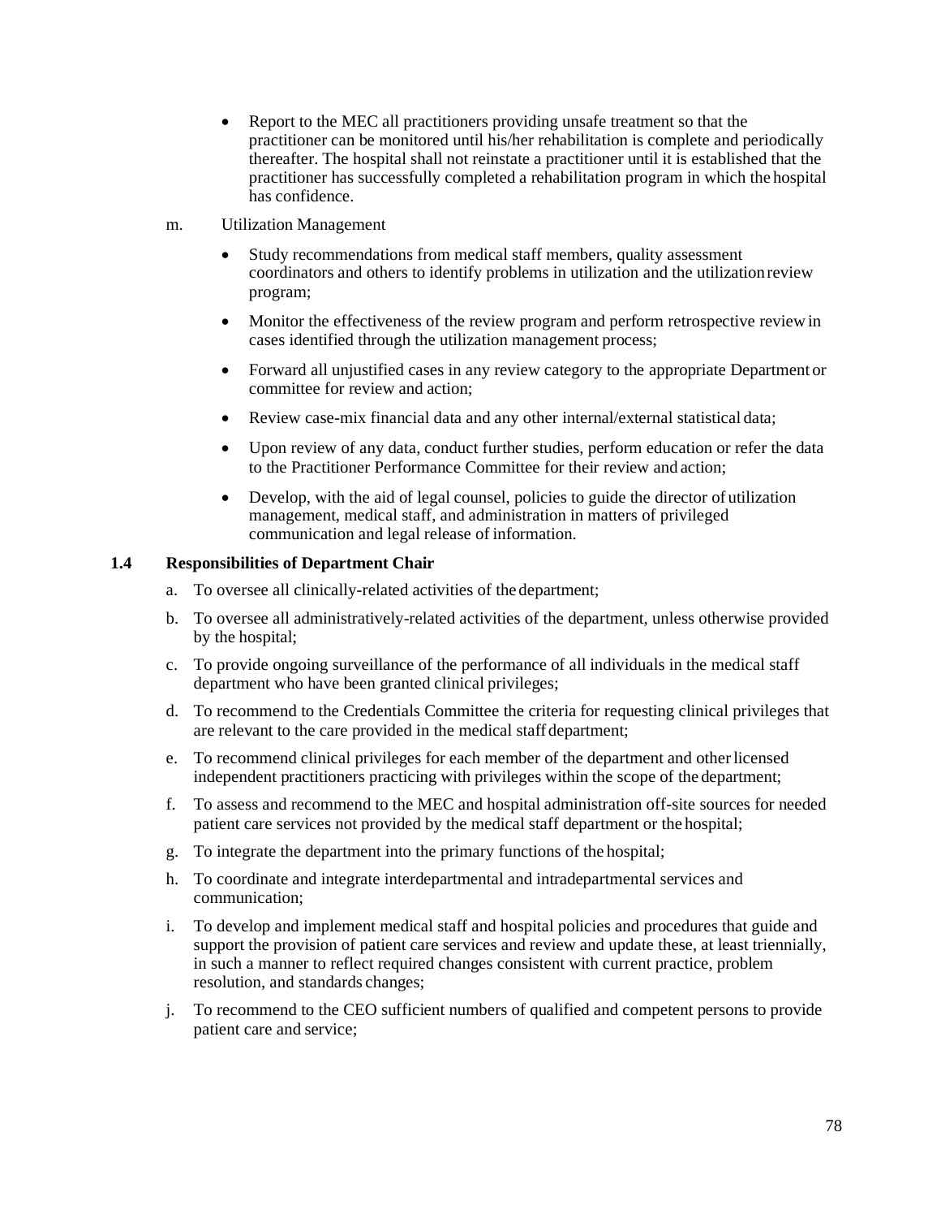- Report to the MEC all practitioners providing unsafe treatment so that the practitioner can be monitored until his/her rehabilitation is complete and periodically thereafter. The hospital shall not reinstate a practitioner until it is established that the practitioner has successfully completed a rehabilitation program in which the hospital has confidence.

m. Utilization Management

- Study recommendations from medical staff members, quality assessment coordinators and others to identify problems in utilization and the utilization review program;
- Monitor the effectiveness of the review program and perform retrospective review in cases identified through the utilization management process;
- Forward all unjustified cases in any review category to the appropriate Department or committee for review and action;
- Review case-mix financial data and any other internal/external statistical data;
- Upon review of any data, conduct further studies, perform education or refer the data to the Practitioner Performance Committee for their review and action;
- Develop, with the aid of legal counsel, policies to guide the director of utilization management, medical staff, and administration in matters of privileged communication and legal release of information.

### 1.4 Responsibilities of Department Chair

a. To oversee all clinically-related activities of the department;

b. To oversee all administratively-related activities of the department, unless otherwise provided by the hospital;

c. To provide ongoing surveillance of the performance of all individuals in the medical staff department who have been granted clinical privileges;

d. To recommend to the Credentials Committee the criteria for requesting clinical privileges that are relevant to the care provided in the medical staff department;

e. To recommend clinical privileges for each member of the department and other licensed independent practitioners practicing with privileges within the scope of the department;

f. To assess and recommend to the MEC and hospital administration off-site sources for needed patient care services not provided by the medical staff department or the hospital;

g. To integrate the department into the primary functions of the hospital;

h. To coordinate and integrate interdepartmental and intradepartmental services and communication;

i. To develop and implement medical staff and hospital policies and procedures that guide and support the provision of patient care services and review and update these, at least triennially, in such a manner to reflect required changes consistent with current practice, problem resolution, and standards changes;

j. To recommend to the CEO sufficient numbers of qualified and competent persons to provide patient care and service;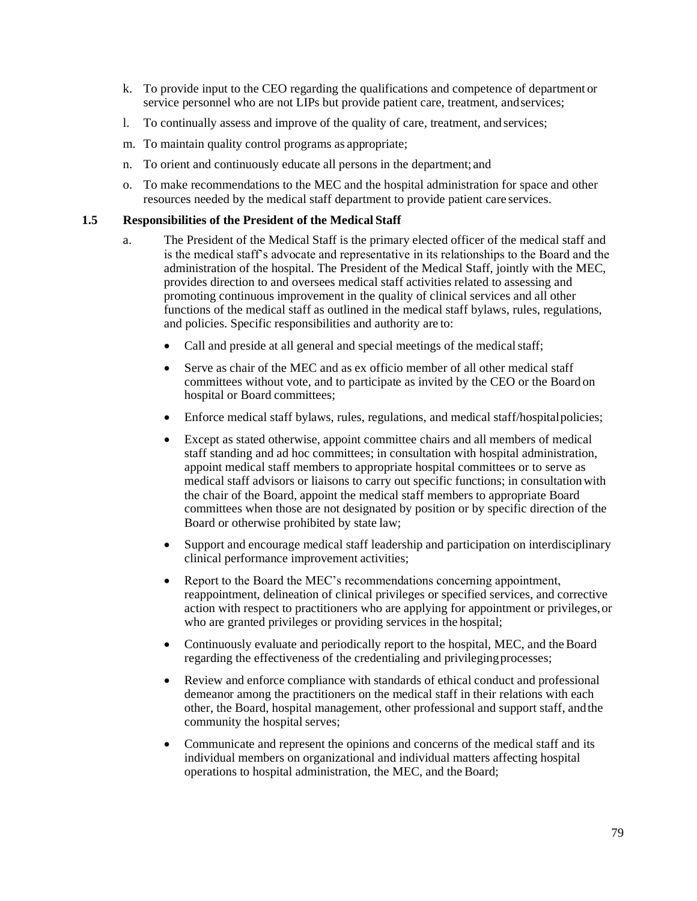k. To provide input to the CEO regarding the qualifications and competence of department or service personnel who are not LIPs but provide patient care, treatment, and services;

l. To continually assess and improve of the quality of care, treatment, and services;

m. To maintain quality control programs as appropriate;

n. To orient and continuously educate all persons in the department; and

o. To make recommendations to the MEC and the hospital administration for space and other resources needed by the medical staff department to provide patient care services.

### 1.5 Responsibilities of the President of the Medical Staff

a. The President of the Medical Staff is the primary elected officer of the medical staff and is the medical staff's advocate and representative in its relationships to the Board and the administration of the hospital. The President of the Medical Staff, jointly with the MEC, provides direction to and oversees medical staff activities related to assessing and promoting continuous improvement in the quality of clinical services and all other functions of the medical staff as outlined in the medical staff bylaws, rules, regulations, and policies. Specific responsibilities and authority are to:

- Call and preside at all general and special meetings of the medical staff;
- Serve as chair of the MEC and as ex officio member of all other medical staff committees without vote, and to participate as invited by the CEO or the Board on hospital or Board committees;
- Enforce medical staff bylaws, rules, regulations, and medical staff/hospital policies;
- Except as stated otherwise, appoint committee chairs and all members of medical staff standing and ad hoc committees; in consultation with hospital administration, appoint medical staff members to appropriate hospital committees or to serve as medical staff advisors or liaisons to carry out specific functions; in consultation with the chair of the Board, appoint the medical staff members to appropriate Board committees when those are not designated by position or by specific direction of the Board or otherwise prohibited by state law;
- Support and encourage medical staff leadership and participation on interdisciplinary clinical performance improvement activities;
- Report to the Board the MEC's recommendations concerning appointment, reappointment, delineation of clinical privileges or specified services, and corrective action with respect to practitioners who are applying for appointment or privileges, or who are granted privileges or providing services in the hospital;
- Continuously evaluate and periodically report to the hospital, MEC, and the Board regarding the effectiveness of the credentialing and privileging processes;
- Review and enforce compliance with standards of ethical conduct and professional demeanor among the practitioners on the medical staff in their relations with each other, the Board, hospital management, other professional and support staff, and the community the hospital serves;
- Communicate and represent the opinions and concerns of the medical staff and its individual members on organizational and individual matters affecting hospital operations to hospital administration, the MEC, and the Board;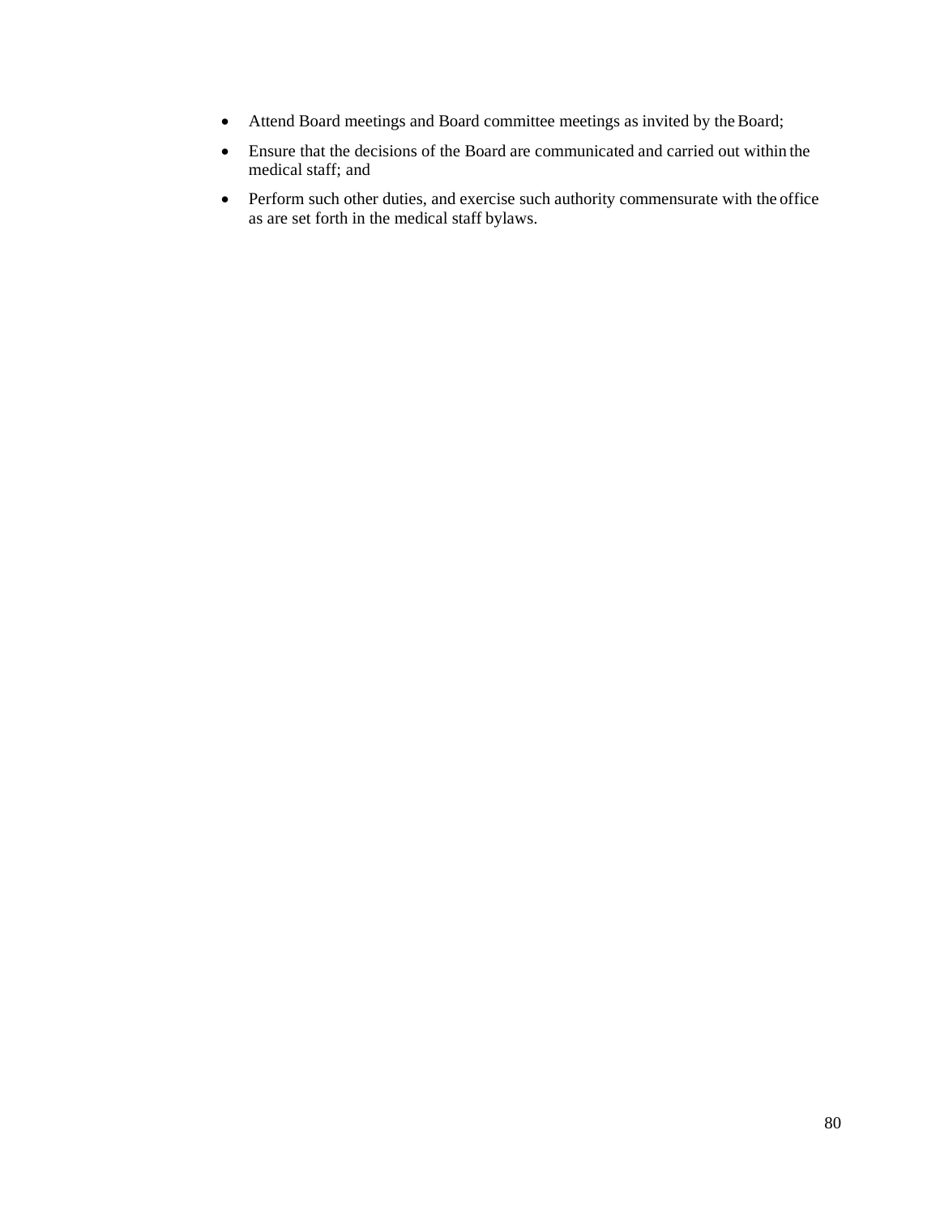- Attend Board meetings and Board committee meetings as invited by the Board;
- Ensure that the decisions of the Board are communicated and carried out within the medical staff; and
- Perform such other duties, and exercise such authority commensurate with the office as are set forth in the medical staff bylaws.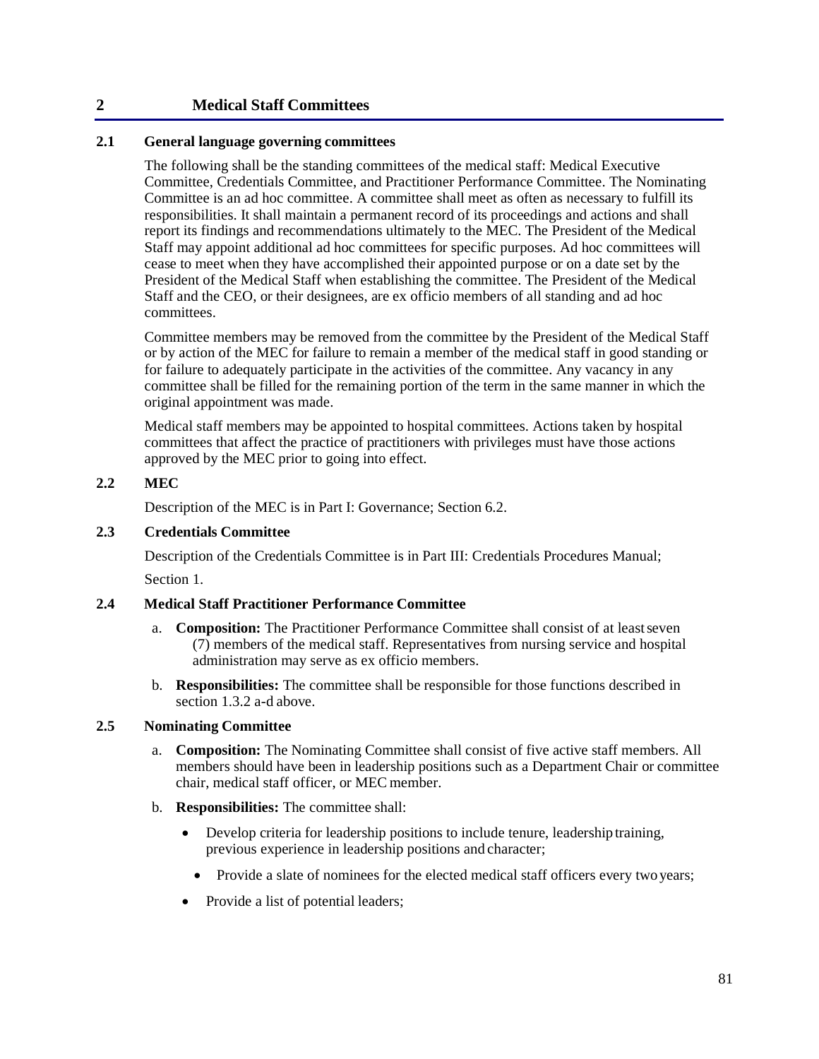# 2 Medical Staff Committees

## 2.1 General language governing committees

The following shall be the standing committees of the medical staff: Medical Executive Committee, Credentials Committee, and Practitioner Performance Committee. The Nominating Committee is an ad hoc committee. A committee shall meet as often as necessary to fulfill its responsibilities. It shall maintain a permanent record of its proceedings and actions and shall report its findings and recommendations ultimately to the MEC. The President of the Medical Staff may appoint additional ad hoc committees for specific purposes. Ad hoc committees will cease to meet when they have accomplished their appointed purpose or on a date set by the President of the Medical Staff when establishing the committee. The President of the Medical Staff and the CEO, or their designees, are ex officio members of all standing and ad hoc committees.

Committee members may be removed from the committee by the President of the Medical Staff or by action of the MEC for failure to remain a member of the medical staff in good standing or for failure to adequately participate in the activities of the committee. Any vacancy in any committee shall be filled for the remaining portion of the term in the same manner in which the original appointment was made.

Medical staff members may be appointed to hospital committees. Actions taken by hospital committees that affect the practice of practitioners with privileges must have those actions approved by the MEC prior to going into effect.

## 2.2 MEC

Description of the MEC is in Part I: Governance; Section 6.2.

## 2.3 Credentials Committee

Description of the Credentials Committee is in Part III: Credentials Procedures Manual; Section 1.

## 2.4 Medical Staff Practitioner Performance Committee

a. **Composition:** The Practitioner Performance Committee shall consist of at least seven (7) members of the medical staff. Representatives from nursing service and hospital administration may serve as ex officio members.

b. **Responsibilities:** The committee shall be responsible for those functions described in section 1.3.2 a-d above.

## 2.5 Nominating Committee

a. **Composition:** The Nominating Committee shall consist of five active staff members. All members should have been in leadership positions such as a Department Chair or committee chair, medical staff officer, or MEC member.

b. **Responsibilities:** The committee shall:

- Develop criteria for leadership positions to include tenure, leadership training, previous experience in leadership positions and character;
- Provide a slate of nominees for the elected medical staff officers every two years;
- Provide a list of potential leaders;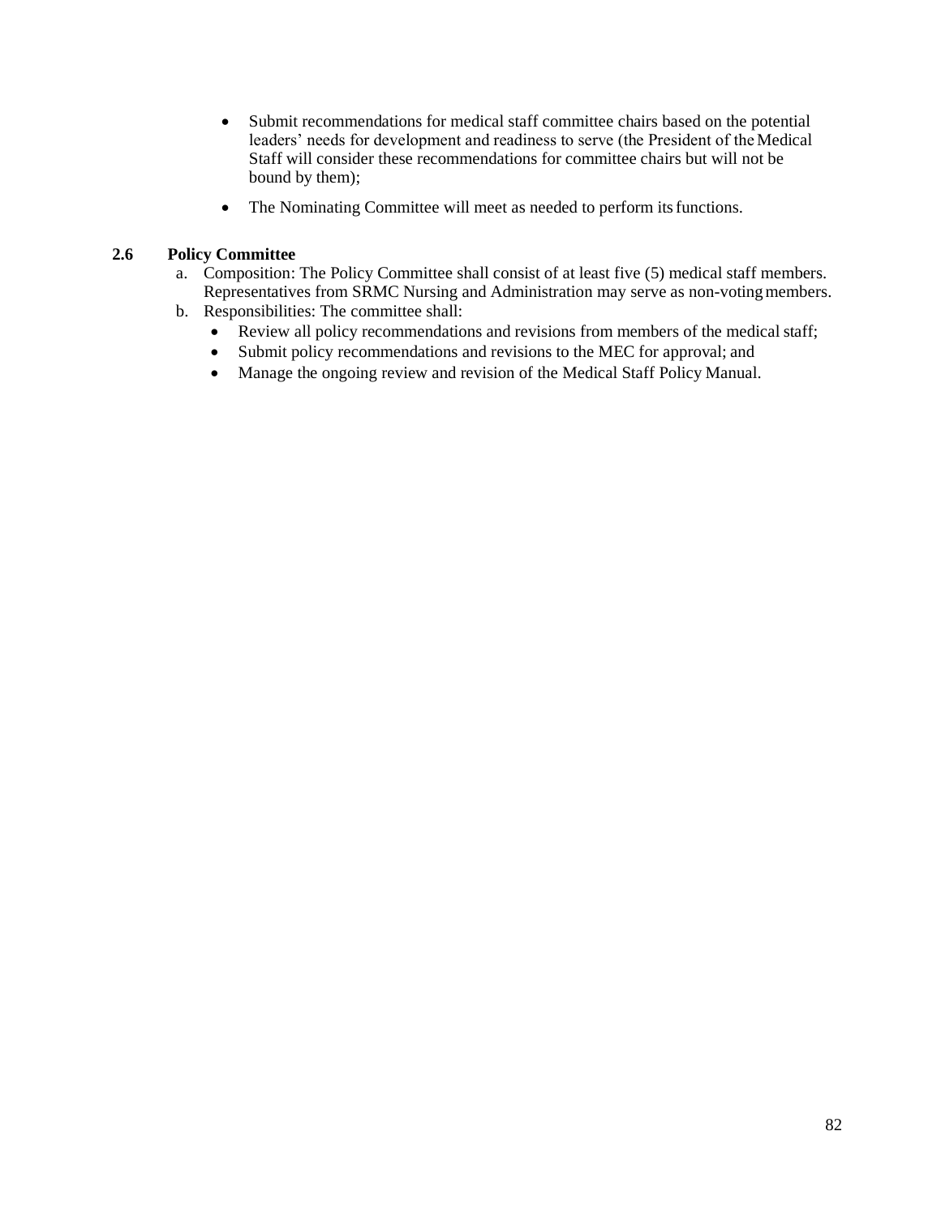- Submit recommendations for medical staff committee chairs based on the potential leaders' needs for development and readiness to serve (the President of the Medical Staff will consider these recommendations for committee chairs but will not be bound by them);
- The Nominating Committee will meet as needed to perform its functions.

### 2.6 Policy Committee

a. Composition: The Policy Committee shall consist of at least five (5) medical staff members. Representatives from SRMC Nursing and Administration may serve as non-voting members.

b. Responsibilities: The committee shall:
   - Review all policy recommendations and revisions from members of the medical staff;
   - Submit policy recommendations and revisions to the MEC for approval; and
   - Manage the ongoing review and revision of the Medical Staff Policy Manual.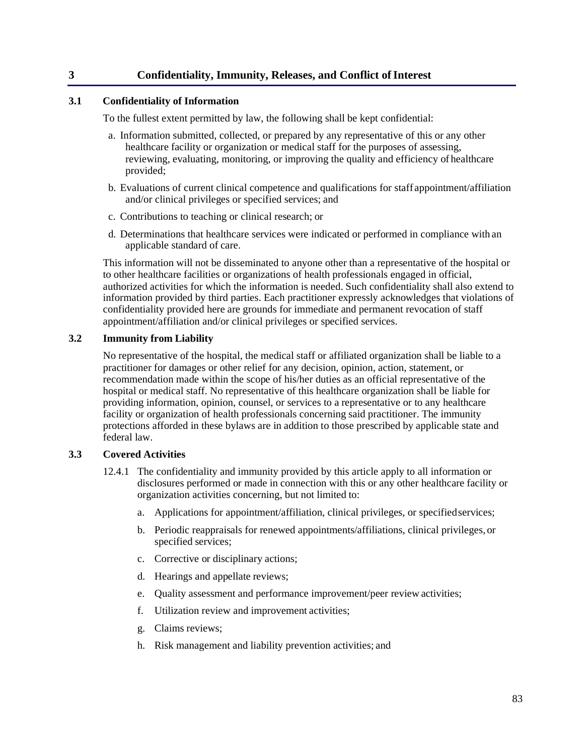# 3 Confidentiality, Immunity, Releases, and Conflict of Interest

## 3.1 Confidentiality of Information

To the fullest extent permitted by law, the following shall be kept confidential:

a. Information submitted, collected, or prepared by any representative of this or any other healthcare facility or organization or medical staff for the purposes of assessing, reviewing, evaluating, monitoring, or improving the quality and efficiency of healthcare provided;

b. Evaluations of current clinical competence and qualifications for staff appointment/affiliation and/or clinical privileges or specified services; and

c. Contributions to teaching or clinical research; or

d. Determinations that healthcare services were indicated or performed in compliance with an applicable standard of care.

This information will not be disseminated to anyone other than a representative of the hospital or to other healthcare facilities or organizations of health professionals engaged in official, authorized activities for which the information is needed. Such confidentiality shall also extend to information provided by third parties. Each practitioner expressly acknowledges that violations of confidentiality provided here are grounds for immediate and permanent revocation of staff appointment/affiliation and/or clinical privileges or specified services.

## 3.2 Immunity from Liability

No representative of the hospital, the medical staff or affiliated organization shall be liable to a practitioner for damages or other relief for any decision, opinion, action, statement, or recommendation made within the scope of his/her duties as an official representative of the hospital or medical staff. No representative of this healthcare organization shall be liable for providing information, opinion, counsel, or services to a representative or to any healthcare facility or organization of health professionals concerning said practitioner. The immunity protections afforded in these bylaws are in addition to those prescribed by applicable state and federal law.

## 3.3 Covered Activities

12.4.1 The confidentiality and immunity provided by this article apply to all information or disclosures performed or made in connection with this or any other healthcare facility or organization activities concerning, but not limited to:

a. Applications for appointment/affiliation, clinical privileges, or specified services;

b. Periodic reappraisals for renewed appointments/affiliations, clinical privileges, or specified services;

c. Corrective or disciplinary actions;

d. Hearings and appellate reviews;

e. Quality assessment and performance improvement/peer review activities;

f. Utilization review and improvement activities;

g. Claims reviews;

h. Risk management and liability prevention activities; and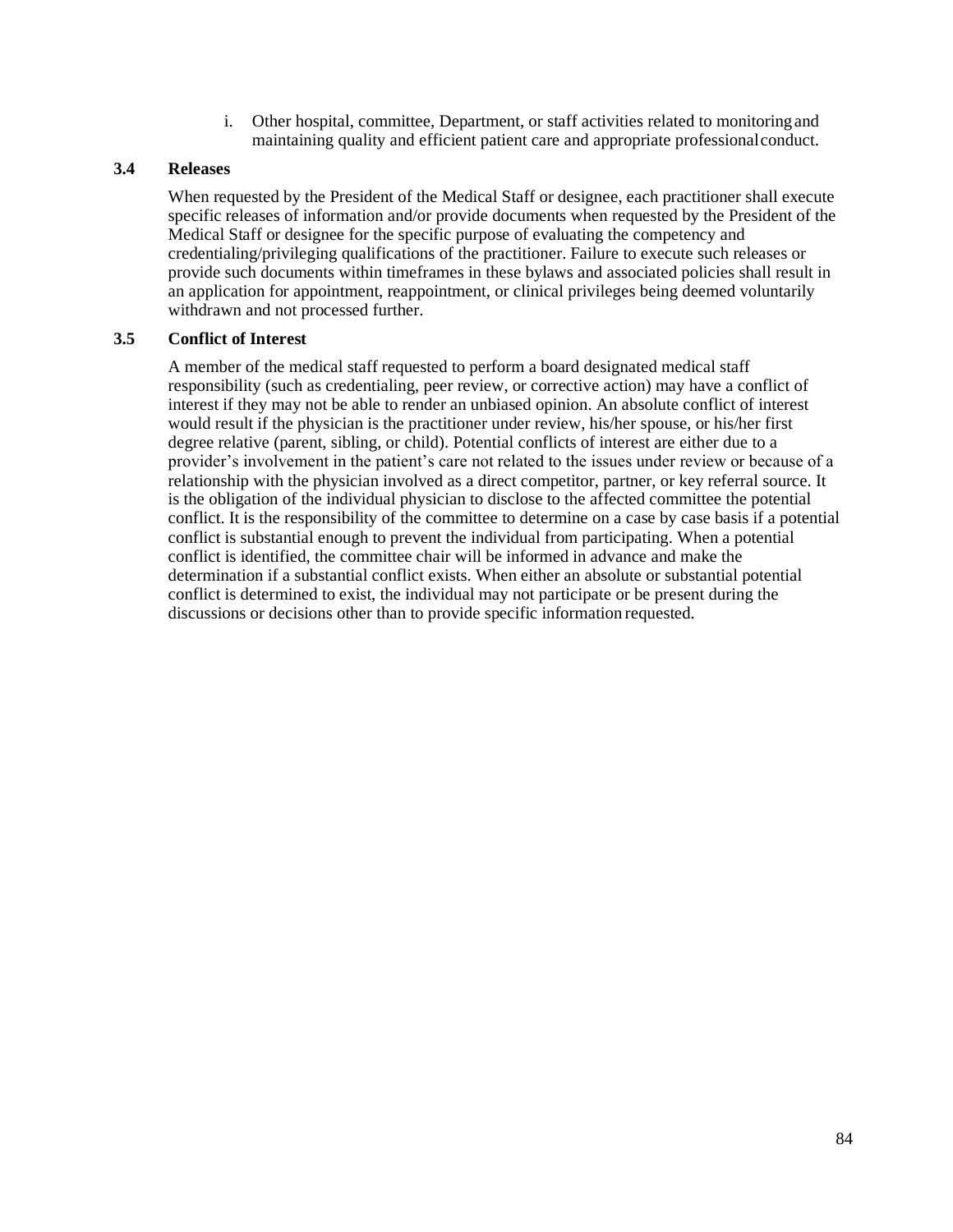i. Other hospital, committee, Department, or staff activities related to monitoring and maintaining quality and efficient patient care and appropriate professional conduct.

### 3.4 Releases

When requested by the President of the Medical Staff or designee, each practitioner shall execute specific releases of information and/or provide documents when requested by the President of the Medical Staff or designee for the specific purpose of evaluating the competency and credentialing/privileging qualifications of the practitioner. Failure to execute such releases or provide such documents within timeframes in these bylaws and associated policies shall result in an application for appointment, reappointment, or clinical privileges being deemed voluntarily withdrawn and not processed further.

### 3.5 Conflict of Interest

A member of the medical staff requested to perform a board designated medical staff responsibility (such as credentialing, peer review, or corrective action) may have a conflict of interest if they may not be able to render an unbiased opinion. An absolute conflict of interest would result if the physician is the practitioner under review, his/her spouse, or his/her first degree relative (parent, sibling, or child). Potential conflicts of interest are either due to a provider's involvement in the patient's care not related to the issues under review or because of a relationship with the physician involved as a direct competitor, partner, or key referral source. It is the obligation of the individual physician to disclose to the affected committee the potential conflict. It is the responsibility of the committee to determine on a case by case basis if a potential conflict is substantial enough to prevent the individual from participating. When a potential conflict is identified, the committee chair will be informed in advance and make the determination if a substantial conflict exists. When either an absolute or substantial potential conflict is determined to exist, the individual may not participate or be present during the discussions or decisions other than to provide specific information requested.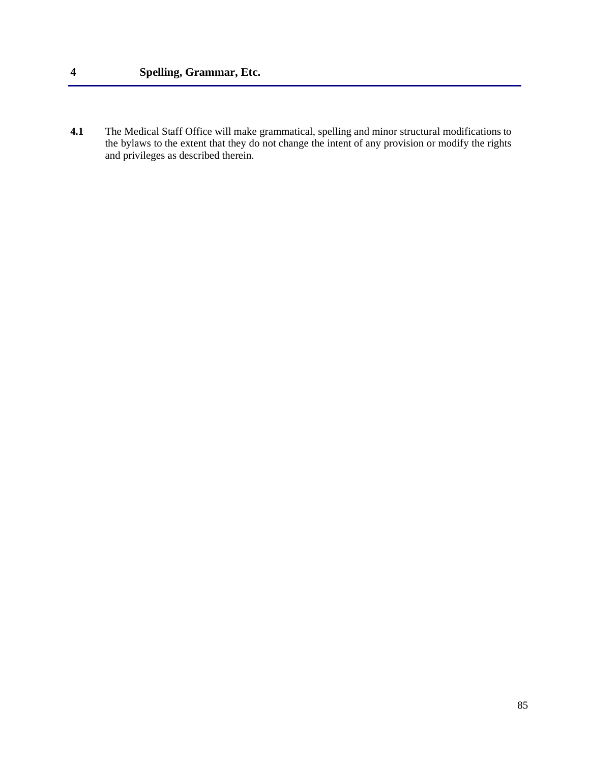## 4 Spelling, Grammar, Etc.

**4.1** The Medical Staff Office will make grammatical, spelling and minor structural modifications to the bylaws to the extent that they do not change the intent of any provision or modify the rights and privileges as described therein.